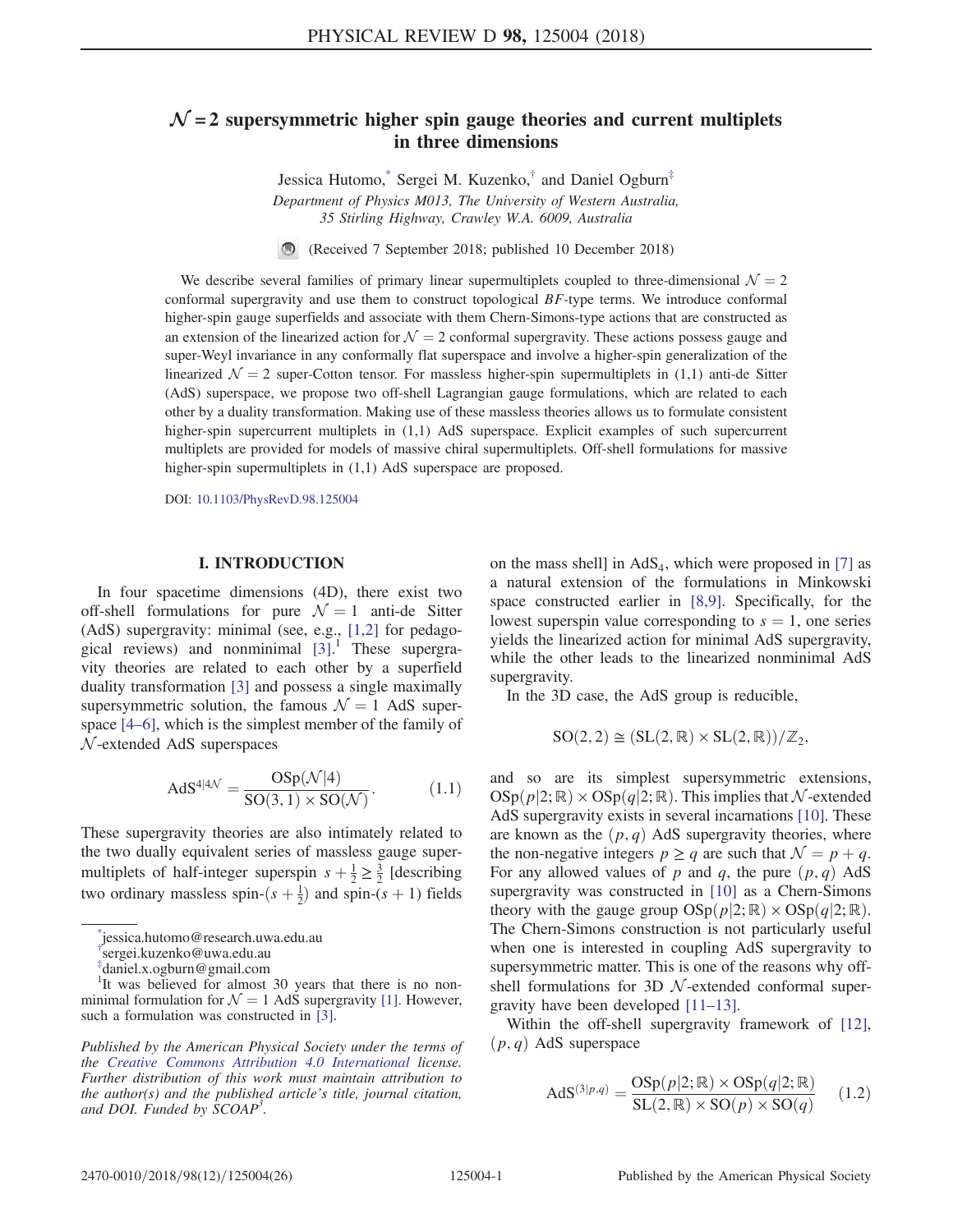# $\mathcal{N}=2$ supersymmetric higher spin gauge theories and current multiplets in three dimensions

Jessica Hutomo,[*] Sergei M. Kuzenko,[†] and Daniel Ogburn[‡]

*Department of Physics M013, The University of Western Australia, 35 Stirling Highway, Crawley W.A. 6009, Australia*

(Received 7 September 2018; published 10 December 2018)

We describe several families of primary linear supermultiplets coupled to three-dimensional $\mathcal{N}=2$ conformal supergravity and use them to construct topological $BF$-type terms. We introduce conformal higher-spin gauge superfields and associate with them Chern-Simons-type actions that are constructed as an extension of the linearized action for $\mathcal{N}=2$ conformal supergravity. These actions possess gauge and super-Weyl invariance in any conformally flat superspace and involve a higher-spin generalization of the linearized $\mathcal{N}=2$ super-Cotton tensor. For massless higher-spin supermultiplets in (1,1) anti-de Sitter (AdS) superspace, we propose two off-shell Lagrangian gauge formulations, which are related to each other by a duality transformation. Making use of these massless theories allows us to formulate consistent higher-spin supercurrent multiplets in (1,1) AdS superspace. Explicit examples of such supercurrent multiplets are provided for models of massive chiral supermultiplets. Off-shell formulations for massive higher-spin supermultiplets in (1,1) AdS superspace are proposed.

DOI: 10.1103/PhysRevD.98.125004

## I. INTRODUCTION

In four spacetime dimensions (4D), there exist two off-shell formulations for pure $\mathcal{N}=1$ anti-de Sitter (AdS) supergravity: minimal (see, e.g., [1,2] for pedagogical reviews) and nonminimal [3].[1] These supergravity theories are related to each other by a superfield duality transformation [3] and possess a single maximally supersymmetric solution, the famous $\mathcal{N}=1$ AdS superspace [4–6], which is the simplest member of the family of $\mathcal{N}$-extended AdS superspaces

$$\mathrm{AdS}^{4|4\mathcal{N}} = \frac{\mathrm{OSp}(\mathcal{N}|4)}{\mathrm{SO}(3,1)\times \mathrm{SO}(\mathcal{N})}. \tag{1.1}$$

These supergravity theories are also intimately related to the two dually equivalent series of massless gauge supermultiplets of half-integer superspin $s+\frac{1}{2}\geq\frac{3}{2}$ [describing two ordinary massless spin-$(s+\frac{1}{2})$ and spin-$(s+1)$ fields on the mass shell] in $\mathrm{AdS}_4$, which were proposed in [7] as a natural extension of the formulations in Minkowski space constructed earlier in [8,9]. Specifically, for the lowest superspin value corresponding to $s=1$, one series yields the linearized action for minimal AdS supergravity, while the other leads to the linearized nonminimal AdS supergravity.

In the 3D case, the AdS group is reducible,

$$\mathrm{SO}(2,2)\cong(\mathrm{SL}(2,\mathbb{R})\times\mathrm{SL}(2,\mathbb{R}))/\mathbb{Z}_2,$$

and so are its simplest supersymmetric extensions, $\mathrm{OSp}(p|2;\mathbb{R})\times\mathrm{OSp}(q|2;\mathbb{R})$. This implies that $\mathcal{N}$-extended AdS supergravity exists in several incarnations [10]. These are known as the $(p,q)$ AdS supergravity theories, where the non-negative integers $p\geq q$ are such that $\mathcal{N}=p+q$. For any allowed values of $p$ and $q$, the pure $(p,q)$ AdS supergravity was constructed in [10] as a Chern-Simons theory with the gauge group $\mathrm{OSp}(p|2;\mathbb{R})\times\mathrm{OSp}(q|2;\mathbb{R})$. The Chern-Simons construction is not particularly useful when one is interested in coupling AdS supergravity to supersymmetric matter. This is one of the reasons why off-shell formulations for 3D $\mathcal{N}$-extended conformal supergravity have been developed [11–13].

Within the off-shell supergravity framework of [12], $(p,q)$ AdS superspace

$$\mathrm{AdS}^{(3|p,q)} = \frac{\mathrm{OSp}(p|2;\mathbb{R})\times\mathrm{OSp}(q|2;\mathbb{R})}{\mathrm{SL}(2,\mathbb{R})\times\mathrm{SO}(p)\times\mathrm{SO}(q)} \tag{1.2}$$

---

[*] jessica.hutomo@research.uwa.edu.au

[†] sergei.kuzenko@uwa.edu.au

[‡] daniel.x.ogburn@gmail.com

[1] It was believed for almost 30 years that there is no nonminimal formulation for $\mathcal{N}=1$ AdS supergravity [1]. However, such a formulation was constructed in [3].

*Published by the American Physical Society under the terms of the Creative Commons Attribution 4.0 International license. Further distribution of this work must maintain attribution to the author(s) and the published article's title, journal citation, and DOI. Funded by SCOAP³.*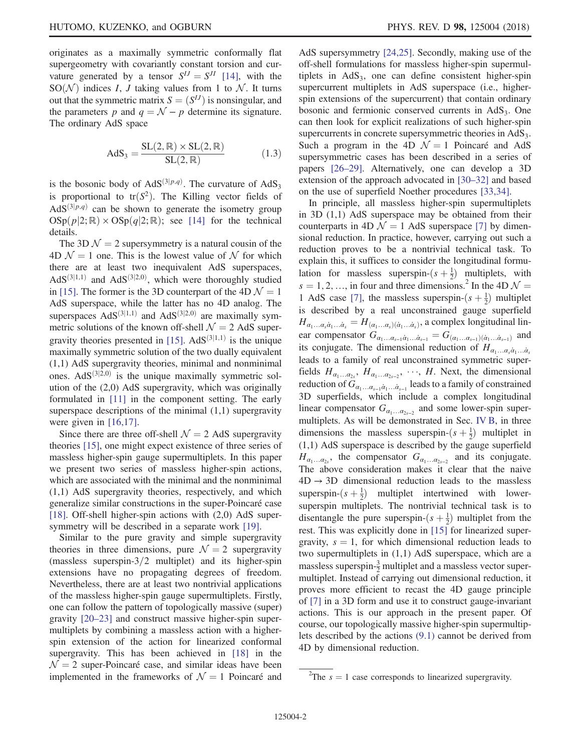originates as a maximally symmetric conformally flat supergeometry with covariantly constant torsion and curvature generated by a tensor $S^{IJ} = S^{JI}$ [14], with the $\mathrm{SO}(\mathcal{N})$ indices $I$, $J$ taking values from 1 to $\mathcal{N}$. It turns out that the symmetric matrix $S = (S^{IJ})$ is nonsingular, and the parameters $p$ and $q = \mathcal{N} - p$ determine its signature. The ordinary AdS space

$$\mathrm{AdS}_3 = \frac{\mathrm{SL}(2,\mathbb{R}) \times \mathrm{SL}(2,\mathbb{R})}{\mathrm{SL}(2,\mathbb{R})} \tag{1.3}$$

is the bosonic body of $\mathrm{AdS}^{(3|p,q)}$. The curvature of $\mathrm{AdS}_3$ is proportional to $\mathrm{tr}(S^2)$. The Killing vector fields of $\mathrm{AdS}^{(3|p,q)}$ can be shown to generate the isometry group $\mathrm{OSp}(p|2;\mathbb{R}) \times \mathrm{OSp}(q|2;\mathbb{R})$; see [14] for the technical details.

The 3D $\mathcal{N} = 2$ supersymmetry is a natural cousin of the 4D $\mathcal{N} = 1$ one. This is the lowest value of $\mathcal{N}$ for which there are at least two inequivalent AdS superspaces, $\mathrm{AdS}^{(3|1,1)}$ and $\mathrm{AdS}^{(3|2,0)}$, which were thoroughly studied in [15]. The former is the 3D counterpart of the 4D $\mathcal{N} = 1$ AdS superspace, while the latter has no 4D analog. The superspaces $\mathrm{AdS}^{(3|1,1)}$ and $\mathrm{AdS}^{(3|2,0)}$ are maximally symmetric solutions of the known off-shell $\mathcal{N} = 2$ AdS supergravity theories presented in [15]. $\mathrm{AdS}^{(3|1,1)}$ is the unique maximally symmetric solution of the two dually equivalent (1,1) AdS supergravity theories, minimal and nonminimal ones. $\mathrm{AdS}^{(3|2,0)}$ is the unique maximally symmetric solution of the (2,0) AdS supergravity, which was originally formulated in [11] in the component setting. The early superspace descriptions of the minimal (1,1) supergravity were given in [16,17].

Since there are three off-shell $\mathcal{N} = 2$ AdS supergravity theories [15], one might expect existence of three series of massless higher-spin gauge supermultiplets. In this paper we present two series of massless higher-spin actions, which are associated with the minimal and the nonminimal (1,1) AdS supergravity theories, respectively, and which generalize similar constructions in the super-Poincaré case [18]. Off-shell higher-spin actions with (2,0) AdS supersymmetry will be described in a separate work [19].

Similar to the pure gravity and simple supergravity theories in three dimensions, pure $\mathcal{N} = 2$ supergravity (massless superspin-3/2 multiplet) and its higher-spin extensions have no propagating degrees of freedom. Nevertheless, there are at least two nontrivial applications of the massless higher-spin gauge supermultiplets. Firstly, one can follow the pattern of topologically massive (super) gravity [20–23] and construct massive higher-spin supermultiplets by combining a massless action with a higher-spin extension of the action for linearized conformal supergravity. This has been achieved in [18] in the $\mathcal{N} = 2$ super-Poincaré case, and similar ideas have been implemented in the frameworks of $\mathcal{N} = 1$ Poincaré and AdS supersymmetry [24,25]. Secondly, making use of the off-shell formulations for massless higher-spin supermultiplets in $\mathrm{AdS}_3$, one can define consistent higher-spin supercurrent multiplets in AdS superspace (i.e., higher-spin extensions of the supercurrent) that contain ordinary bosonic and fermionic conserved currents in $\mathrm{AdS}_3$. One can then look for explicit realizations of such higher-spin supercurrents in concrete supersymmetric theories in $\mathrm{AdS}_3$. Such a program in the 4D $\mathcal{N} = 1$ Poincaré and AdS supersymmetric cases has been described in a series of papers [26–29]. Alternatively, one can develop a 3D extension of the approach advocated in [30–32] and based on the use of superfield Noether procedures [33,34].

In principle, all massless higher-spin supermultiplets in 3D (1,1) AdS superspace may be obtained from their counterparts in 4D $\mathcal{N} = 1$ AdS superspace [7] by dimensional reduction. In practice, however, carrying out such a reduction proves to be a nontrivial technical task. To explain this, it suffices to consider the longitudinal formulation for massless superspin-$(s + \frac{1}{2})$ multiplets, with $s = 1, 2, \ldots$, in four and three dimensions.[2] In the 4D $\mathcal{N} = 1$ AdS case [7], the massless superspin-$(s + \frac{1}{2})$ multiplet is described by a real unconstrained gauge superfield $H_{\alpha_1\ldots\alpha_s\dot{\alpha}_1\ldots\dot{\alpha}_s} = H_{(\alpha_1\ldots\alpha_s)(\dot{\alpha}_1\ldots\dot{\alpha}_s)}$, a complex longitudinal linear compensator $G_{\alpha_1\ldots\alpha_{s-1}\dot{\alpha}_1\ldots\dot{\alpha}_{s-1}} = G_{(\alpha_1\ldots\alpha_{s-1})(\dot{\alpha}_1\ldots\dot{\alpha}_{s-1})}$ and its conjugate. The dimensional reduction of $H_{\alpha_1\ldots\alpha_s\dot{\alpha}_1\ldots\dot{\alpha}_s}$ leads to a family of real unconstrained symmetric superfields $H_{\alpha_1\ldots\alpha_{2s}}$, $H_{\alpha_1\ldots\alpha_{2s-2}}$, $\cdots$, $H$. Next, the dimensional reduction of $G_{\alpha_1\ldots\alpha_{s-1}\dot{\alpha}_1\ldots\dot{\alpha}_{s-1}}$ leads to a family of constrained 3D superfields, which include a complex longitudinal linear compensator $G_{\alpha_1\ldots\alpha_{2s-2}}$ and some lower-spin supermultiplets. As will be demonstrated in Sec. IV B, in three dimensions the massless superspin-$(s + \frac{1}{2})$ multiplet in (1,1) AdS superspace is described by the gauge superfield $H_{\alpha_1\ldots\alpha_{2s}}$, the compensator $G_{\alpha_1\ldots\alpha_{2s-2}}$ and its conjugate. The above consideration makes it clear that the naive 4D → 3D dimensional reduction leads to the massless superspin-$(s + \frac{1}{2})$ multiplet intertwined with lower-superspin multiplets. The nontrivial technical task is to disentangle the pure superspin-$(s + \frac{1}{2})$ multiplet from the rest. This was explicitly done in [15] for linearized supergravity, $s = 1$, for which dimensional reduction leads to two supermultiplets in (1,1) AdS superspace, which are a massless superspin-$\frac{3}{2}$ multiplet and a massless vector supermultiplet. Instead of carrying out dimensional reduction, it proves more efficient to recast the 4D gauge principle of [7] in a 3D form and use it to construct gauge-invariant actions. This is our approach in the present paper. Of course, our topologically massive higher-spin supermultiplets described by the actions (9.1) cannot be derived from 4D by dimensional reduction.

[2] The $s = 1$ case corresponds to linearized supergravity.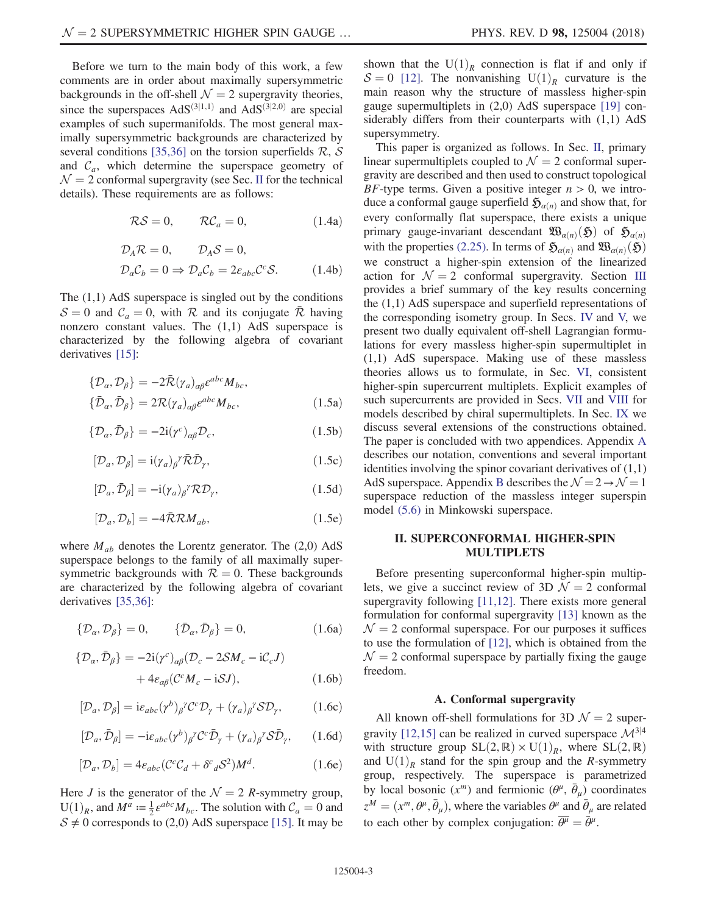Before we turn to the main body of this work, a few comments are in order about maximally supersymmetric backgrounds in the off-shell $\mathcal{N}=2$ supergravity theories, since the superspaces $\text{AdS}^{(3|1,1)}$ and $\text{AdS}^{(3|2,0)}$ are special examples of such supermanifolds. The most general maximally supersymmetric backgrounds are characterized by several conditions [35,36] on the torsion superfields $\mathcal{R}$, $\mathcal{S}$ and $\mathcal{C}_a$, which determine the superspace geometry of $\mathcal{N}=2$ conformal supergravity (see Sec. II for the technical details). These requirements are as follows:

$$\mathcal{R}\mathcal{S}=0, \qquad \mathcal{R}\mathcal{C}_a=0, \tag{1.4a}$$

$$\mathcal{D}_A\mathcal{R}=0, \qquad \mathcal{D}_A\mathcal{S}=0,$$
$$\mathcal{D}_a\mathcal{C}_b=0 \Rightarrow \mathcal{D}_a\mathcal{C}_b=2\varepsilon_{abc}\mathcal{C}^c\mathcal{S}. \tag{1.4b}$$

The (1,1) AdS superspace is singled out by the conditions $\mathcal{S}=0$ and $\mathcal{C}_a=0$, with $\mathcal{R}$ and its conjugate $\bar{\mathcal{R}}$ having nonzero constant values. The (1,1) AdS superspace is characterized by the following algebra of covariant derivatives [15]:

$$\{\mathcal{D}_\alpha,\mathcal{D}_\beta\}=-2\bar{\mathcal{R}}(\gamma_a)_{\alpha\beta}\varepsilon^{abc}M_{bc},$$
$$\{\bar{\mathcal{D}}_\alpha,\bar{\mathcal{D}}_\beta\}=2\mathcal{R}(\gamma_a)_{\alpha\beta}\varepsilon^{abc}M_{bc}, \tag{1.5a}$$

$$\{\mathcal{D}_\alpha,\bar{\mathcal{D}}_\beta\}=-2\mathrm{i}(\gamma^c)_{\alpha\beta}\mathcal{D}_c, \tag{1.5b}$$

$$[\mathcal{D}_a,\mathcal{D}_\beta]=\mathrm{i}(\gamma_a)_\beta{}^\gamma\bar{\mathcal{R}}\bar{\mathcal{D}}_\gamma, \tag{1.5c}$$

$$[\mathcal{D}_a,\bar{\mathcal{D}}_\beta]=-\mathrm{i}(\gamma_a)_\beta{}^\gamma\mathcal{R}\mathcal{D}_\gamma, \tag{1.5d}$$

$$[\mathcal{D}_a,\mathcal{D}_b]=-4\bar{\mathcal{R}}\mathcal{R}M_{ab}, \tag{1.5e}$$

where $M_{ab}$ denotes the Lorentz generator. The (2,0) AdS superspace belongs to the family of all maximally supersymmetric backgrounds with $\mathcal{R}=0$. These backgrounds are characterized by the following algebra of covariant derivatives [35,36]:

$$\{\mathcal{D}_\alpha,\mathcal{D}_\beta\}=0, \qquad \{\bar{\mathcal{D}}_\alpha,\bar{\mathcal{D}}_\beta\}=0, \tag{1.6a}$$

$$\{\mathcal{D}_\alpha,\bar{\mathcal{D}}_\beta\}=-2\mathrm{i}(\gamma^c)_{\alpha\beta}(\mathcal{D}_c-2\mathcal{S}M_c-\mathrm{i}\mathcal{C}_cJ)$$
$$+4\varepsilon_{\alpha\beta}(\mathcal{C}^cM_c-\mathrm{i}\mathcal{S}J), \tag{1.6b}$$

$$[\mathcal{D}_a,\mathcal{D}_\beta]=\mathrm{i}\varepsilon_{abc}(\gamma^b)_\beta{}^\gamma\mathcal{C}^c\mathcal{D}_\gamma+(\gamma_a)_\beta{}^\gamma\mathcal{S}\mathcal{D}_\gamma, \tag{1.6c}$$

$$[\mathcal{D}_a,\bar{\mathcal{D}}_\beta]=-\mathrm{i}\varepsilon_{abc}(\gamma^b)_\beta{}^\gamma\mathcal{C}^c\bar{\mathcal{D}}_\gamma+(\gamma_a)_\beta{}^\gamma\mathcal{S}\bar{\mathcal{D}}_\gamma, \tag{1.6d}$$

$$[\mathcal{D}_a,\mathcal{D}_b]=4\varepsilon_{abc}(\mathcal{C}^c\mathcal{C}_d+\delta^c{}_d\mathcal{S}^2)M^d. \tag{1.6e}$$

Here $J$ is the generator of the $\mathcal{N}=2$ $R$-symmetry group, $\text{U}(1)_R$, and $M^a:=\frac{1}{2}\varepsilon^{abc}M_{bc}$. The solution with $\mathcal{C}_a=0$ and $\mathcal{S}\neq 0$ corresponds to (2,0) AdS superspace [15]. It may be shown that the $\text{U}(1)_R$ connection is flat if and only if $\mathcal{S}=0$ [12]. The nonvanishing $\text{U}(1)_R$ curvature is the main reason why the structure of massless higher-spin gauge supermultiplets in (2,0) AdS superspace [19] considerably differs from their counterparts with (1,1) AdS supersymmetry.

This paper is organized as follows. In Sec. II, primary linear supermultiplets coupled to $\mathcal{N}=2$ conformal supergravity are described and then used to construct topological $BF$-type terms. Given a positive integer $n>0$, we introduce a conformal gauge superfield $\mathfrak{H}_{\alpha(n)}$ and show that, for every conformally flat superspace, there exists a unique primary gauge-invariant descendant $\mathfrak{W}_{\alpha(n)}(\mathfrak{H})$ of $\mathfrak{H}_{\alpha(n)}$ with the properties (2.25). In terms of $\mathfrak{H}_{\alpha(n)}$ and $\mathfrak{W}_{\alpha(n)}(\mathfrak{H})$ we construct a higher-spin extension of the linearized action for $\mathcal{N}=2$ conformal supergravity. Section III provides a brief summary of the key results concerning the (1,1) AdS superspace and superfield representations of the corresponding isometry group. In Secs. IV and V, we present two dually equivalent off-shell Lagrangian formulations for every massless higher-spin supermultiplet in (1,1) AdS superspace. Making use of these massless theories allows us to formulate, in Sec. VI, consistent higher-spin supercurrent multiplets. Explicit examples of such supercurrents are provided in Secs. VII and VIII for models described by chiral supermultiplets. In Sec. IX we discuss several extensions of the constructions obtained. The paper is concluded with two appendices. Appendix A describes our notation, conventions and several important identities involving the spinor covariant derivatives of (1,1) AdS superspace. Appendix B describes the $\mathcal{N}=2\to\mathcal{N}=1$ superspace reduction of the massless integer superspin model (5.6) in Minkowski superspace.

## II. SUPERCONFORMAL HIGHER-SPIN MULTIPLETS

Before presenting superconformal higher-spin multiplets, we give a succinct review of 3D $\mathcal{N}=2$ conformal supergravity following [11,12]. There exists more general formulation for conformal supergravity [13] known as the $\mathcal{N}=2$ conformal superspace. For our purposes it suffices to use the formulation of [12], which is obtained from the $\mathcal{N}=2$ conformal superspace by partially fixing the gauge freedom.

### A. Conformal supergravity

All known off-shell formulations for 3D $\mathcal{N}=2$ supergravity [12,15] can be realized in curved superspace $\mathcal{M}^{3|4}$ with structure group $\text{SL}(2,\mathbb{R})\times\text{U}(1)_R$, where $\text{SL}(2,\mathbb{R})$ and $\text{U}(1)_R$ stand for the spin group and the $R$-symmetry group, respectively. The superspace is parametrized by local bosonic $(x^m)$ and fermionic $(\theta^\mu,\bar{\theta}_\mu)$ coordinates $z^M=(x^m,\theta^\mu,\bar{\theta}_\mu)$, where the variables $\theta^\mu$ and $\bar{\theta}_\mu$ are related to each other by complex conjugation: $\overline{\theta^\mu}=\bar{\theta}^\mu$.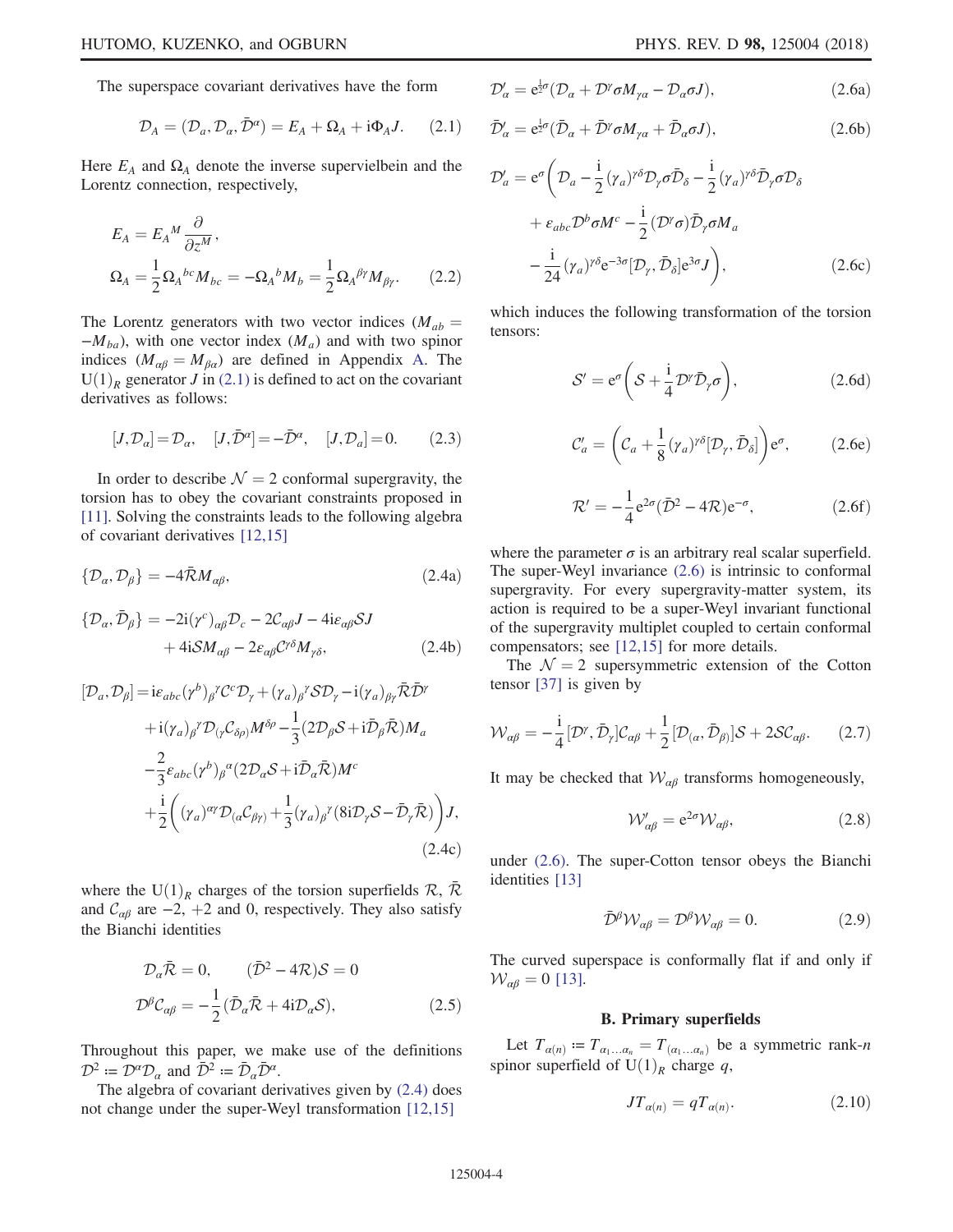The superspace covariant derivatives have the form

$$\mathcal{D}_A = (\mathcal{D}_a, \mathcal{D}_\alpha, \bar{\mathcal{D}}^\alpha) = E_A + \Omega_A + \mathrm{i}\Phi_A J. \tag{2.1}$$

Here $E_A$ and $\Omega_A$ denote the inverse supervielbein and the Lorentz connection, respectively,

$$E_A = E_A{}^M \frac{\partial}{\partial z^M}, \qquad \Omega_A = \frac{1}{2}\Omega_A{}^{bc}M_{bc} = -\Omega_A{}^b M_b = \frac{1}{2}\Omega_A{}^{\beta\gamma}M_{\beta\gamma}. \tag{2.2}$$

The Lorentz generators with two vector indices ($M_{ab} = -M_{ba}$), with one vector index ($M_a$) and with two spinor indices ($M_{\alpha\beta} = M_{\beta\alpha}$) are defined in Appendix A. The $\mathrm{U}(1)_R$ generator $J$ in (2.1) is defined to act on the covariant derivatives as follows:

$$[J, \mathcal{D}_\alpha] = \mathcal{D}_\alpha, \quad [J, \bar{\mathcal{D}}^\alpha] = -\bar{\mathcal{D}}^\alpha, \quad [J, \mathcal{D}_a] = 0. \tag{2.3}$$

In order to describe $\mathcal{N}=2$ conformal supergravity, the torsion has to obey the covariant constraints proposed in [11]. Solving the constraints leads to the following algebra of covariant derivatives [12,15]

$$\{\mathcal{D}_\alpha, \mathcal{D}_\beta\} = -4\bar{\mathcal{R}}M_{\alpha\beta}, \tag{2.4a}$$

$$\{\mathcal{D}_\alpha, \bar{\mathcal{D}}_\beta\} = -2\mathrm{i}(\gamma^c)_{\alpha\beta}\mathcal{D}_c - 2\mathcal{C}_{\alpha\beta}J - 4\mathrm{i}\varepsilon_{\alpha\beta}\mathcal{S}J + 4\mathrm{i}\mathcal{S}M_{\alpha\beta} - 2\varepsilon_{\alpha\beta}\mathcal{C}^{\gamma\delta}M_{\gamma\delta}, \tag{2.4b}$$

$$\begin{aligned}
[\mathcal{D}_a, \mathcal{D}_\beta] = {} & \mathrm{i}\varepsilon_{abc}(\gamma^b)_\beta{}^\gamma \mathcal{C}^c\mathcal{D}_\gamma + (\gamma_a)_\beta{}^\gamma\mathcal{S}\mathcal{D}_\gamma - \mathrm{i}(\gamma_a)_{\beta\gamma}\bar{\mathcal{R}}\bar{\mathcal{D}}^\gamma \\
& + \mathrm{i}(\gamma_a)_\beta{}^\gamma \mathcal{D}_{(\gamma}\mathcal{C}_{\delta\rho)}M^{\delta\rho} - \frac{1}{3}(2\mathcal{D}_\beta\mathcal{S} + \mathrm{i}\bar{\mathcal{D}}_\beta\bar{\mathcal{R}})M_a \\
& - \frac{2}{3}\varepsilon_{abc}(\gamma^b)_\beta{}^\alpha(2\mathcal{D}_\alpha\mathcal{S} + \mathrm{i}\bar{\mathcal{D}}_\alpha\bar{\mathcal{R}})M^c \\
& + \frac{\mathrm{i}}{2}\left((\gamma_a)^{\alpha\gamma}\mathcal{D}_{(\alpha}\mathcal{C}_{\beta\gamma)} + \frac{1}{3}(\gamma_a)_\beta{}^\gamma(8\mathrm{i}\mathcal{D}_\gamma\mathcal{S} - \bar{\mathcal{D}}_\gamma\bar{\mathcal{R}})\right)J,
\end{aligned} \tag{2.4c}$$

where the $\mathrm{U}(1)_R$ charges of the torsion superfields $\mathcal{R}$, $\bar{\mathcal{R}}$ and $\mathcal{C}_{\alpha\beta}$ are $-2$, $+2$ and $0$, respectively. They also satisfy the Bianchi identities

$$\mathcal{D}_\alpha\bar{\mathcal{R}} = 0, \qquad (\bar{\mathcal{D}}^2 - 4\mathcal{R})\mathcal{S} = 0$$
$$\mathcal{D}^\beta\mathcal{C}_{\alpha\beta} = -\frac{1}{2}(\bar{\mathcal{D}}_\alpha\bar{\mathcal{R}} + 4\mathrm{i}\mathcal{D}_\alpha\mathcal{S}), \tag{2.5}$$

Throughout this paper, we make use of the definitions $\mathcal{D}^2 := \mathcal{D}^\alpha\mathcal{D}_\alpha$ and $\bar{\mathcal{D}}^2 := \bar{\mathcal{D}}_\alpha\bar{\mathcal{D}}^\alpha$.

The algebra of covariant derivatives given by (2.4) does not change under the super-Weyl transformation [12,15]

$$\mathcal{D}'_\alpha = \mathrm{e}^{\frac{1}{2}\sigma}(\mathcal{D}_\alpha + \mathcal{D}^\gamma\sigma M_{\gamma\alpha} - \mathcal{D}_\alpha\sigma J), \tag{2.6a}$$

$$\bar{\mathcal{D}}'_\alpha = \mathrm{e}^{\frac{1}{2}\sigma}(\bar{\mathcal{D}}_\alpha + \bar{\mathcal{D}}^\gamma\sigma M_{\gamma\alpha} + \bar{\mathcal{D}}_\alpha\sigma J), \tag{2.6b}$$

$$\begin{aligned}
\mathcal{D}'_a = \mathrm{e}^\sigma\bigg( & \mathcal{D}_a - \frac{\mathrm{i}}{2}(\gamma_a)^{\gamma\delta}\mathcal{D}_\gamma\sigma\bar{\mathcal{D}}_\delta - \frac{\mathrm{i}}{2}(\gamma_a)^{\gamma\delta}\bar{\mathcal{D}}_\gamma\sigma\mathcal{D}_\delta \\
& + \varepsilon_{abc}\mathcal{D}^b\sigma M^c - \frac{\mathrm{i}}{2}(\mathcal{D}^\gamma\sigma)\bar{\mathcal{D}}_\gamma\sigma M_a \\
& - \frac{\mathrm{i}}{24}(\gamma_a)^{\gamma\delta}\mathrm{e}^{-3\sigma}[\mathcal{D}_\gamma, \bar{\mathcal{D}}_\delta]\mathrm{e}^{3\sigma}J\bigg),
\end{aligned} \tag{2.6c}$$

which induces the following transformation of the torsion tensors:

$$\mathcal{S}' = \mathrm{e}^\sigma\left(\mathcal{S} + \frac{\mathrm{i}}{4}\mathcal{D}^\gamma\bar{\mathcal{D}}_\gamma\sigma\right), \tag{2.6d}$$

$$\mathcal{C}'_a = \left(\mathcal{C}_a + \frac{1}{8}(\gamma_a)^{\gamma\delta}[\mathcal{D}_\gamma, \bar{\mathcal{D}}_\delta]\right)\mathrm{e}^\sigma, \tag{2.6e}$$

$$\mathcal{R}' = -\frac{1}{4}\mathrm{e}^{2\sigma}(\bar{\mathcal{D}}^2 - 4\mathcal{R})\mathrm{e}^{-\sigma}, \tag{2.6f}$$

where the parameter $\sigma$ is an arbitrary real scalar superfield. The super-Weyl invariance (2.6) is intrinsic to conformal supergravity. For every supergravity-matter system, its action is required to be a super-Weyl invariant functional of the supergravity multiplet coupled to certain conformal compensators; see [12,15] for more details.

The $\mathcal{N}=2$ supersymmetric extension of the Cotton tensor [37] is given by

$$\mathcal{W}_{\alpha\beta} = -\frac{\mathrm{i}}{4}[\mathcal{D}^\gamma, \bar{\mathcal{D}}_\gamma]\mathcal{C}_{\alpha\beta} + \frac{1}{2}[\mathcal{D}_{(\alpha}, \bar{\mathcal{D}}_{\beta)}]\mathcal{S} + 2\mathcal{S}\mathcal{C}_{\alpha\beta}. \tag{2.7}$$

It may be checked that $\mathcal{W}_{\alpha\beta}$ transforms homogeneously,

$$\mathcal{W}'_{\alpha\beta} = \mathrm{e}^{2\sigma}\mathcal{W}_{\alpha\beta}, \tag{2.8}$$

under (2.6). The super-Cotton tensor obeys the Bianchi identities [13]

$$\bar{\mathcal{D}}^\beta\mathcal{W}_{\alpha\beta} = \mathcal{D}^\beta\mathcal{W}_{\alpha\beta} = 0. \tag{2.9}$$

The curved superspace is conformally flat if and only if $\mathcal{W}_{\alpha\beta} = 0$ [13].

### B. Primary superfields

Let $T_{\alpha(n)} := T_{\alpha_1\ldots\alpha_n} = T_{(\alpha_1\ldots\alpha_n)}$ be a symmetric rank-$n$ spinor superfield of $\mathrm{U}(1)_R$ charge $q$,

$$JT_{\alpha(n)} = qT_{\alpha(n)}. \tag{2.10}$$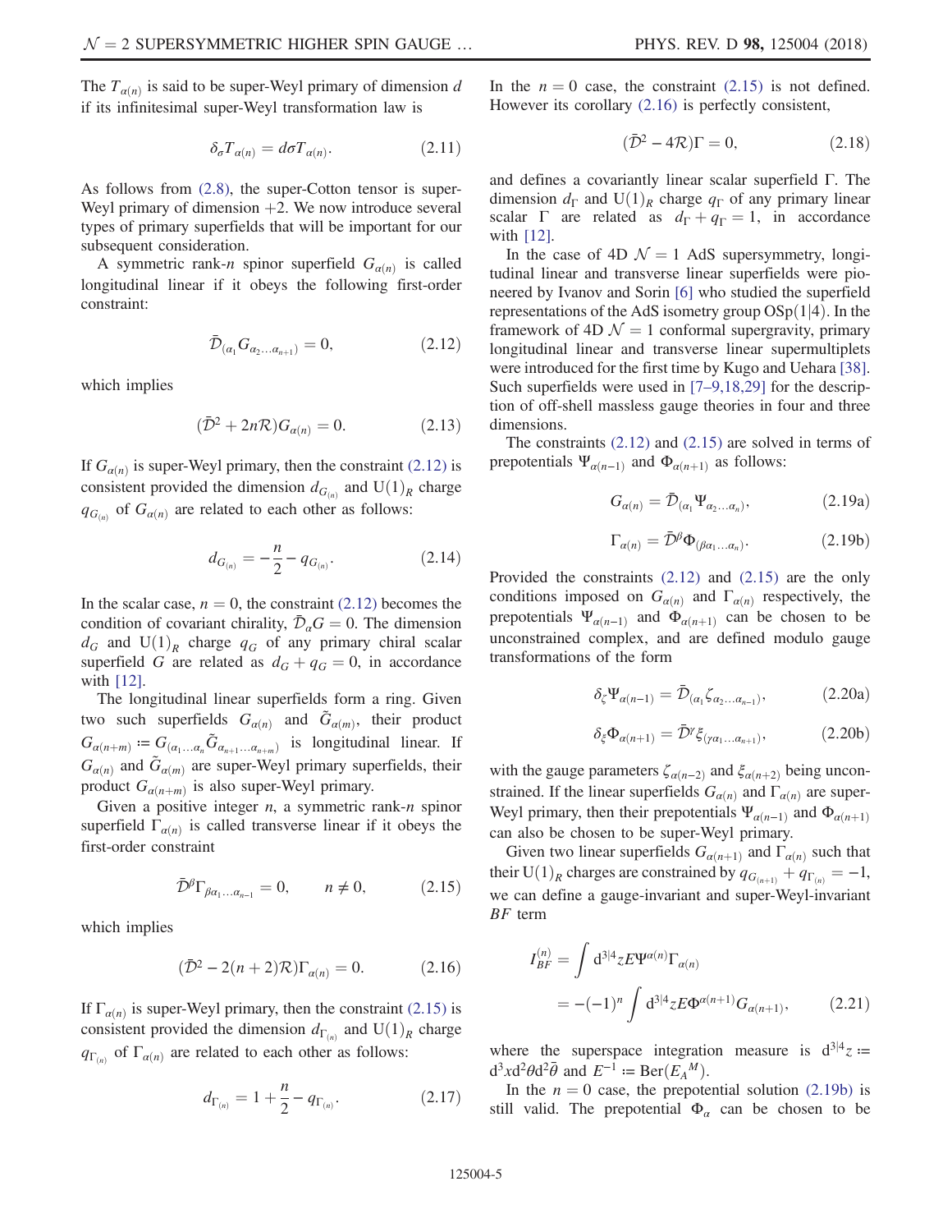The $T_{\alpha(n)}$ is said to be super-Weyl primary of dimension $d$ if its infinitesimal super-Weyl transformation law is

$$\delta_\sigma T_{\alpha(n)} = d\sigma T_{\alpha(n)}. \tag{2.11}$$

As follows from (2.8), the super-Cotton tensor is super-Weyl primary of dimension $+2$. We now introduce several types of primary superfields that will be important for our subsequent consideration.

A symmetric rank-$n$ spinor superfield $G_{\alpha(n)}$ is called longitudinal linear if it obeys the following first-order constraint:

$$\bar{\mathcal{D}}_{(\alpha_1} G_{\alpha_2 \ldots \alpha_{n+1})} = 0, \tag{2.12}$$

which implies

$$(\bar{\mathcal{D}}^2 + 2n\mathcal{R})G_{\alpha(n)} = 0. \tag{2.13}$$

If $G_{\alpha(n)}$ is super-Weyl primary, then the constraint (2.12) is consistent provided the dimension $d_{G_{(n)}}$ and $\mathrm{U}(1)_R$ charge $q_{G_{(n)}}$ of $G_{\alpha(n)}$ are related to each other as follows:

$$d_{G_{(n)}} = -\frac{n}{2} - q_{G_{(n)}}. \tag{2.14}$$

In the scalar case, $n = 0$, the constraint (2.12) becomes the condition of covariant chirality, $\bar{\mathcal{D}}_\alpha G = 0$. The dimension $d_G$ and $\mathrm{U}(1)_R$ charge $q_G$ of any primary chiral scalar superfield $G$ are related as $d_G + q_G = 0$, in accordance with [12].

The longitudinal linear superfields form a ring. Given two such superfields $G_{\alpha(n)}$ and $\tilde{G}_{\alpha(m)}$, their product $G_{\alpha(n+m)} := G_{(\alpha_1 \ldots \alpha_n} \tilde{G}_{\alpha_{n+1} \ldots \alpha_{n+m})}$ is longitudinal linear. If $G_{\alpha(n)}$ and $\tilde{G}_{\alpha(m)}$ are super-Weyl primary superfields, their product $G_{\alpha(n+m)}$ is also super-Weyl primary.

Given a positive integer $n$, a symmetric rank-$n$ spinor superfield $\Gamma_{\alpha(n)}$ is called transverse linear if it obeys the first-order constraint

$$\bar{\mathcal{D}}^\beta \Gamma_{\beta\alpha_1 \ldots \alpha_{n-1}} = 0, \qquad n \neq 0, \tag{2.15}$$

which implies

$$(\bar{\mathcal{D}}^2 - 2(n+2)\mathcal{R})\Gamma_{\alpha(n)} = 0. \tag{2.16}$$

If $\Gamma_{\alpha(n)}$ is super-Weyl primary, then the constraint (2.15) is consistent provided the dimension $d_{\Gamma_{(n)}}$ and $\mathrm{U}(1)_R$ charge $q_{\Gamma_{(n)}}$ of $\Gamma_{\alpha(n)}$ are related to each other as follows:

$$d_{\Gamma_{(n)}} = 1 + \frac{n}{2} - q_{\Gamma_{(n)}}. \tag{2.17}$$

In the $n = 0$ case, the constraint (2.15) is not defined. However its corollary (2.16) is perfectly consistent,

$$(\bar{\mathcal{D}}^2 - 4\mathcal{R})\Gamma = 0, \tag{2.18}$$

and defines a covariantly linear scalar superfield $\Gamma$. The dimension $d_\Gamma$ and $\mathrm{U}(1)_R$ charge $q_\Gamma$ of any primary linear scalar $\Gamma$ are related as $d_\Gamma + q_\Gamma = 1$, in accordance with [12].

In the case of 4D $\mathcal{N} = 1$ AdS supersymmetry, longitudinal linear and transverse linear superfields were pioneered by Ivanov and Sorin [6] who studied the superfield representations of the AdS isometry group $\mathrm{OSp}(1|4)$. In the framework of 4D $\mathcal{N} = 1$ conformal supergravity, primary longitudinal linear and transverse linear supermultiplets were introduced for the first time by Kugo and Uehara [38]. Such superfields were used in [7–9,18,29] for the description of off-shell massless gauge theories in four and three dimensions.

The constraints (2.12) and (2.15) are solved in terms of prepotentials $\Psi_{\alpha(n-1)}$ and $\Phi_{\alpha(n+1)}$ as follows:

$$G_{\alpha(n)} = \bar{\mathcal{D}}_{(\alpha_1} \Psi_{\alpha_2 \ldots \alpha_n)}, \tag{2.19a}$$

$$\Gamma_{\alpha(n)} = \bar{\mathcal{D}}^\beta \Phi_{(\beta\alpha_1 \ldots \alpha_n)}. \tag{2.19b}$$

Provided the constraints (2.12) and (2.15) are the only conditions imposed on $G_{\alpha(n)}$ and $\Gamma_{\alpha(n)}$ respectively, the prepotentials $\Psi_{\alpha(n-1)}$ and $\Phi_{\alpha(n+1)}$ can be chosen to be unconstrained complex, and are defined modulo gauge transformations of the form

$$\delta_\zeta \Psi_{\alpha(n-1)} = \bar{\mathcal{D}}_{(\alpha_1} \zeta_{\alpha_2 \ldots \alpha_{n-1})}, \tag{2.20a}$$

$$\delta_\xi \Phi_{\alpha(n+1)} = \bar{\mathcal{D}}^\gamma \xi_{(\gamma\alpha_1 \ldots \alpha_{n+1})}, \tag{2.20b}$$

with the gauge parameters $\zeta_{\alpha(n-2)}$ and $\xi_{\alpha(n+2)}$ being unconstrained. If the linear superfields $G_{\alpha(n)}$ and $\Gamma_{\alpha(n)}$ are super-Weyl primary, then their prepotentials $\Psi_{\alpha(n-1)}$ and $\Phi_{\alpha(n+1)}$ can also be chosen to be super-Weyl primary.

Given two linear superfields $G_{\alpha(n+1)}$ and $\Gamma_{\alpha(n)}$ such that their $\mathrm{U}(1)_R$ charges are constrained by $q_{G_{(n+1)}} + q_{\Gamma_{(n)}} = -1$, we can define a gauge-invariant and super-Weyl-invariant $BF$ term

$$\begin{aligned} I_{BF}^{(n)} &= \int \mathrm{d}^{3|4}z E \Psi^{\alpha(n)} \Gamma_{\alpha(n)} \\ &= -(-1)^n \int \mathrm{d}^{3|4}z E \Phi^{\alpha(n+1)} G_{\alpha(n+1)}, \end{aligned} \tag{2.21}$$

where the superspace integration measure is $\mathrm{d}^{3|4}z := \mathrm{d}^3x \mathrm{d}^2\theta \mathrm{d}^2\bar{\theta}$ and $E^{-1} := \mathrm{Ber}(E_A{}^M)$.

In the $n = 0$ case, the prepotential solution (2.19b) is still valid. The prepotential $\Phi_\alpha$ can be chosen to be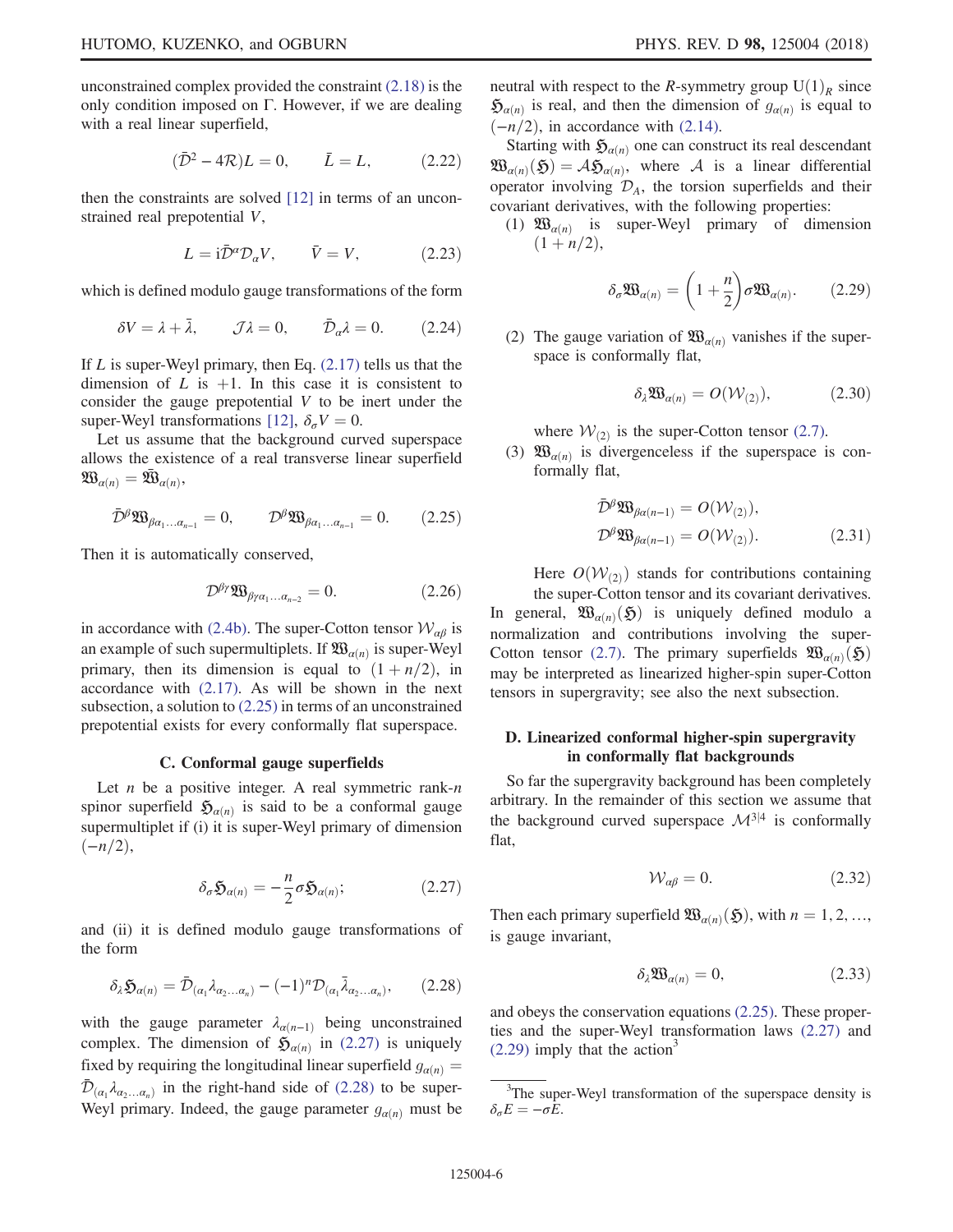unconstrained complex provided the constraint (2.18) is the only condition imposed on Γ. However, if we are dealing with a real linear superfield,

$$(\bar{\mathcal{D}}^2 - 4\mathcal{R})L = 0, \qquad \bar{L} = L, \tag{2.22}$$

then the constraints are solved [12] in terms of an unconstrained real prepotential $V$,

$$L = \mathrm{i}\bar{\mathcal{D}}^\alpha \mathcal{D}_\alpha V, \qquad \bar{V} = V, \tag{2.23}$$

which is defined modulo gauge transformations of the form

$$\delta V = \lambda + \bar{\lambda}, \qquad \mathcal{J}\lambda = 0, \qquad \bar{\mathcal{D}}_\alpha \lambda = 0. \tag{2.24}$$

If $L$ is super-Weyl primary, then Eq. (2.17) tells us that the dimension of $L$ is $+1$. In this case it is consistent to consider the gauge prepotential $V$ to be inert under the super-Weyl transformations [12], $\delta_\sigma V = 0$.

Let us assume that the background curved superspace allows the existence of a real transverse linear superfield $\mathfrak{W}_{\alpha(n)} = \bar{\mathfrak{W}}_{\alpha(n)}$,

$$\bar{\mathcal{D}}^\beta \mathfrak{W}_{\beta\alpha_1\ldots\alpha_{n-1}} = 0, \qquad \mathcal{D}^\beta \mathfrak{W}_{\beta\alpha_1\ldots\alpha_{n-1}} = 0. \tag{2.25}$$

Then it is automatically conserved,

$$\mathcal{D}^{\beta\gamma} \mathfrak{W}_{\beta\gamma\alpha_1\ldots\alpha_{n-2}} = 0. \tag{2.26}$$

in accordance with (2.4b). The super-Cotton tensor $\mathcal{W}_{\alpha\beta}$ is an example of such supermultiplets. If $\mathfrak{W}_{\alpha(n)}$ is super-Weyl primary, then its dimension is equal to $(1 + n/2)$, in accordance with (2.17). As will be shown in the next subsection, a solution to (2.25) in terms of an unconstrained prepotential exists for every conformally flat superspace.

### C. Conformal gauge superfields

Let $n$ be a positive integer. A real symmetric rank-$n$ spinor superfield $\mathfrak{H}_{\alpha(n)}$ is said to be a conformal gauge supermultiplet if (i) it is super-Weyl primary of dimension $(-n/2)$,

$$\delta_\sigma \mathfrak{H}_{\alpha(n)} = -\frac{n}{2}\sigma \mathfrak{H}_{\alpha(n)}; \tag{2.27}$$

and (ii) it is defined modulo gauge transformations of the form

$$\delta_\lambda \mathfrak{H}_{\alpha(n)} = \bar{\mathcal{D}}_{(\alpha_1}\lambda_{\alpha_2\ldots\alpha_n)} - (-1)^n \mathcal{D}_{(\alpha_1}\bar{\lambda}_{\alpha_2\ldots\alpha_n)}, \tag{2.28}$$

with the gauge parameter $\lambda_{\alpha(n-1)}$ being unconstrained complex. The dimension of $\mathfrak{H}_{\alpha(n)}$ in (2.27) is uniquely fixed by requiring the longitudinal linear superfield $g_{\alpha(n)} = \bar{\mathcal{D}}_{(\alpha_1}\lambda_{\alpha_2\ldots\alpha_n)}$ in the right-hand side of (2.28) to be super-Weyl primary. Indeed, the gauge parameter $g_{\alpha(n)}$ must be neutral with respect to the $R$-symmetry group $\mathrm{U}(1)_R$ since $\mathfrak{H}_{\alpha(n)}$ is real, and then the dimension of $g_{\alpha(n)}$ is equal to $(-n/2)$, in accordance with (2.14).

Starting with $\mathfrak{H}_{\alpha(n)}$ one can construct its real descendant $\mathfrak{W}_{\alpha(n)}(\mathfrak{H}) = \mathcal{A}\mathfrak{H}_{\alpha(n)}$, where $\mathcal{A}$ is a linear differential operator involving $\mathcal{D}_A$, the torsion superfields and their covariant derivatives, with the following properties:

(1) $\mathfrak{W}_{\alpha(n)}$ is super-Weyl primary of dimension $(1 + n/2)$,

$$\delta_\sigma \mathfrak{W}_{\alpha(n)} = \left(1 + \frac{n}{2}\right)\sigma \mathfrak{W}_{\alpha(n)}. \tag{2.29}$$

(2) The gauge variation of $\mathfrak{W}_{\alpha(n)}$ vanishes if the superspace is conformally flat,

$$\delta_\lambda \mathfrak{W}_{\alpha(n)} = O(\mathcal{W}_{(2)}), \tag{2.30}$$

where $\mathcal{W}_{(2)}$ is the super-Cotton tensor (2.7).

(3) $\mathfrak{W}_{\alpha(n)}$ is divergenceless if the superspace is conformally flat,

$$\begin{aligned}
\bar{\mathcal{D}}^\beta \mathfrak{W}_{\beta\alpha(n-1)} &= O(\mathcal{W}_{(2)}), \\
\mathcal{D}^\beta \mathfrak{W}_{\beta\alpha(n-1)} &= O(\mathcal{W}_{(2)}).
\end{aligned} \tag{2.31}$$

Here $O(\mathcal{W}_{(2)})$ stands for contributions containing the super-Cotton tensor and its covariant derivatives.

In general, $\mathfrak{W}_{\alpha(n)}(\mathfrak{H})$ is uniquely defined modulo a normalization and contributions involving the super-Cotton tensor (2.7). The primary superfields $\mathfrak{W}_{\alpha(n)}(\mathfrak{H})$ may be interpreted as linearized higher-spin super-Cotton tensors in supergravity; see also the next subsection.

### D. Linearized conformal higher-spin supergravity in conformally flat backgrounds

So far the supergravity background has been completely arbitrary. In the remainder of this section we assume that the background curved superspace $\mathcal{M}^{3|4}$ is conformally flat,

$$\mathcal{W}_{\alpha\beta} = 0. \tag{2.32}$$

Then each primary superfield $\mathfrak{W}_{\alpha(n)}(\mathfrak{H})$, with $n = 1, 2, \ldots$, is gauge invariant,

$$\delta_\lambda \mathfrak{W}_{\alpha(n)} = 0, \tag{2.33}$$

and obeys the conservation equations (2.25). These properties and the super-Weyl transformation laws (2.27) and (2.29) imply that the action[3]

[3] The super-Weyl transformation of the superspace density is $\delta_\sigma E = -\sigma E$.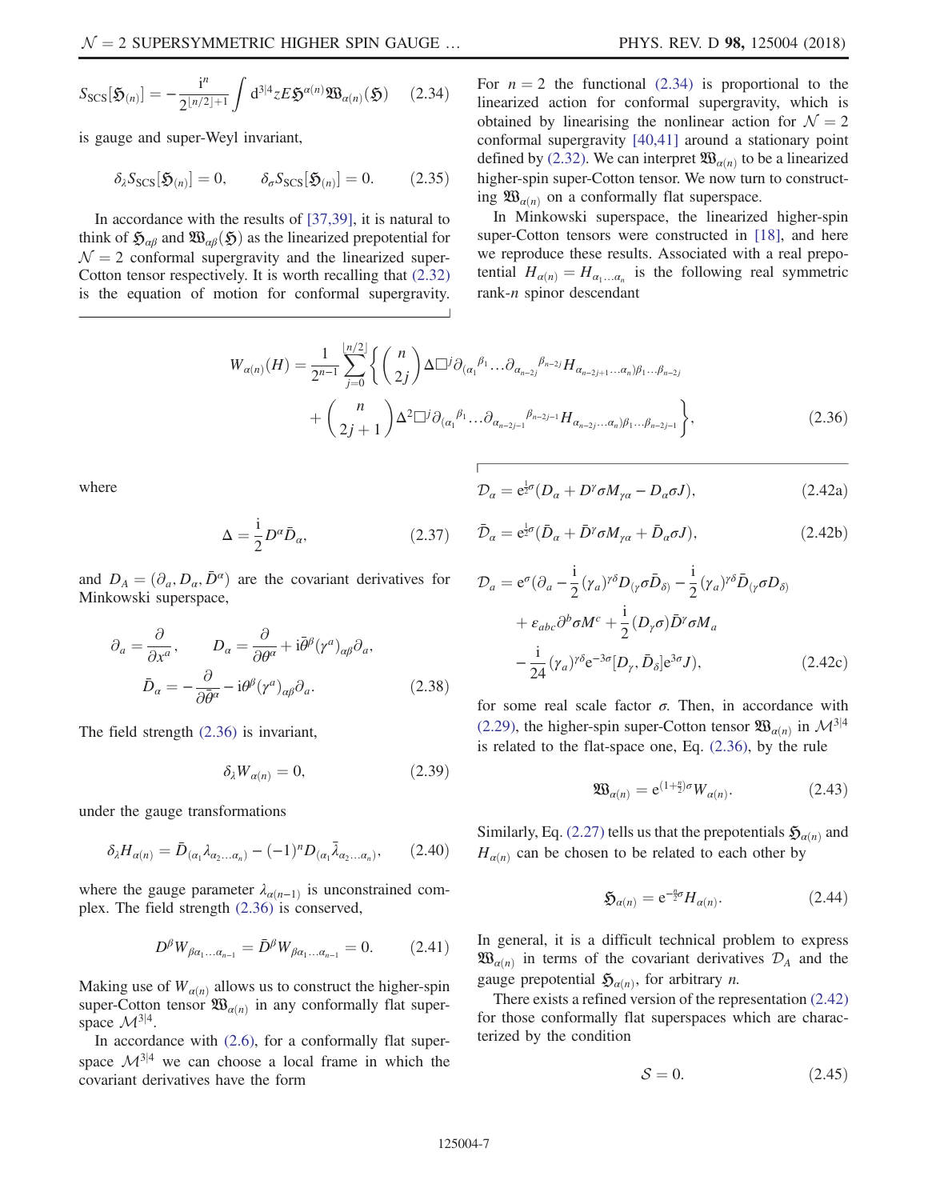$$S_{\rm SCS}[\mathfrak{H}_{(n)}] = -\frac{{\rm i}^n}{2^{\lfloor n/2 \rfloor + 1}} \int {\rm d}^{3|4} z E \mathfrak{H}^{\alpha(n)} \mathfrak{W}_{\alpha(n)}(\mathfrak{H}) \tag{2.34}$$

is gauge and super-Weyl invariant,

$$\delta_\lambda S_{\rm SCS}[\mathfrak{H}_{(n)}] = 0, \qquad \delta_\sigma S_{\rm SCS}[\mathfrak{H}_{(n)}] = 0. \tag{2.35}$$

In accordance with the results of [37,39], it is natural to think of $\mathfrak{H}_{\alpha\beta}$ and $\mathfrak{W}_{\alpha\beta}(\mathfrak{H})$ as the linearized prepotential for $\mathcal{N}=2$ conformal supergravity and the linearized super-Cotton tensor respectively. It is worth recalling that (2.32) is the equation of motion for conformal supergravity.

For $n=2$ the functional (2.34) is proportional to the linearized action for conformal supergravity, which is obtained by linearising the nonlinear action for $\mathcal{N}=2$ conformal supergravity [40,41] around a stationary point defined by (2.32). We can interpret $\mathfrak{W}_{\alpha(n)}$ to be a linearized higher-spin super-Cotton tensor. We now turn to constructing $\mathfrak{W}_{\alpha(n)}$ on a conformally flat superspace.

In Minkowski superspace, the linearized higher-spin super-Cotton tensors were constructed in [18], and here we reproduce these results. Associated with a real prepotential $H_{\alpha(n)} = H_{\alpha_1\dots\alpha_n}$ is the following real symmetric rank-$n$ spinor descendant

$$W_{\alpha(n)}(H) = \frac{1}{2^{n-1}} \sum_{j=0}^{\lfloor n/2 \rfloor} \left\{ \binom{n}{2j} \Delta \Box^j \partial_{(\alpha_1}{}^{\beta_1} \dots \partial_{\alpha_{n-2j}}{}^{\beta_{n-2j}} H_{\alpha_{n-2j+1}\dots\alpha_n)\beta_1\dots\beta_{n-2j}} + \binom{n}{2j+1} \Delta^2 \Box^j \partial_{(\alpha_1}{}^{\beta_1} \dots \partial_{\alpha_{n-2j-1}}{}^{\beta_{n-2j-1}} H_{\alpha_{n-2j}\dots\alpha_n)\beta_1\dots\beta_{n-2j-1}} \right\}, \tag{2.36}$$

where

$$\Delta = \frac{\rm i}{2} D^\alpha \bar{D}_\alpha, \tag{2.37}$$

and $D_A = (\partial_a, D_\alpha, \bar{D}^\alpha)$ are the covariant derivatives for Minkowski superspace,

$$\partial_a = \frac{\partial}{\partial x^a}, \qquad D_\alpha = \frac{\partial}{\partial \theta^\alpha} + {\rm i}\bar{\theta}^\beta (\gamma^a)_{\alpha\beta} \partial_a, \qquad \bar{D}_\alpha = -\frac{\partial}{\partial \bar{\theta}^\alpha} - {\rm i}\theta^\beta (\gamma^a)_{\alpha\beta} \partial_a. \tag{2.38}$$

The field strength (2.36) is invariant,

$$\delta_\lambda W_{\alpha(n)} = 0, \tag{2.39}$$

under the gauge transformations

$$\delta_\lambda H_{\alpha(n)} = \bar{D}_{(\alpha_1} \lambda_{\alpha_2\dots\alpha_n)} - (-1)^n D_{(\alpha_1} \bar{\lambda}_{\alpha_2\dots\alpha_n)}, \tag{2.40}$$

where the gauge parameter $\lambda_{\alpha(n-1)}$ is unconstrained complex. The field strength (2.36) is conserved,

$$D^\beta W_{\beta\alpha_1\dots\alpha_{n-1}} = \bar{D}^\beta W_{\beta\alpha_1\dots\alpha_{n-1}} = 0. \tag{2.41}$$

Making use of $W_{\alpha(n)}$ allows us to construct the higher-spin super-Cotton tensor $\mathfrak{W}_{\alpha(n)}$ in any conformally flat superspace $\mathcal{M}^{3|4}$.

In accordance with (2.6), for a conformally flat superspace $\mathcal{M}^{3|4}$ we can choose a local frame in which the covariant derivatives have the form

$$\mathcal{D}_\alpha = {\rm e}^{\frac{1}{2}\sigma}(D_\alpha + D^\gamma \sigma M_{\gamma\alpha} - D_\alpha \sigma J), \tag{2.42a}$$

$$\bar{\mathcal{D}}_\alpha = {\rm e}^{\frac{1}{2}\sigma}(\bar{D}_\alpha + \bar{D}^\gamma \sigma M_{\gamma\alpha} + \bar{D}_\alpha \sigma J), \tag{2.42b}$$

$$\begin{aligned}\mathcal{D}_a = {\rm e}^\sigma\Big(&\partial_a - \frac{\rm i}{2}(\gamma_a)^{\gamma\delta} D_{(\gamma}\sigma \bar{D}_{\delta)} - \frac{\rm i}{2}(\gamma_a)^{\gamma\delta} \bar{D}_{(\gamma}\sigma D_{\delta)} \\ &+ \varepsilon_{abc}\partial^b \sigma M^c + \frac{\rm i}{2}(D_\gamma \sigma)\bar{D}^\gamma \sigma M_a \\ &- \frac{\rm i}{24}(\gamma_a)^{\gamma\delta} {\rm e}^{-3\sigma}[D_\gamma, \bar{D}_\delta]{\rm e}^{3\sigma} J\Big),\end{aligned} \tag{2.42c}$$

for some real scale factor $\sigma$. Then, in accordance with (2.29), the higher-spin super-Cotton tensor $\mathfrak{W}_{\alpha(n)}$ in $\mathcal{M}^{3|4}$ is related to the flat-space one, Eq. (2.36), by the rule

$$\mathfrak{W}_{\alpha(n)} = {\rm e}^{(1+\frac{n}{2})\sigma} W_{\alpha(n)}. \tag{2.43}$$

Similarly, Eq. (2.27) tells us that the prepotentials $\mathfrak{H}_{\alpha(n)}$ and $H_{\alpha(n)}$ can be chosen to be related to each other by

$$\mathfrak{H}_{\alpha(n)} = {\rm e}^{-\frac{n}{2}\sigma} H_{\alpha(n)}. \tag{2.44}$$

In general, it is a difficult technical problem to express $\mathfrak{W}_{\alpha(n)}$ in terms of the covariant derivatives $\mathcal{D}_A$ and the gauge prepotential $\mathfrak{H}_{\alpha(n)}$, for arbitrary $n$.

There exists a refined version of the representation (2.42) for those conformally flat superspaces which are characterized by the condition

$$\mathcal{S} = 0. \tag{2.45}$$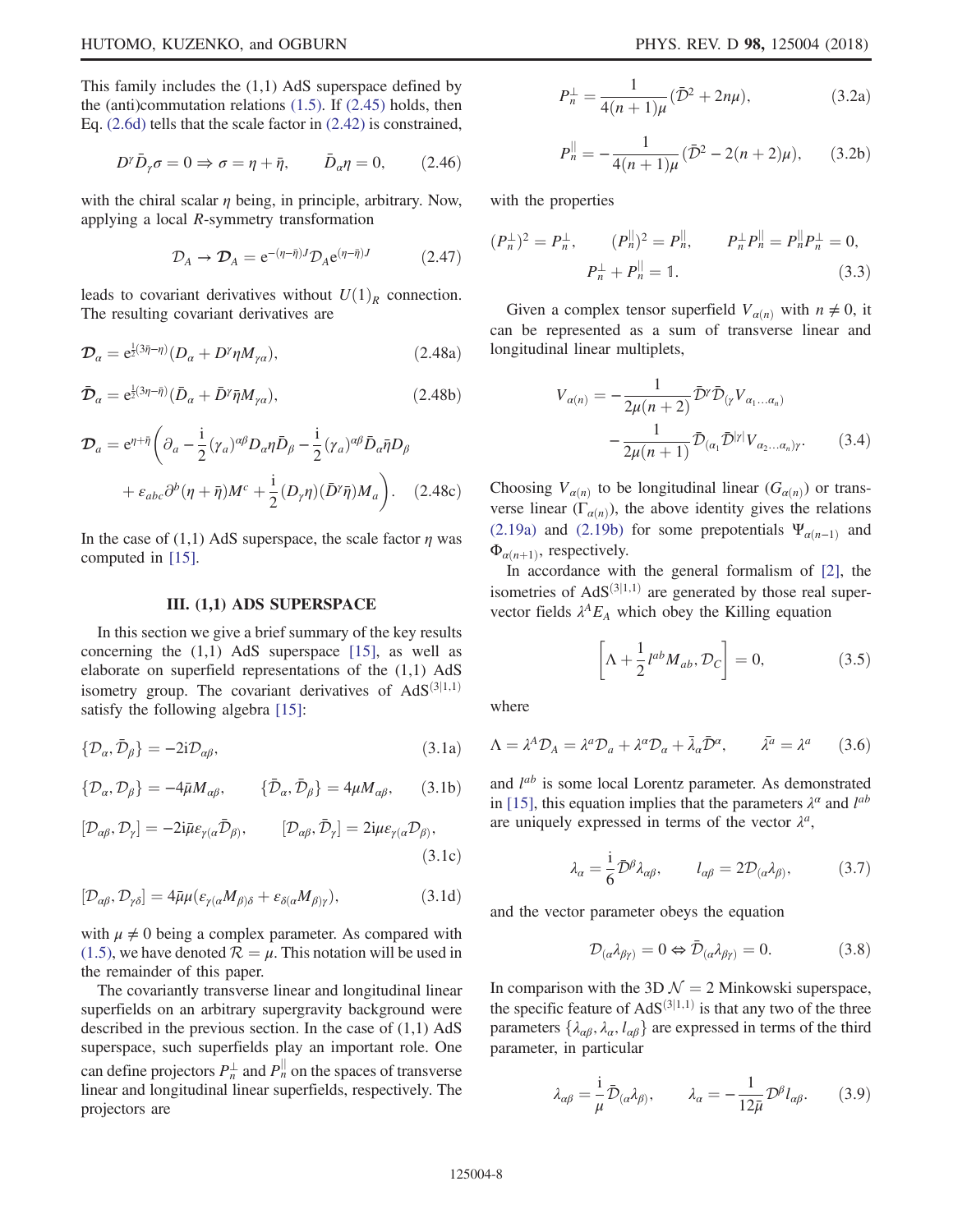This family includes the (1,1) AdS superspace defined by the (anti)commutation relations (1.5). If (2.45) holds, then Eq. (2.6d) tells that the scale factor in (2.42) is constrained,

$$D^\gamma \bar{D}_\gamma \sigma = 0 \Rightarrow \sigma = \eta + \bar{\eta}, \qquad \bar{D}_\alpha \eta = 0, \tag{2.46}$$

with the chiral scalar $\eta$ being, in principle, arbitrary. Now, applying a local $R$-symmetry transformation

$$\mathcal{D}_A \to \boldsymbol{\mathcal{D}}_A = \mathrm{e}^{-(\eta-\bar{\eta})J} \mathcal{D}_A \mathrm{e}^{(\eta-\bar{\eta})J} \tag{2.47}$$

leads to covariant derivatives without $U(1)_R$ connection. The resulting covariant derivatives are

$$\boldsymbol{\mathcal{D}}_\alpha = \mathrm{e}^{\frac{1}{2}(3\bar{\eta}-\eta)}(D_\alpha + D^\gamma \eta M_{\gamma\alpha}), \tag{2.48a}$$

$$\bar{\boldsymbol{\mathcal{D}}}_\alpha = \mathrm{e}^{\frac{1}{2}(3\eta-\bar{\eta})}(\bar{D}_\alpha + \bar{D}^\gamma \bar{\eta} M_{\gamma\alpha}), \tag{2.48b}$$

$$\boldsymbol{\mathcal{D}}_a = \mathrm{e}^{\eta+\bar{\eta}}\bigg(\partial_a - \frac{\mathrm{i}}{2}(\gamma_a)^{\alpha\beta} D_\alpha \eta \bar{D}_\beta - \frac{\mathrm{i}}{2}(\gamma_a)^{\alpha\beta} \bar{D}_\alpha \bar{\eta} D_\beta + \varepsilon_{abc}\partial^b(\eta+\bar{\eta})M^c + \frac{\mathrm{i}}{2}(D_\gamma \eta)(\bar{D}^\gamma \bar{\eta}) M_a\bigg). \tag{2.48c}$$

In the case of (1,1) AdS superspace, the scale factor $\eta$ was computed in [15].

## III. (1,1) ADS SUPERSPACE

In this section we give a brief summary of the key results concerning the (1,1) AdS superspace [15], as well as elaborate on superfield representations of the (1,1) AdS isometry group. The covariant derivatives of $\mathrm{AdS}^{(3|1,1)}$ satisfy the following algebra [15]:

$$\{\mathcal{D}_\alpha, \bar{\mathcal{D}}_\beta\} = -2\mathrm{i}\mathcal{D}_{\alpha\beta}, \tag{3.1a}$$

$$\{\mathcal{D}_\alpha, \mathcal{D}_\beta\} = -4\bar{\mu} M_{\alpha\beta}, \qquad \{\bar{\mathcal{D}}_\alpha, \bar{\mathcal{D}}_\beta\} = 4\mu M_{\alpha\beta}, \tag{3.1b}$$

$$[\mathcal{D}_{\alpha\beta}, \mathcal{D}_\gamma] = -2\mathrm{i}\bar{\mu}\varepsilon_{\gamma(\alpha}\bar{\mathcal{D}}_{\beta)}, \qquad [\mathcal{D}_{\alpha\beta}, \bar{\mathcal{D}}_\gamma] = 2\mathrm{i}\mu\varepsilon_{\gamma(\alpha}\mathcal{D}_{\beta)}, \tag{3.1c}$$

$$[\mathcal{D}_{\alpha\beta}, \mathcal{D}_{\gamma\delta}] = 4\bar{\mu}\mu(\varepsilon_{\gamma(\alpha}M_{\beta)\delta} + \varepsilon_{\delta(\alpha}M_{\beta)\gamma}), \tag{3.1d}$$

with $\mu \neq 0$ being a complex parameter. As compared with (1.5), we have denoted $\mathcal{R} = \mu$. This notation will be used in the remainder of this paper.

The covariantly transverse linear and longitudinal linear superfields on an arbitrary supergravity background were described in the previous section. In the case of (1,1) AdS superspace, such superfields play an important role. One can define projectors $P_n^\perp$ and $P_n^\parallel$ on the spaces of transverse linear and longitudinal linear superfields, respectively. The projectors are

$$P_n^\perp = \frac{1}{4(n+1)\mu}(\bar{\mathcal{D}}^2 + 2n\mu), \tag{3.2a}$$

$$P_n^\parallel = -\frac{1}{4(n+1)\mu}(\bar{\mathcal{D}}^2 - 2(n+2)\mu), \tag{3.2b}$$

with the properties

$$(P_n^\perp)^2 = P_n^\perp, \qquad (P_n^\parallel)^2 = P_n^\parallel, \qquad P_n^\perp P_n^\parallel = P_n^\parallel P_n^\perp = 0, \qquad P_n^\perp + P_n^\parallel = \mathbb{1}. \tag{3.3}$$

Given a complex tensor superfield $V_{\alpha(n)}$ with $n \neq 0$, it can be represented as a sum of transverse linear and longitudinal linear multiplets,

$$V_{\alpha(n)} = -\frac{1}{2\mu(n+2)}\bar{\mathcal{D}}^\gamma \bar{\mathcal{D}}_{(\gamma} V_{\alpha_1\ldots\alpha_n)} - \frac{1}{2\mu(n+1)}\bar{\mathcal{D}}_{(\alpha_1}\bar{\mathcal{D}}^{|\gamma|} V_{\alpha_2\ldots\alpha_n)\gamma}. \tag{3.4}$$

Choosing $V_{\alpha(n)}$ to be longitudinal linear ($G_{\alpha(n)}$) or transverse linear ($\Gamma_{\alpha(n)}$), the above identity gives the relations (2.19a) and (2.19b) for some prepotentials $\Psi_{\alpha(n-1)}$ and $\Phi_{\alpha(n+1)}$, respectively.

In accordance with the general formalism of [2], the isometries of $\mathrm{AdS}^{(3|1,1)}$ are generated by those real supervector fields $\lambda^A E_A$ which obey the Killing equation

$$\left[\Lambda + \frac{1}{2}l^{ab}M_{ab}, \mathcal{D}_C\right] = 0, \tag{3.5}$$

where

$$\Lambda = \lambda^A \mathcal{D}_A = \lambda^a \mathcal{D}_a + \lambda^\alpha \mathcal{D}_\alpha + \bar{\lambda}_\alpha \bar{\mathcal{D}}^\alpha, \qquad \bar{\lambda}^a = \lambda^a \tag{3.6}$$

and $l^{ab}$ is some local Lorentz parameter. As demonstrated in [15], this equation implies that the parameters $\lambda^\alpha$ and $l^{ab}$ are uniquely expressed in terms of the vector $\lambda^a$,

$$\lambda_\alpha = \frac{\mathrm{i}}{6}\bar{\mathcal{D}}^\beta \lambda_{\alpha\beta}, \qquad l_{\alpha\beta} = 2\mathcal{D}_{(\alpha}\lambda_{\beta)}, \tag{3.7}$$

and the vector parameter obeys the equation

$$\mathcal{D}_{(\alpha}\lambda_{\beta\gamma)} = 0 \Leftrightarrow \bar{\mathcal{D}}_{(\alpha}\lambda_{\beta\gamma)} = 0. \tag{3.8}$$

In comparison with the 3D $\mathcal{N} = 2$ Minkowski superspace, the specific feature of $\mathrm{AdS}^{(3|1,1)}$ is that any two of the three parameters $\{\lambda_{\alpha\beta}, \lambda_\alpha, l_{\alpha\beta}\}$ are expressed in terms of the third parameter, in particular

$$\lambda_{\alpha\beta} = \frac{\mathrm{i}}{\mu}\bar{\mathcal{D}}_{(\alpha}\lambda_{\beta)}, \qquad \lambda_\alpha = -\frac{1}{12\bar{\mu}}\mathcal{D}^\beta l_{\alpha\beta}. \tag{3.9}$$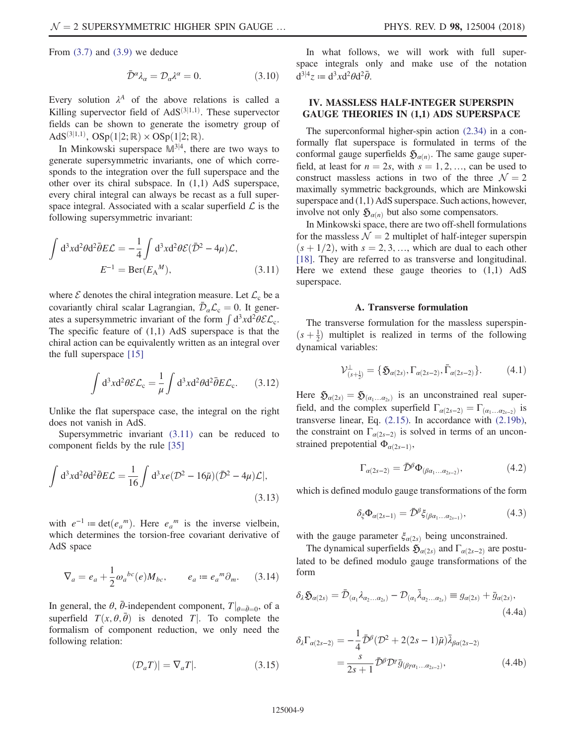From (3.7) and (3.9) we deduce

$$\bar{\mathcal{D}}^\alpha \lambda_\alpha = \mathcal{D}_\alpha \lambda^\alpha = 0. \tag{3.10}$$

Every solution $\lambda^A$ of the above relations is called a Killing supervector field of $\mathrm{AdS}^{(3|1,1)}$. These supervector fields can be shown to generate the isometry group of $\mathrm{AdS}^{(3|1,1)}$, $\mathrm{OSp}(1|2;\mathbb{R}) \times \mathrm{OSp}(1|2;\mathbb{R})$.

In Minkowski superspace $\mathbb{M}^{3|4}$, there are two ways to generate supersymmetric invariants, one of which corresponds to the integration over the full superspace and the other over its chiral subspace. In (1,1) AdS superspace, every chiral integral can always be recast as a full superspace integral. Associated with a scalar superfield $\mathcal{L}$ is the following supersymmetric invariant:

$$\int \mathrm{d}^3x \mathrm{d}^2\theta \mathrm{d}^2\bar{\theta} E \mathcal{L} = -\frac{1}{4}\int \mathrm{d}^3x \mathrm{d}^2\theta \mathcal{E}(\bar{\mathcal{D}}^2 - 4\mu)\mathcal{L},$$
$$E^{-1} = \mathrm{Ber}(E_A{}^M), \tag{3.11}$$

where $\mathcal{E}$ denotes the chiral integration measure. Let $\mathcal{L}_c$ be a covariantly chiral scalar Lagrangian, $\bar{\mathcal{D}}_\alpha \mathcal{L}_c = 0$. It generates a supersymmetric invariant of the form $\int \mathrm{d}^3x \mathrm{d}^2\theta \mathcal{E} \mathcal{L}_c$. The specific feature of (1,1) AdS superspace is that the chiral action can be equivalently written as an integral over the full superspace [15]

$$\int \mathrm{d}^3x \mathrm{d}^2\theta \mathcal{E} \mathcal{L}_c = \frac{1}{\mu}\int \mathrm{d}^3x \mathrm{d}^2\theta \mathrm{d}^2\bar{\theta} E \mathcal{L}_c. \tag{3.12}$$

Unlike the flat superspace case, the integral on the right does not vanish in AdS.

Supersymmetric invariant (3.11) can be reduced to component fields by the rule [35]

$$\int \mathrm{d}^3x \mathrm{d}^2\theta \mathrm{d}^2\bar{\theta} E \mathcal{L} = \frac{1}{16}\int \mathrm{d}^3x e(\mathcal{D}^2 - 16\bar{\mu})(\bar{\mathcal{D}}^2 - 4\mu)\mathcal{L}|, \tag{3.13}$$

with $e^{-1} := \det(e_a{}^m)$. Here $e_a{}^m$ is the inverse vielbein, which determines the torsion-free covariant derivative of AdS space

$$\nabla_a = e_a + \frac{1}{2}\omega_a{}^{bc}(e)M_{bc}, \qquad e_a := e_a{}^m \partial_m. \tag{3.14}$$

In general, the $\theta$, $\bar{\theta}$-independent component, $T|_{\theta=\bar{\theta}=0}$, of a superfield $T(x,\theta,\bar{\theta})$ is denoted $T|$. To complete the formalism of component reduction, we only need the following relation:

$$(\mathcal{D}_a T)| = \nabla_a T|. \tag{3.15}$$

In what follows, we will work with full superspace integrals only and make use of the notation $\mathrm{d}^{3|4}z := \mathrm{d}^3x \mathrm{d}^2\theta \mathrm{d}^2\bar{\theta}$.

## IV. MASSLESS HALF-INTEGER SUPERSPIN GAUGE THEORIES IN (1,1) ADS SUPERSPACE

The superconformal higher-spin action (2.34) in a conformally flat superspace is formulated in terms of the conformal gauge superfields $\mathfrak{H}_{\alpha(n)}$. The same gauge superfield, at least for $n = 2s$, with $s = 1, 2, \ldots$, can be used to construct massless actions in two of the three $\mathcal{N} = 2$ maximally symmetric backgrounds, which are Minkowski superspace and (1,1) AdS superspace. Such actions, however, involve not only $\mathfrak{H}_{\alpha(n)}$ but also some compensators.

In Minkowski space, there are two off-shell formulations for the massless $\mathcal{N} = 2$ multiplet of half-integer superspin $(s + 1/2)$, with $s = 2, 3, \ldots$, which are dual to each other [18]. They are referred to as transverse and longitudinal. Here we extend these gauge theories to (1,1) AdS superspace.

### A. Transverse formulation

The transverse formulation for the massless superspin-$(s + \frac{1}{2})$ multiplet is realized in terms of the following dynamical variables:

$$\mathcal{V}^{\perp}_{(s+\frac{1}{2})} = \{\mathfrak{H}_{\alpha(2s)}, \Gamma_{\alpha(2s-2)}, \bar{\Gamma}_{\alpha(2s-2)}\}. \tag{4.1}$$

Here $\mathfrak{H}_{\alpha(2s)} = \mathfrak{H}_{(\alpha_1 \ldots \alpha_{2s})}$ is an unconstrained real superfield, and the complex superfield $\Gamma_{\alpha(2s-2)} = \Gamma_{(\alpha_1 \ldots \alpha_{2s-2})}$ is transverse linear, Eq. (2.15). In accordance with (2.19b), the constraint on $\Gamma_{\alpha(2s-2)}$ is solved in terms of an unconstrained prepotential $\Phi_{\alpha(2s-1)}$,

$$\Gamma_{\alpha(2s-2)} = \bar{\mathcal{D}}^\beta \Phi_{(\beta\alpha_1 \ldots \alpha_{2s-2})}, \tag{4.2}$$

which is defined modulo gauge transformations of the form

$$\delta_\xi \Phi_{\alpha(2s-1)} = \bar{\mathcal{D}}^\beta \xi_{(\beta\alpha_1 \ldots \alpha_{2s-1})}, \tag{4.3}$$

with the gauge parameter $\xi_{\alpha(2s)}$ being unconstrained.

The dynamical superfields $\mathfrak{H}_{\alpha(2s)}$ and $\Gamma_{\alpha(2s-2)}$ are postulated to be defined modulo gauge transformations of the form

$$\delta_\lambda \mathfrak{H}_{\alpha(2s)} = \bar{\mathcal{D}}_{(\alpha_1}\lambda_{\alpha_2 \ldots \alpha_{2s})} - \mathcal{D}_{(\alpha_1}\bar{\lambda}_{\alpha_2 \ldots \alpha_{2s})} \equiv g_{\alpha(2s)} + \bar{g}_{\alpha(2s)}, \tag{4.4a}$$

$$\delta_\lambda \Gamma_{\alpha(2s-2)} = -\frac{1}{4}\bar{\mathcal{D}}^\beta(\mathcal{D}^2 + 2(2s-1)\bar{\mu})\bar{\lambda}_{\beta\alpha(2s-2)}$$
$$= \frac{s}{2s+1}\bar{\mathcal{D}}^\beta \mathcal{D}^\gamma \bar{g}_{(\beta\gamma\alpha_1 \ldots \alpha_{2s-2})}, \tag{4.4b}$$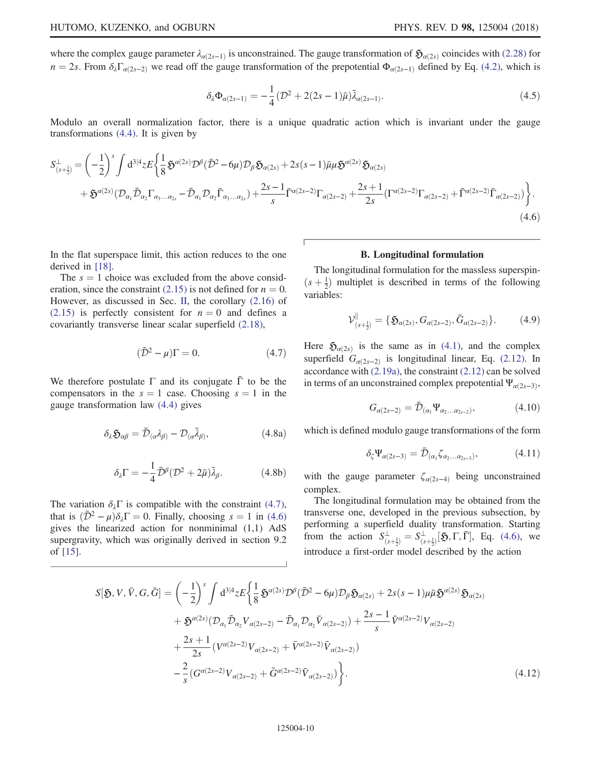where the complex gauge parameter $\lambda_{\alpha(2s-1)}$ is unconstrained. The gauge transformation of $\mathfrak{H}_{\alpha(2s)}$ coincides with (2.28) for $n = 2s$. From $\delta_\lambda \Gamma_{\alpha(2s-2)}$ we read off the gauge transformation of the prepotential $\Phi_{\alpha(2s-1)}$ defined by Eq. (4.2), which is

$$\delta_\lambda \Phi_{\alpha(2s-1)} = -\frac{1}{4}(\mathcal{D}^2 + 2(2s-1)\bar{\mu})\bar{\lambda}_{\alpha(2s-1)}. \tag{4.5}$$

Modulo an overall normalization factor, there is a unique quadratic action which is invariant under the gauge transformations (4.4). It is given by

$$S^{\perp}_{(s+\frac{1}{2})} = \left(-\frac{1}{2}\right)^s \int \mathrm{d}^{3|4}z E\bigg\{\frac{1}{8}\mathfrak{H}^{\alpha(2s)}\mathcal{D}^\beta(\bar{\mathcal{D}}^2 - 6\mu)\mathcal{D}_\beta \mathfrak{H}_{\alpha(2s)} + 2s(s-1)\bar{\mu}\mu \mathfrak{H}^{\alpha(2s)}\mathfrak{H}_{\alpha(2s)}$$
$$+ \mathfrak{H}^{\alpha(2s)}(\mathcal{D}_{\alpha_1}\bar{\mathcal{D}}_{\alpha_2}\Gamma_{\alpha_3\ldots\alpha_{2s}} - \bar{\mathcal{D}}_{\alpha_1}\mathcal{D}_{\alpha_2}\bar{\Gamma}_{\alpha_3\ldots\alpha_{2s}}) + \frac{2s-1}{s}\bar{\Gamma}^{\alpha(2s-2)}\Gamma_{\alpha(2s-2)} + \frac{2s+1}{2s}(\Gamma^{\alpha(2s-2)}\Gamma_{\alpha(2s-2)} + \bar{\Gamma}^{\alpha(2s-2)}\bar{\Gamma}_{\alpha(2s-2)})\bigg\}. \tag{4.6}$$

In the flat superspace limit, this action reduces to the one derived in [18].

The $s = 1$ choice was excluded from the above consideration, since the constraint (2.15) is not defined for $n = 0$. However, as discussed in Sec. II, the corollary (2.16) of (2.15) is perfectly consistent for $n = 0$ and defines a covariantly transverse linear scalar superfield (2.18),

$$(\bar{\mathcal{D}}^2 - \mu)\Gamma = 0. \tag{4.7}$$

We therefore postulate $\Gamma$ and its conjugate $\bar{\Gamma}$ to be the compensators in the $s = 1$ case. Choosing $s = 1$ in the gauge transformation law (4.4) gives

$$\delta_\lambda \mathfrak{H}_{\alpha\beta} = \bar{\mathcal{D}}_{(\alpha}\lambda_{\beta)} - \mathcal{D}_{(\alpha}\bar{\lambda}_{\beta)}, \tag{4.8a}$$

$$\delta_\lambda \Gamma = -\frac{1}{4}\bar{\mathcal{D}}^\beta(\mathcal{D}^2 + 2\bar{\mu})\bar{\lambda}_\beta. \tag{4.8b}$$

The variation $\delta_\lambda \Gamma$ is compatible with the constraint (4.7), that is $(\bar{\mathcal{D}}^2 - \mu)\delta_\lambda \Gamma = 0$. Finally, choosing $s = 1$ in (4.6) gives the linearized action for nonminimal (1,1) AdS supergravity, which was originally derived in section 9.2 of [15].

## B. Longitudinal formulation

The longitudinal formulation for the massless superspin-$(s+\frac{1}{2})$ multiplet is described in terms of the following variables:

$$\mathcal{V}^{\parallel}_{(s+\frac{1}{2})} = \{\mathfrak{H}_{\alpha(2s)}, G_{\alpha(2s-2)}, \bar{G}_{\alpha(2s-2)}\}. \tag{4.9}$$

Here $\mathfrak{H}_{\alpha(2s)}$ is the same as in (4.1), and the complex superfield $G_{\alpha(2s-2)}$ is longitudinal linear, Eq. (2.12). In accordance with (2.19a), the constraint (2.12) can be solved in terms of an unconstrained complex prepotential $\Psi_{\alpha(2s-3)}$,

$$G_{\alpha(2s-2)} = \bar{\mathcal{D}}_{(\alpha_1}\Psi_{\alpha_2\ldots\alpha_{2s-2})}, \tag{4.10}$$

which is defined modulo gauge transformations of the form

$$\delta_\zeta \Psi_{\alpha(2s-3)} = \bar{\mathcal{D}}_{(\alpha_1}\zeta_{\alpha_2\ldots\alpha_{2s-3})}, \tag{4.11}$$

with the gauge parameter $\zeta_{\alpha(2s-4)}$ being unconstrained complex.

The longitudinal formulation may be obtained from the transverse one, developed in the previous subsection, by performing a superfield duality transformation. Starting from the action $S^{\perp}_{(s+\frac{1}{2})} = S^{\perp}_{(s+\frac{1}{2})}[\mathfrak{H}, \Gamma, \bar{\Gamma}]$, Eq. (4.6), we introduce a first-order model described by the action

$$S[\mathfrak{H}, V, \bar{V}, G, \bar{G}] = \left(-\frac{1}{2}\right)^s \int \mathrm{d}^{3|4}z E\bigg\{\frac{1}{8}\mathfrak{H}^{\alpha(2s)}\mathcal{D}^\beta(\bar{\mathcal{D}}^2 - 6\mu)\mathcal{D}_\beta \mathfrak{H}_{\alpha(2s)} + 2s(s-1)\mu\bar{\mu}\mathfrak{H}^{\alpha(2s)}\mathfrak{H}_{\alpha(2s)}$$
$$+ \mathfrak{H}^{\alpha(2s)}(\mathcal{D}_{\alpha_1}\bar{\mathcal{D}}_{\alpha_2}V_{\alpha(2s-2)} - \bar{\mathcal{D}}_{\alpha_1}\mathcal{D}_{\alpha_2}\bar{V}_{\alpha(2s-2)}) + \frac{2s-1}{s}\bar{V}^{\alpha(2s-2)}V_{\alpha(2s-2)}$$
$$+ \frac{2s+1}{2s}(V^{\alpha(2s-2)}V_{\alpha(2s-2)} + \bar{V}^{\alpha(2s-2)}\bar{V}_{\alpha(2s-2)})$$
$$- \frac{2}{s}(G^{\alpha(2s-2)}V_{\alpha(2s-2)} + \bar{G}^{\alpha(2s-2)}\bar{V}_{\alpha(2s-2)})\bigg\}. \tag{4.12}$$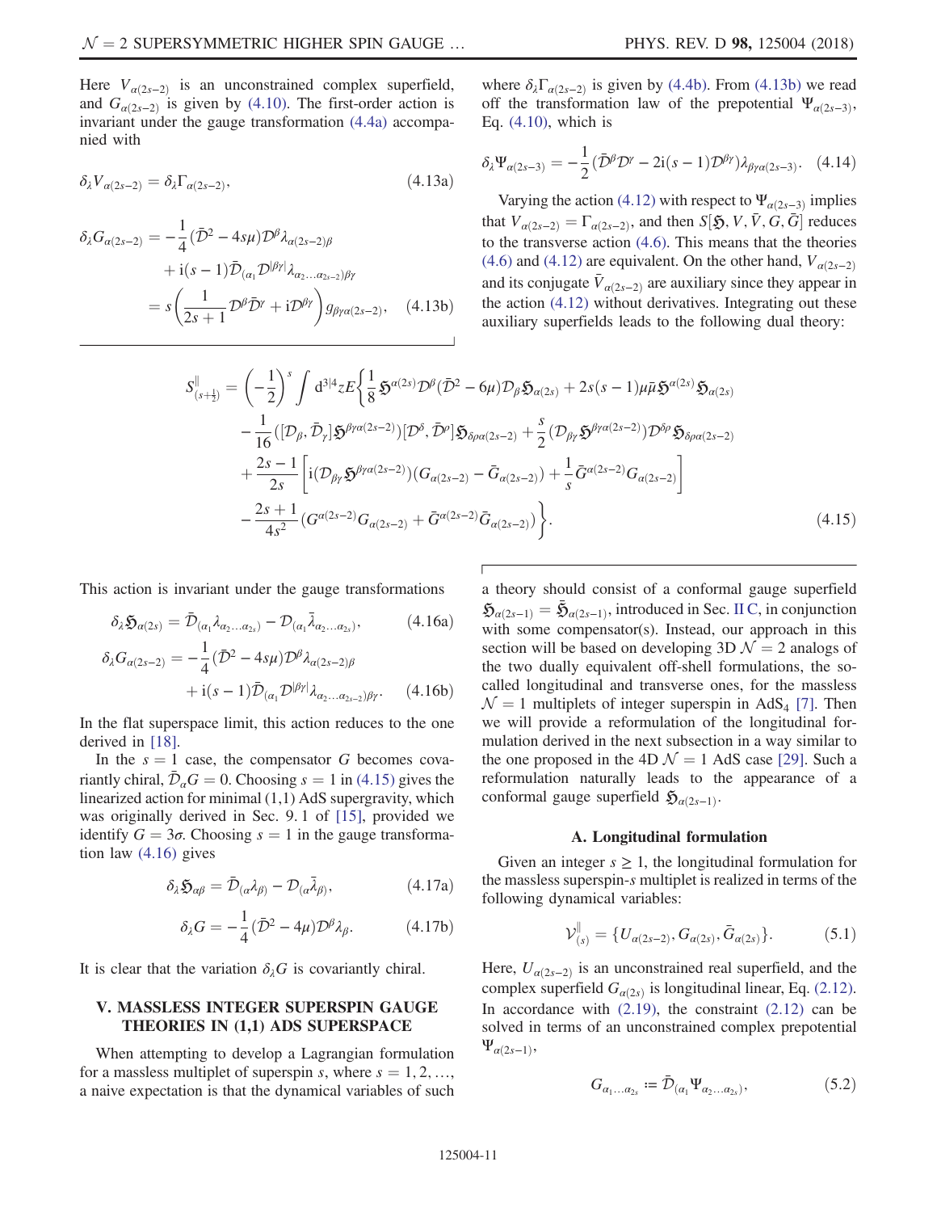Here $V_{\alpha(2s-2)}$ is an unconstrained complex superfield, and $G_{\alpha(2s-2)}$ is given by (4.10). The first-order action is invariant under the gauge transformation (4.4a) accompanied with

$$\delta_\lambda V_{\alpha(2s-2)} = \delta_\lambda \Gamma_{\alpha(2s-2)}, \tag{4.13a}$$

$$\begin{aligned}\delta_\lambda G_{\alpha(2s-2)} &= -\frac{1}{4}(\bar{\mathcal{D}}^2 - 4s\mu)\mathcal{D}^\beta \lambda_{\alpha(2s-2)\beta} \\ &\quad + \mathrm{i}(s-1)\bar{\mathcal{D}}_{(\alpha_1}\mathcal{D}^{|\beta\gamma|}\lambda_{\alpha_2\ldots\alpha_{2s-2})\beta\gamma} \\ &= s\left(\frac{1}{2s+1}\mathcal{D}^\beta\bar{\mathcal{D}}^\gamma + \mathrm{i}\mathcal{D}^{\beta\gamma}\right) g_{\beta\gamma\alpha(2s-2)},\end{aligned} \tag{4.13b}$$

where $\delta_\lambda \Gamma_{\alpha(2s-2)}$ is given by (4.4b). From (4.13b) we read off the transformation law of the prepotential $\Psi_{\alpha(2s-3)}$, Eq. (4.10), which is

$$\delta_\lambda \Psi_{\alpha(2s-3)} = -\frac{1}{2}(\bar{\mathcal{D}}^\beta \mathcal{D}^\gamma - 2\mathrm{i}(s-1)\mathcal{D}^{\beta\gamma})\lambda_{\beta\gamma\alpha(2s-3)}. \tag{4.14}$$

Varying the action (4.12) with respect to $\Psi_{\alpha(2s-3)}$ implies that $V_{\alpha(2s-2)} = \Gamma_{\alpha(2s-2)}$, and then $S[\mathfrak{H}, V, \bar{V}, G, \bar{G}]$ reduces to the transverse action (4.6). This means that the theories (4.6) and (4.12) are equivalent. On the other hand, $V_{\alpha(2s-2)}$ and its conjugate $\bar{V}_{\alpha(2s-2)}$ are auxiliary since they appear in the action (4.12) without derivatives. Integrating out these auxiliary superfields leads to the following dual theory:

$$\begin{aligned}S^{\parallel}_{(s+\frac{1}{2})} = \left(-\frac{1}{2}\right)^s \int \mathrm{d}^{3|4}z\, E\bigg\{ &\frac{1}{8}\mathfrak{H}^{\alpha(2s)}\mathcal{D}^\beta(\bar{\mathcal{D}}^2 - 6\mu)\mathcal{D}_\beta \mathfrak{H}_{\alpha(2s)} + 2s(s-1)\mu\bar{\mu}\mathfrak{H}^{\alpha(2s)}\mathfrak{H}_{\alpha(2s)} \\ &- \frac{1}{16}([\mathcal{D}_\beta, \bar{\mathcal{D}}_\gamma]\mathfrak{H}^{\beta\gamma\alpha(2s-2)})[\mathcal{D}^\delta, \bar{\mathcal{D}}^\rho]\mathfrak{H}_{\delta\rho\alpha(2s-2)} + \frac{s}{2}(\mathcal{D}_{\beta\gamma}\mathfrak{H}^{\beta\gamma\alpha(2s-2)})\mathcal{D}^{\delta\rho}\mathfrak{H}_{\delta\rho\alpha(2s-2)} \\ &+ \frac{2s-1}{2s}\left[\mathrm{i}(\mathcal{D}_{\beta\gamma}\mathfrak{H}^{\beta\gamma\alpha(2s-2)})(G_{\alpha(2s-2)} - \bar{G}_{\alpha(2s-2)}) + \frac{1}{s}\bar{G}^{\alpha(2s-2)}G_{\alpha(2s-2)}\right] \\ &- \frac{2s+1}{4s^2}(G^{\alpha(2s-2)}G_{\alpha(2s-2)} + \bar{G}^{\alpha(2s-2)}\bar{G}_{\alpha(2s-2)})\bigg\}.\end{aligned} \tag{4.15}$$

This action is invariant under the gauge transformations

$$\delta_\lambda \mathfrak{H}_{\alpha(2s)} = \bar{\mathcal{D}}_{(\alpha_1}\lambda_{\alpha_2\ldots\alpha_{2s})} - \mathcal{D}_{(\alpha_1}\bar{\lambda}_{\alpha_2\ldots\alpha_{2s})}, \tag{4.16a}$$

$$\begin{aligned}\delta_\lambda G_{\alpha(2s-2)} &= -\frac{1}{4}(\bar{\mathcal{D}}^2 - 4s\mu)\mathcal{D}^\beta\lambda_{\alpha(2s-2)\beta} \\ &\quad + \mathrm{i}(s-1)\bar{\mathcal{D}}_{(\alpha_1}\mathcal{D}^{|\beta\gamma|}\lambda_{\alpha_2\ldots\alpha_{2s-2})\beta\gamma}.\end{aligned} \tag{4.16b}$$

In the flat superspace limit, this action reduces to the one derived in [18].

In the $s = 1$ case, the compensator $G$ becomes covariantly chiral, $\bar{\mathcal{D}}_\alpha G = 0$. Choosing $s = 1$ in (4.15) gives the linearized action for minimal (1,1) AdS supergravity, which was originally derived in Sec. 9.1 of [15], provided we identify $G = 3\sigma$. Choosing $s = 1$ in the gauge transformation law (4.16) gives

$$\delta_\lambda \mathfrak{H}_{\alpha\beta} = \bar{\mathcal{D}}_{(\alpha}\lambda_{\beta)} - \mathcal{D}_{(\alpha}\bar{\lambda}_{\beta)}, \tag{4.17a}$$

$$\delta_\lambda G = -\frac{1}{4}(\bar{\mathcal{D}}^2 - 4\mu)\mathcal{D}^\beta\lambda_\beta. \tag{4.17b}$$

It is clear that the variation $\delta_\lambda G$ is covariantly chiral.

## V. MASSLESS INTEGER SUPERSPIN GAUGE THEORIES IN (1,1) ADS SUPERSPACE

When attempting to develop a Lagrangian formulation for a massless multiplet of superspin $s$, where $s = 1, 2, \ldots$, a naive expectation is that the dynamical variables of such a theory should consist of a conformal gauge superfield $\mathfrak{H}_{\alpha(2s-1)} = \bar{\mathfrak{H}}_{\alpha(2s-1)}$, introduced in Sec. II C, in conjunction with some compensator(s). Instead, our approach in this section will be based on developing 3D $\mathcal{N} = 2$ analogs of the two dually equivalent off-shell formulations, the so-called longitudinal and transverse ones, for the massless $\mathcal{N} = 1$ multiplets of integer superspin in AdS$_4$ [7]. Then we will provide a reformulation of the longitudinal formulation derived in the next subsection in a way similar to the one proposed in the 4D $\mathcal{N} = 1$ AdS case [29]. Such a reformulation naturally leads to the appearance of a conformal gauge superfield $\mathfrak{H}_{\alpha(2s-1)}$.

### A. Longitudinal formulation

Given an integer $s \geq 1$, the longitudinal formulation for the massless superspin-$s$ multiplet is realized in terms of the following dynamical variables:

$$\mathcal{V}^{\parallel}_{(s)} = \{U_{\alpha(2s-2)}, G_{\alpha(2s)}, \bar{G}_{\alpha(2s)}\}. \tag{5.1}$$

Here, $U_{\alpha(2s-2)}$ is an unconstrained real superfield, and the complex superfield $G_{\alpha(2s)}$ is longitudinal linear, Eq. (2.12). In accordance with (2.19), the constraint (2.12) can be solved in terms of an unconstrained complex prepotential $\Psi_{\alpha(2s-1)}$,

$$G_{\alpha_1\ldots\alpha_{2s}} := \bar{\mathcal{D}}_{(\alpha_1}\Psi_{\alpha_2\ldots\alpha_{2s})}, \tag{5.2}$$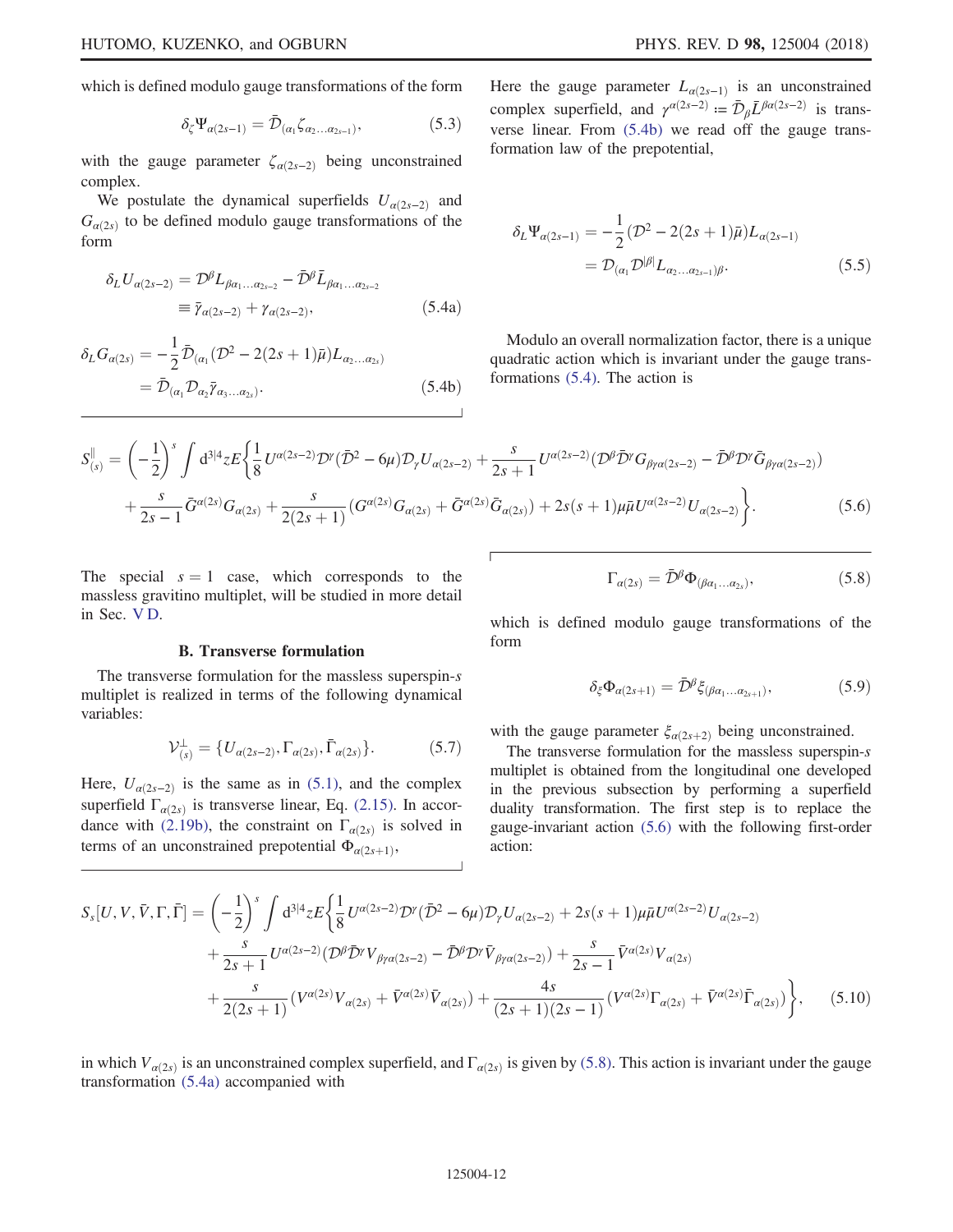which is defined modulo gauge transformations of the form

$$\delta_\zeta \Psi_{\alpha(2s-1)} = \bar{\mathcal{D}}_{(\alpha_1}\zeta_{\alpha_2\ldots\alpha_{2s-1})}, \tag{5.3}$$

with the gauge parameter $\zeta_{\alpha(2s-2)}$ being unconstrained complex.

We postulate the dynamical superfields $U_{\alpha(2s-2)}$ and $G_{\alpha(2s)}$ to be defined modulo gauge transformations of the form

$$\begin{aligned}\delta_L U_{\alpha(2s-2)} &= \mathcal{D}^\beta L_{\beta\alpha_1\ldots\alpha_{2s-2}} - \bar{\mathcal{D}}^\beta \bar{L}_{\beta\alpha_1\ldots\alpha_{2s-2}} \\ &\equiv \bar{\gamma}_{\alpha(2s-2)} + \gamma_{\alpha(2s-2)},\end{aligned} \tag{5.4a}$$

$$\begin{aligned}\delta_L G_{\alpha(2s)} &= -\frac{1}{2}\bar{\mathcal{D}}_{(\alpha_1}(\mathcal{D}^2 - 2(2s+1)\bar{\mu})L_{\alpha_2\ldots\alpha_{2s})} \\ &= \bar{\mathcal{D}}_{(\alpha_1}\mathcal{D}_{\alpha_2}\bar{\gamma}_{\alpha_3\ldots\alpha_{2s})}.\end{aligned} \tag{5.4b}$$

Here the gauge parameter $L_{\alpha(2s-1)}$ is an unconstrained complex superfield, and $\gamma^{\alpha(2s-2)} := \bar{\mathcal{D}}_\beta \bar{L}^{\beta\alpha(2s-2)}$ is transverse linear. From (5.4b) we read off the gauge transformation law of the prepotential,

$$\begin{aligned}\delta_L \Psi_{\alpha(2s-1)} &= -\frac{1}{2}(\mathcal{D}^2 - 2(2s+1)\bar{\mu})L_{\alpha(2s-1)} \\ &= \mathcal{D}_{(\alpha_1}\mathcal{D}^{|\beta|}L_{\alpha_2\ldots\alpha_{2s-1})\beta}.\end{aligned} \tag{5.5}$$

Modulo an overall normalization factor, there is a unique quadratic action which is invariant under the gauge transformations (5.4). The action is

$$\begin{aligned}S^{\parallel}_{(s)} = \left(-\frac{1}{2}\right)^s \int \mathrm{d}^{3|4}z\, E\bigg\{&\frac{1}{8}U^{\alpha(2s-2)}\mathcal{D}^\gamma(\bar{\mathcal{D}}^2 - 6\mu)\mathcal{D}_\gamma U_{\alpha(2s-2)} + \frac{s}{2s+1}U^{\alpha(2s-2)}(\mathcal{D}^\beta\bar{\mathcal{D}}^\gamma G_{\beta\gamma\alpha(2s-2)} - \bar{\mathcal{D}}^\beta\mathcal{D}^\gamma\bar{G}_{\beta\gamma\alpha(2s-2)}) \\ &+ \frac{s}{2s-1}\bar{G}^{\alpha(2s)}G_{\alpha(2s)} + \frac{s}{2(2s+1)}(G^{\alpha(2s)}G_{\alpha(2s)} + \bar{G}^{\alpha(2s)}\bar{G}_{\alpha(2s)}) + 2s(s+1)\mu\bar{\mu}U^{\alpha(2s-2)}U_{\alpha(2s-2)}\bigg\}.\end{aligned} \tag{5.6}$$

The special $s=1$ case, which corresponds to the massless gravitino multiplet, will be studied in more detail in Sec. V D.

### B. Transverse formulation

The transverse formulation for the massless superspin-$s$ multiplet is realized in terms of the following dynamical variables:

$$\mathcal{V}^{\perp}_{(s)} = \{U_{\alpha(2s-2)}, \Gamma_{\alpha(2s)}, \bar{\Gamma}_{\alpha(2s)}\}. \tag{5.7}$$

Here, $U_{\alpha(2s-2)}$ is the same as in (5.1), and the complex superfield $\Gamma_{\alpha(2s)}$ is transverse linear, Eq. (2.15). In accordance with (2.19b), the constraint on $\Gamma_{\alpha(2s)}$ is solved in terms of an unconstrained prepotential $\Phi_{\alpha(2s+1)}$,

$$\Gamma_{\alpha(2s)} = \bar{\mathcal{D}}^\beta\Phi_{(\beta\alpha_1\ldots\alpha_{2s})}, \tag{5.8}$$

which is defined modulo gauge transformations of the form

$$\delta_\xi\Phi_{\alpha(2s+1)} = \bar{\mathcal{D}}^\beta\xi_{(\beta\alpha_1\ldots\alpha_{2s+1})}, \tag{5.9}$$

with the gauge parameter $\xi_{\alpha(2s+2)}$ being unconstrained.

The transverse formulation for the massless superspin-$s$ multiplet is obtained from the longitudinal one developed in the previous subsection by performing a superfield duality transformation. The first step is to replace the gauge-invariant action (5.6) with the following first-order action:

$$\begin{aligned}S_s[U,V,\bar{V},\Gamma,\bar{\Gamma}] = \left(-\frac{1}{2}\right)^s \int \mathrm{d}^{3|4}z\, E\bigg\{&\frac{1}{8}U^{\alpha(2s-2)}\mathcal{D}^\gamma(\bar{\mathcal{D}}^2 - 6\mu)\mathcal{D}_\gamma U_{\alpha(2s-2)} + 2s(s+1)\mu\bar{\mu}U^{\alpha(2s-2)}U_{\alpha(2s-2)} \\ &+ \frac{s}{2s+1}U^{\alpha(2s-2)}(\mathcal{D}^\beta\bar{\mathcal{D}}^\gamma V_{\beta\gamma\alpha(2s-2)} - \bar{\mathcal{D}}^\beta\mathcal{D}^\gamma\bar{V}_{\beta\gamma\alpha(2s-2)}) + \frac{s}{2s-1}\bar{V}^{\alpha(2s)}V_{\alpha(2s)} \\ &+ \frac{s}{2(2s+1)}(V^{\alpha(2s)}V_{\alpha(2s)} + \bar{V}^{\alpha(2s)}\bar{V}_{\alpha(2s)}) + \frac{4s}{(2s+1)(2s-1)}(V^{\alpha(2s)}\Gamma_{\alpha(2s)} + \bar{V}^{\alpha(2s)}\bar{\Gamma}_{\alpha(2s)})\bigg\},\end{aligned} \tag{5.10}$$

in which $V_{\alpha(2s)}$ is an unconstrained complex superfield, and $\Gamma_{\alpha(2s)}$ is given by (5.8). This action is invariant under the gauge transformation (5.4a) accompanied with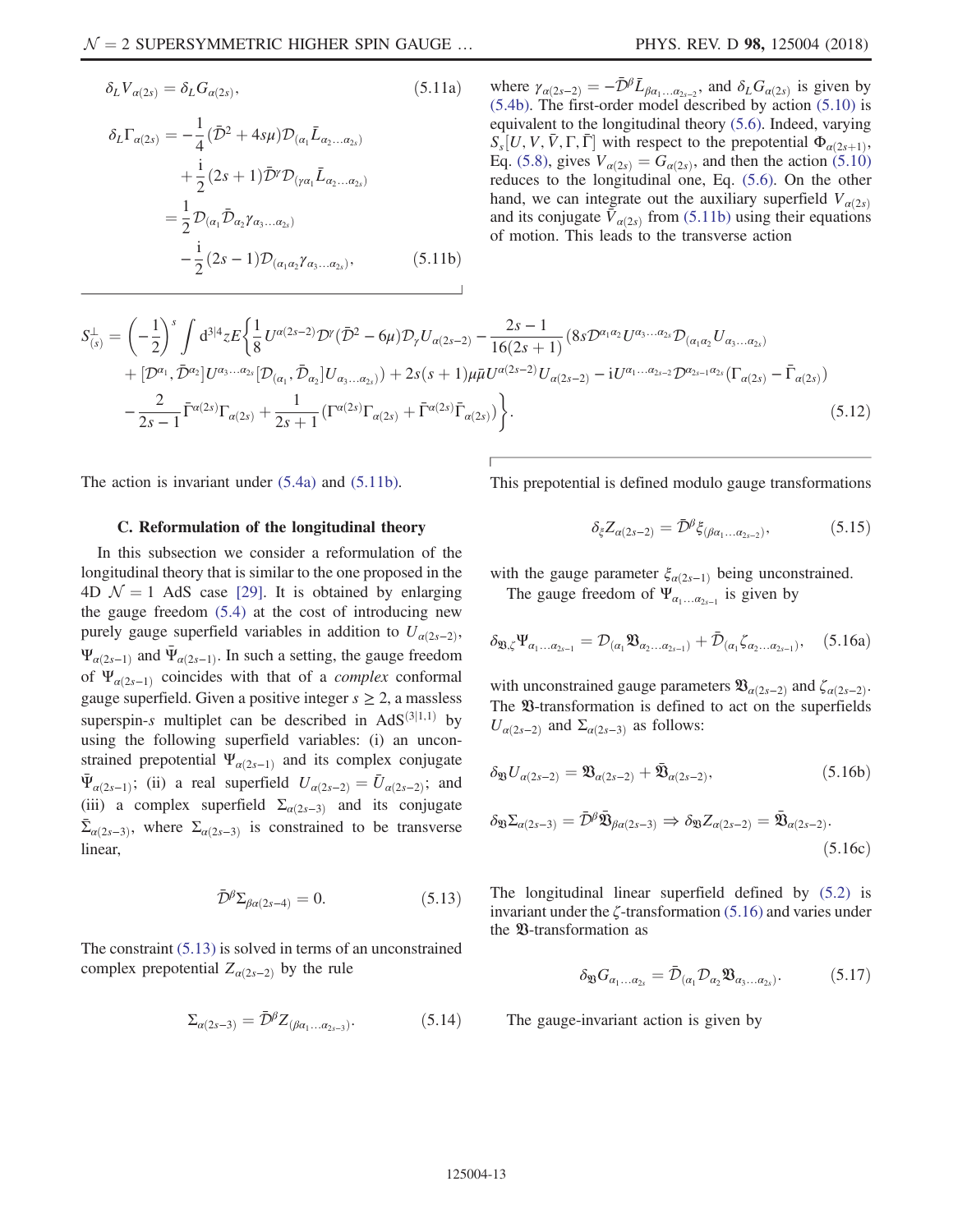$$\delta_L V_{\alpha(2s)} = \delta_L G_{\alpha(2s)}, \tag{5.11a}$$

$$\begin{aligned}\delta_L \Gamma_{\alpha(2s)} &= -\frac{1}{4}(\bar{\mathcal{D}}^2 + 4s\mu)\mathcal{D}_{(\alpha_1}\bar{L}_{\alpha_2\ldots\alpha_{2s})} \\ &\quad + \frac{\mathrm{i}}{2}(2s+1)\bar{\mathcal{D}}^\gamma \mathcal{D}_{(\gamma\alpha_1}\bar{L}_{\alpha_2\ldots\alpha_{2s})} \\ &= \frac{1}{2}\mathcal{D}_{(\alpha_1}\bar{\mathcal{D}}_{\alpha_2}\gamma_{\alpha_3\ldots\alpha_{2s})} \\ &\quad - \frac{\mathrm{i}}{2}(2s-1)\mathcal{D}_{(\alpha_1\alpha_2}\gamma_{\alpha_3\ldots\alpha_{2s})},\end{aligned} \tag{5.11b}$$

where $\gamma_{\alpha(2s-2)} = -\bar{\mathcal{D}}^\beta \bar{L}_{\beta\alpha_1\ldots\alpha_{2s-2}}$, and $\delta_L G_{\alpha(2s)}$ is given by (5.4b). The first-order model described by action (5.10) is equivalent to the longitudinal theory (5.6). Indeed, varying $S_s[U, V, \bar{V}, \Gamma, \bar{\Gamma}]$ with respect to the prepotential $\Phi_{\alpha(2s+1)}$, Eq. (5.8), gives $V_{\alpha(2s)} = G_{\alpha(2s)}$, and then the action (5.10) reduces to the longitudinal one, Eq. (5.6). On the other hand, we can integrate out the auxiliary superfield $V_{\alpha(2s)}$ and its conjugate $\bar{V}_{\alpha(2s)}$ from (5.11b) using their equations of motion. This leads to the transverse action

$$\begin{aligned}S^{\perp}_{(s)} = \left(-\frac{1}{2}\right)^s \int \mathrm{d}^{3|4}z E\bigg\{&\frac{1}{8}U^{\alpha(2s-2)}\mathcal{D}^\gamma(\bar{\mathcal{D}}^2 - 6\mu)\mathcal{D}_\gamma U_{\alpha(2s-2)} - \frac{2s-1}{16(2s+1)}\big(8s\mathcal{D}^{\alpha_1\alpha_2}U^{\alpha_3\ldots\alpha_{2s}}\mathcal{D}_{(\alpha_1\alpha_2}U_{\alpha_3\ldots\alpha_{2s})} \\ &+ [\mathcal{D}^{\alpha_1}, \bar{\mathcal{D}}^{\alpha_2}]U^{\alpha_3\ldots\alpha_{2s}}[\mathcal{D}_{(\alpha_1}, \bar{\mathcal{D}}_{\alpha_2}]U_{\alpha_3\ldots\alpha_{2s})}\big) + 2s(s+1)\mu\bar{\mu}U^{\alpha(2s-2)}U_{\alpha(2s-2)} - \mathrm{i}U^{\alpha_1\ldots\alpha_{2s-2}}\mathcal{D}^{\alpha_{2s-1}\alpha_{2s}}(\Gamma_{\alpha(2s)} - \bar{\Gamma}_{\alpha(2s)}) \\ &- \frac{2}{2s-1}\bar{\Gamma}^{\alpha(2s)}\Gamma_{\alpha(2s)} + \frac{1}{2s+1}(\Gamma^{\alpha(2s)}\Gamma_{\alpha(2s)} + \bar{\Gamma}^{\alpha(2s)}\bar{\Gamma}_{\alpha(2s)})\bigg\}.\end{aligned} \tag{5.12}$$

The action is invariant under (5.4a) and (5.11b).

### C. Reformulation of the longitudinal theory

In this subsection we consider a reformulation of the longitudinal theory that is similar to the one proposed in the 4D $\mathcal{N}=1$ AdS case [29]. It is obtained by enlarging the gauge freedom (5.4) at the cost of introducing new purely gauge superfield variables in addition to $U_{\alpha(2s-2)}$, $\Psi_{\alpha(2s-1)}$ and $\bar{\Psi}_{\alpha(2s-1)}$. In such a setting, the gauge freedom of $\Psi_{\alpha(2s-1)}$ coincides with that of a *complex* conformal gauge superfield. Given a positive integer $s \geq 2$, a massless superspin-$s$ multiplet can be described in AdS$^{(3|1,1)}$ by using the following superfield variables: (i) an unconstrained prepotential $\Psi_{\alpha(2s-1)}$ and its complex conjugate $\bar{\Psi}_{\alpha(2s-1)}$; (ii) a real superfield $U_{\alpha(2s-2)} = \bar{U}_{\alpha(2s-2)}$; and (iii) a complex superfield $\Sigma_{\alpha(2s-3)}$ and its conjugate $\bar{\Sigma}_{\alpha(2s-3)}$, where $\Sigma_{\alpha(2s-3)}$ is constrained to be transverse linear,

$$\bar{\mathcal{D}}^\beta \Sigma_{\beta\alpha(2s-4)} = 0. \tag{5.13}$$

The constraint (5.13) is solved in terms of an unconstrained complex prepotential $Z_{\alpha(2s-2)}$ by the rule

$$\Sigma_{\alpha(2s-3)} = \bar{\mathcal{D}}^\beta Z_{(\beta\alpha_1\ldots\alpha_{2s-3})}. \tag{5.14}$$

This prepotential is defined modulo gauge transformations

$$\delta_\xi Z_{\alpha(2s-2)} = \bar{\mathcal{D}}^\beta \xi_{(\beta\alpha_1\ldots\alpha_{2s-2})}, \tag{5.15}$$

with the gauge parameter $\xi_{\alpha(2s-1)}$ being unconstrained.

The gauge freedom of $\Psi_{\alpha_1\ldots\alpha_{2s-1}}$ is given by

$$\delta_{\mathfrak{B},\zeta}\Psi_{\alpha_1\ldots\alpha_{2s-1}} = \mathcal{D}_{(\alpha_1}\mathfrak{B}_{\alpha_2\ldots\alpha_{2s-1})} + \bar{\mathcal{D}}_{(\alpha_1}\zeta_{\alpha_2\ldots\alpha_{2s-1})}, \tag{5.16a}$$

with unconstrained gauge parameters $\mathfrak{B}_{\alpha(2s-2)}$ and $\zeta_{\alpha(2s-2)}$. The $\mathfrak{B}$-transformation is defined to act on the superfields $U_{\alpha(2s-2)}$ and $\Sigma_{\alpha(2s-3)}$ as follows:

$$\delta_{\mathfrak{B}}U_{\alpha(2s-2)} = \mathfrak{B}_{\alpha(2s-2)} + \bar{\mathfrak{B}}_{\alpha(2s-2)}, \tag{5.16b}$$

$$\delta_{\mathfrak{B}}\Sigma_{\alpha(2s-3)} = \bar{\mathcal{D}}^\beta \bar{\mathfrak{B}}_{\beta\alpha(2s-3)} \Rightarrow \delta_{\mathfrak{B}}Z_{\alpha(2s-2)} = \bar{\mathfrak{B}}_{\alpha(2s-2)}. \tag{5.16c}$$

The longitudinal linear superfield defined by (5.2) is invariant under the $\zeta$-transformation (5.16) and varies under the $\mathfrak{B}$-transformation as

$$\delta_{\mathfrak{B}}G_{\alpha_1\ldots\alpha_{2s}} = \bar{\mathcal{D}}_{(\alpha_1}\mathcal{D}_{\alpha_2}\mathfrak{B}_{\alpha_3\ldots\alpha_{2s})}. \tag{5.17}$$

The gauge-invariant action is given by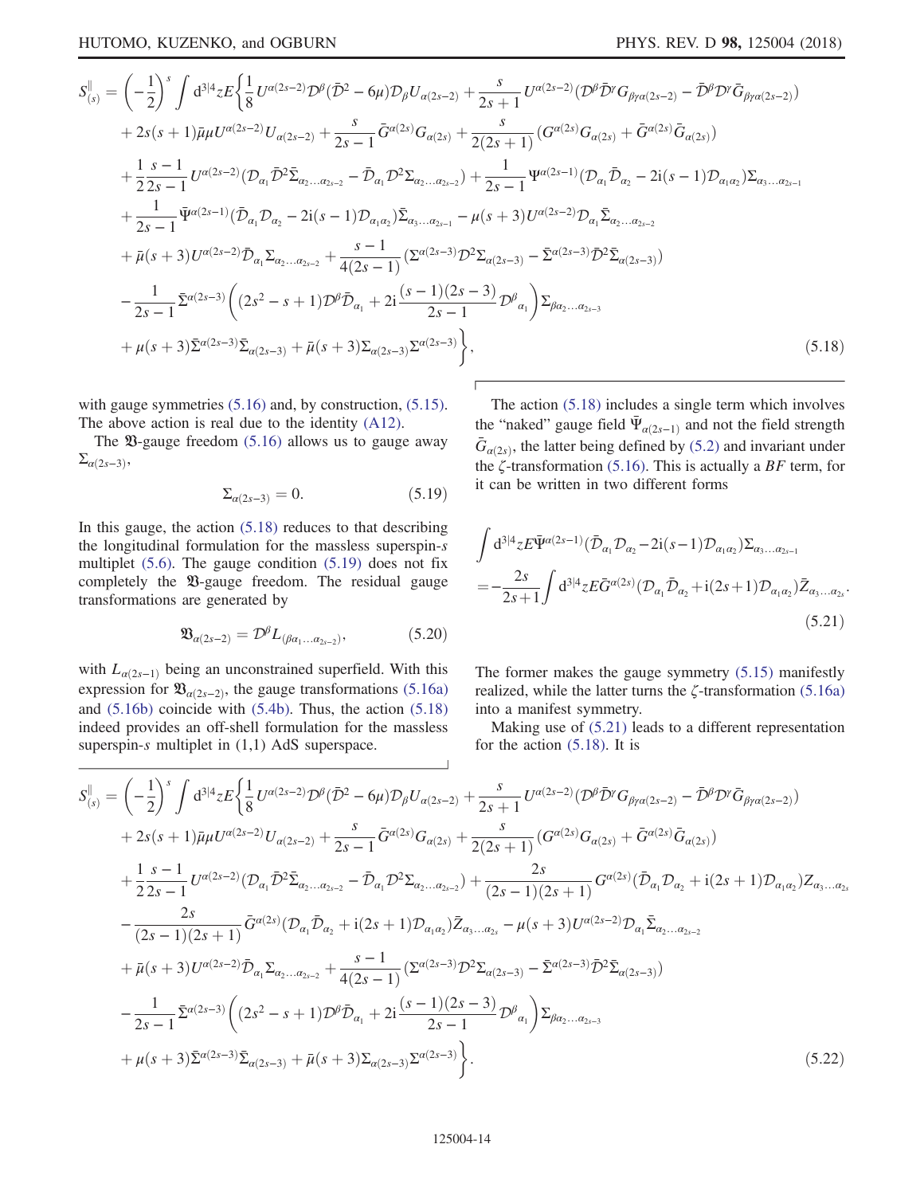$$
\begin{aligned}
S^{\parallel}_{(s)} = \left(-\frac{1}{2}\right)^s \int \mathrm{d}^{3|4}z\, E \bigg\{ & \frac{1}{8} U^{\alpha(2s-2)} \mathcal{D}^\beta (\bar{\mathcal{D}}^2 - 6\mu) \mathcal{D}_\beta U_{\alpha(2s-2)} + \frac{s}{2s+1} U^{\alpha(2s-2)} (\mathcal{D}^\beta \bar{\mathcal{D}}^\gamma G_{\beta\gamma\alpha(2s-2)} - \bar{\mathcal{D}}^\beta \mathcal{D}^\gamma \bar{G}_{\beta\gamma\alpha(2s-2)}) \\
& + 2s(s+1)\bar{\mu}\mu U^{\alpha(2s-2)} U_{\alpha(2s-2)} + \frac{s}{2s-1} \bar{G}^{\alpha(2s)} G_{\alpha(2s)} + \frac{s}{2(2s+1)} (G^{\alpha(2s)} G_{\alpha(2s)} + \bar{G}^{\alpha(2s)} \bar{G}_{\alpha(2s)}) \\
& + \frac{1}{2}\frac{s-1}{2s-1} U^{\alpha(2s-2)} (\mathcal{D}_{\alpha_1} \bar{\mathcal{D}}^2 \bar{\Sigma}_{\alpha_2 \ldots \alpha_{2s-2}} - \bar{\mathcal{D}}_{\alpha_1} \mathcal{D}^2 \Sigma_{\alpha_2 \ldots \alpha_{2s-2}}) + \frac{1}{2s-1} \Psi^{\alpha(2s-1)} (\mathcal{D}_{\alpha_1} \bar{\mathcal{D}}_{\alpha_2} - 2\mathrm{i}(s-1) \mathcal{D}_{\alpha_1 \alpha_2}) \Sigma_{\alpha_3 \ldots \alpha_{2s-1}} \\
& + \frac{1}{2s-1} \bar{\Psi}^{\alpha(2s-1)} (\bar{\mathcal{D}}_{\alpha_1} \mathcal{D}_{\alpha_2} - 2\mathrm{i}(s-1) \mathcal{D}_{\alpha_1 \alpha_2}) \bar{\Sigma}_{\alpha_3 \ldots \alpha_{2s-1}} - \mu(s+3) U^{\alpha(2s-2)} \mathcal{D}_{\alpha_1} \bar{\Sigma}_{\alpha_2 \ldots \alpha_{2s-2}} \\
& + \bar{\mu}(s+3) U^{\alpha(2s-2)} \bar{\mathcal{D}}_{\alpha_1} \Sigma_{\alpha_2 \ldots \alpha_{2s-2}} + \frac{s-1}{4(2s-1)} (\Sigma^{\alpha(2s-3)} \mathcal{D}^2 \Sigma_{\alpha(2s-3)} - \bar{\Sigma}^{\alpha(2s-3)} \bar{\mathcal{D}}^2 \bar{\Sigma}_{\alpha(2s-3)}) \\
& - \frac{1}{2s-1} \bar{\Sigma}^{\alpha(2s-3)} \left( (2s^2 - s + 1) \mathcal{D}^\beta \bar{\mathcal{D}}_{\alpha_1} + 2\mathrm{i} \frac{(s-1)(2s-3)}{2s-1} \mathcal{D}^\beta{}_{\alpha_1} \right) \Sigma_{\beta \alpha_2 \ldots \alpha_{2s-3}} \\
& + \mu(s+3) \bar{\Sigma}^{\alpha(2s-3)} \bar{\Sigma}_{\alpha(2s-3)} + \bar{\mu}(s+3) \Sigma_{\alpha(2s-3)} \Sigma^{\alpha(2s-3)} \bigg\}, 
\end{aligned}
\tag{5.18}
$$

with gauge symmetries (5.16) and, by construction, (5.15). The above action is real due to the identity (A12).

The $\mathfrak{V}$-gauge freedom (5.16) allows us to gauge away $\Sigma_{\alpha(2s-3)}$,

$$
\Sigma_{\alpha(2s-3)} = 0. \tag{5.19}
$$

In this gauge, the action (5.18) reduces to that describing the longitudinal formulation for the massless superspin-$s$ multiplet (5.6). The gauge condition (5.19) does not fix completely the $\mathfrak{V}$-gauge freedom. The residual gauge transformations are generated by

$$
\mathfrak{V}_{\alpha(2s-2)} = \mathcal{D}^\beta L_{(\beta \alpha_1 \ldots \alpha_{2s-2})}, \tag{5.20}
$$

with $L_{\alpha(2s-1)}$ being an unconstrained superfield. With this expression for $\mathfrak{V}_{\alpha(2s-2)}$, the gauge transformations (5.16a) and (5.16b) coincide with (5.4b). Thus, the action (5.18) indeed provides an off-shell formulation for the massless superspin-$s$ multiplet in (1,1) AdS superspace.

The action (5.18) includes a single term which involves the "naked" gauge field $\bar{\Psi}_{\alpha(2s-1)}$ and not the field strength $\bar{G}_{\alpha(2s)}$, the latter being defined by (5.2) and invariant under the $\zeta$-transformation (5.16). This is actually a $BF$ term, for it can be written in two different forms

$$
\begin{aligned}
& \int \mathrm{d}^{3|4}z\, E \bar{\Psi}^{\alpha(2s-1)} (\bar{\mathcal{D}}_{\alpha_1} \mathcal{D}_{\alpha_2} - 2\mathrm{i}(s-1) \mathcal{D}_{\alpha_1 \alpha_2}) \Sigma_{\alpha_3 \ldots \alpha_{2s-1}} \\
& = -\frac{2s}{2s+1} \int \mathrm{d}^{3|4}z\, E \bar{G}^{\alpha(2s)} (\mathcal{D}_{\alpha_1} \bar{\mathcal{D}}_{\alpha_2} + \mathrm{i}(2s+1) \mathcal{D}_{\alpha_1 \alpha_2}) \bar{Z}_{\alpha_3 \ldots \alpha_{2s}}.
\end{aligned}
\tag{5.21}
$$

The former makes the gauge symmetry (5.15) manifestly realized, while the latter turns the $\zeta$-transformation (5.16a) into a manifest symmetry.

Making use of (5.21) leads to a different representation for the action (5.18). It is

$$
\begin{aligned}
S^{\parallel}_{(s)} = \left(-\frac{1}{2}\right)^s \int \mathrm{d}^{3|4}z\, E \bigg\{ & \frac{1}{8} U^{\alpha(2s-2)} \mathcal{D}^\beta (\bar{\mathcal{D}}^2 - 6\mu) \mathcal{D}_\beta U_{\alpha(2s-2)} + \frac{s}{2s+1} U^{\alpha(2s-2)} (\mathcal{D}^\beta \bar{\mathcal{D}}^\gamma G_{\beta\gamma\alpha(2s-2)} - \bar{\mathcal{D}}^\beta \mathcal{D}^\gamma \bar{G}_{\beta\gamma\alpha(2s-2)}) \\
& + 2s(s+1)\bar{\mu}\mu U^{\alpha(2s-2)} U_{\alpha(2s-2)} + \frac{s}{2s-1} \bar{G}^{\alpha(2s)} G_{\alpha(2s)} + \frac{s}{2(2s+1)} (G^{\alpha(2s)} G_{\alpha(2s)} + \bar{G}^{\alpha(2s)} \bar{G}_{\alpha(2s)}) \\
& + \frac{1}{2}\frac{s-1}{2s-1} U^{\alpha(2s-2)} (\mathcal{D}_{\alpha_1} \bar{\mathcal{D}}^2 \bar{\Sigma}_{\alpha_2 \ldots \alpha_{2s-2}} - \bar{\mathcal{D}}_{\alpha_1} \mathcal{D}^2 \Sigma_{\alpha_2 \ldots \alpha_{2s-2}}) + \frac{2s}{(2s-1)(2s+1)} G^{\alpha(2s)} (\bar{\mathcal{D}}_{\alpha_1} \mathcal{D}_{\alpha_2} + \mathrm{i}(2s+1) \mathcal{D}_{\alpha_1 \alpha_2}) Z_{\alpha_3 \ldots \alpha_{2s}} \\
& - \frac{2s}{(2s-1)(2s+1)} \bar{G}^{\alpha(2s)} (\mathcal{D}_{\alpha_1} \bar{\mathcal{D}}_{\alpha_2} + \mathrm{i}(2s+1) \mathcal{D}_{\alpha_1 \alpha_2}) \bar{Z}_{\alpha_3 \ldots \alpha_{2s}} - \mu(s+3) U^{\alpha(2s-2)} \mathcal{D}_{\alpha_1} \bar{\Sigma}_{\alpha_2 \ldots \alpha_{2s-2}} \\
& + \bar{\mu}(s+3) U^{\alpha(2s-2)} \bar{\mathcal{D}}_{\alpha_1} \Sigma_{\alpha_2 \ldots \alpha_{2s-2}} + \frac{s-1}{4(2s-1)} (\Sigma^{\alpha(2s-3)} \mathcal{D}^2 \Sigma_{\alpha(2s-3)} - \bar{\Sigma}^{\alpha(2s-3)} \bar{\mathcal{D}}^2 \bar{\Sigma}_{\alpha(2s-3)}) \\
& - \frac{1}{2s-1} \bar{\Sigma}^{\alpha(2s-3)} \left( (2s^2 - s + 1) \mathcal{D}^\beta \bar{\mathcal{D}}_{\alpha_1} + 2\mathrm{i} \frac{(s-1)(2s-3)}{2s-1} \mathcal{D}^\beta{}_{\alpha_1} \right) \Sigma_{\beta \alpha_2 \ldots \alpha_{2s-3}} \\
& + \mu(s+3) \bar{\Sigma}^{\alpha(2s-3)} \bar{\Sigma}_{\alpha(2s-3)} + \bar{\mu}(s+3) \Sigma_{\alpha(2s-3)} \Sigma^{\alpha(2s-3)} \bigg\}.
\end{aligned}
\tag{5.22}
$$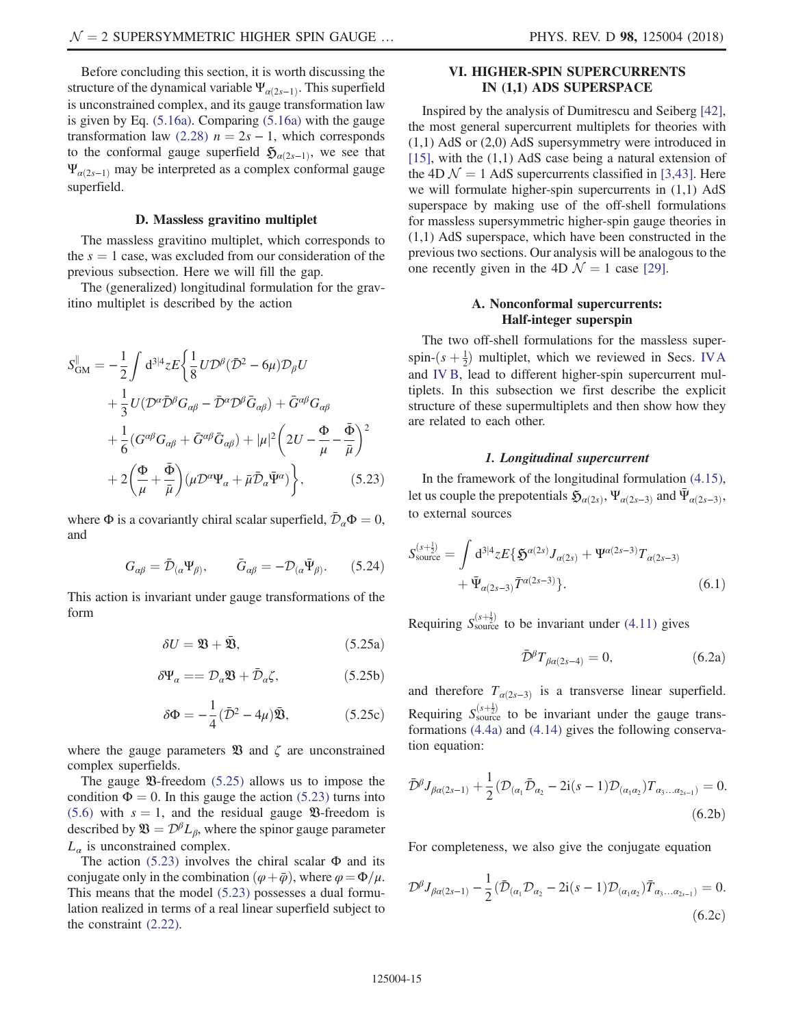Before concluding this section, it is worth discussing the structure of the dynamical variable $\Psi_{\alpha(2s-1)}$. This superfield is unconstrained complex, and its gauge transformation law is given by Eq. (5.16a). Comparing (5.16a) with the gauge transformation law (2.28) $n = 2s-1$, which corresponds to the conformal gauge superfield $\mathfrak{H}_{\alpha(2s-1)}$, we see that $\Psi_{\alpha(2s-1)}$ may be interpreted as a complex conformal gauge superfield.

### D. Massless gravitino multiplet

The massless gravitino multiplet, which corresponds to the $s = 1$ case, was excluded from our consideration of the previous subsection. Here we will fill the gap.

The (generalized) longitudinal formulation for the gravitino multiplet is described by the action

$$
\begin{aligned}
S^{\parallel}_{\rm GM} = -\frac{1}{2}\int {\rm d}^{3|4}z E\bigg\{&\frac{1}{8}U\mathcal{D}^{\beta}(\bar{\mathcal{D}}^2-6\mu)\mathcal{D}_{\beta}U \\
&+\frac{1}{3}U(\mathcal{D}^{\alpha}\bar{\mathcal{D}}^{\beta}G_{\alpha\beta}-\bar{\mathcal{D}}^{\alpha}\mathcal{D}^{\beta}\bar{G}_{\alpha\beta})+\bar{G}^{\alpha\beta}G_{\alpha\beta} \\
&+\frac{1}{6}(G^{\alpha\beta}G_{\alpha\beta}+\bar{G}^{\alpha\beta}\bar{G}_{\alpha\beta})+|\mu|^2\left(2U-\frac{\Phi}{\mu}-\frac{\bar{\Phi}}{\bar{\mu}}\right)^2 \\
&+2\left(\frac{\Phi}{\mu}+\frac{\bar{\Phi}}{\bar{\mu}}\right)(\mu\mathcal{D}^{\alpha}\Psi_{\alpha}+\bar{\mu}\bar{\mathcal{D}}_{\alpha}\bar{\Psi}^{\alpha})\bigg\},
\end{aligned}
\tag{5.23}
$$

where $\Phi$ is a covariantly chiral scalar superfield, $\bar{\mathcal{D}}_{\alpha}\Phi = 0$, and

$$
G_{\alpha\beta} = \bar{\mathcal{D}}_{(\alpha}\Psi_{\beta)}, \qquad \bar{G}_{\alpha\beta} = -\mathcal{D}_{(\alpha}\bar{\Psi}_{\beta)}. \tag{5.24}
$$

This action is invariant under gauge transformations of the form

$$
\delta U = \mathfrak{V} + \bar{\mathfrak{V}}, \tag{5.25a}
$$

$$
\delta\Psi_{\alpha} == \mathcal{D}_{\alpha}\mathfrak{V} + \bar{\mathcal{D}}_{\alpha}\zeta, \tag{5.25b}
$$

$$
\delta\Phi = -\frac{1}{4}(\bar{\mathcal{D}}^2-4\mu)\bar{\mathfrak{V}}, \tag{5.25c}
$$

where the gauge parameters $\mathfrak{V}$ and $\zeta$ are unconstrained complex superfields.

The gauge $\mathfrak{V}$-freedom (5.25) allows us to impose the condition $\Phi = 0$. In this gauge the action (5.23) turns into (5.6) with $s = 1$, and the residual gauge $\mathfrak{V}$-freedom is described by $\mathfrak{V} = \mathcal{D}^{\beta}L_{\beta}$, where the spinor gauge parameter $L_{\alpha}$ is unconstrained complex.

The action (5.23) involves the chiral scalar $\Phi$ and its conjugate only in the combination $(\varphi+\bar{\varphi})$, where $\varphi = \Phi/\mu$. This means that the model (5.23) possesses a dual formulation realized in terms of a real linear superfield subject to the constraint (2.22).

## VI. HIGHER-SPIN SUPERCURRENTS IN (1,1) ADS SUPERSPACE

Inspired by the analysis of Dumitrescu and Seiberg [42], the most general supercurrent multiplets for theories with (1,1) AdS or (2,0) AdS supersymmetry were introduced in [15], with the (1,1) AdS case being a natural extension of the 4D $\mathcal{N} = 1$ AdS supercurrents classified in [3,43]. Here we will formulate higher-spin supercurrents in (1,1) AdS superspace by making use of the off-shell formulations for massless supersymmetric higher-spin gauge theories in (1,1) AdS superspace, which have been constructed in the previous two sections. Our analysis will be analogous to the one recently given in the 4D $\mathcal{N} = 1$ case [29].

### A. Nonconformal supercurrents: Half-integer superspin

The two off-shell formulations for the massless superspin-$(s+\frac{1}{2})$ multiplet, which we reviewed in Secs. IV A and IV B, lead to different higher-spin supercurrent multiplets. In this subsection we first describe the explicit structure of these supermultiplets and then show how they are related to each other.

#### 1. Longitudinal supercurrent

In the framework of the longitudinal formulation (4.15), let us couple the prepotentials $\mathfrak{H}_{\alpha(2s)}$, $\Psi_{\alpha(2s-3)}$ and $\bar{\Psi}_{\alpha(2s-3)}$, to external sources

$$
S^{(s+\frac{1}{2})}_{\rm source} = \int {\rm d}^{3|4}zE\{\mathfrak{H}^{\alpha(2s)}J_{\alpha(2s)} + \Psi^{\alpha(2s-3)}T_{\alpha(2s-3)} + \bar{\Psi}_{\alpha(2s-3)}\bar{T}^{\alpha(2s-3)}\}. \tag{6.1}
$$

Requiring $S^{(s+\frac{1}{2})}_{\rm source}$ to be invariant under (4.11) gives

$$
\bar{\mathcal{D}}^{\beta}T_{\beta\alpha(2s-4)} = 0, \tag{6.2a}
$$

and therefore $T_{\alpha(2s-3)}$ is a transverse linear superfield. Requiring $S^{(s+\frac{1}{2})}_{\rm source}$ to be invariant under the gauge transformations (4.4a) and (4.14) gives the following conservation equation:

$$
\bar{\mathcal{D}}^{\beta}J_{\beta\alpha(2s-1)} + \frac{1}{2}(\mathcal{D}_{(\alpha_1}\bar{\mathcal{D}}_{\alpha_2} - 2{\rm i}(s-1)\mathcal{D}_{(\alpha_1\alpha_2)})T_{\alpha_3\ldots\alpha_{2s-1})} = 0. \tag{6.2b}
$$

For completeness, we also give the conjugate equation

$$
\mathcal{D}^{\beta}J_{\beta\alpha(2s-1)} - \frac{1}{2}(\bar{\mathcal{D}}_{(\alpha_1}\mathcal{D}_{\alpha_2} - 2{\rm i}(s-1)\mathcal{D}_{(\alpha_1\alpha_2)})\bar{T}_{\alpha_3\ldots\alpha_{2s-1})} = 0. \tag{6.2c}
$$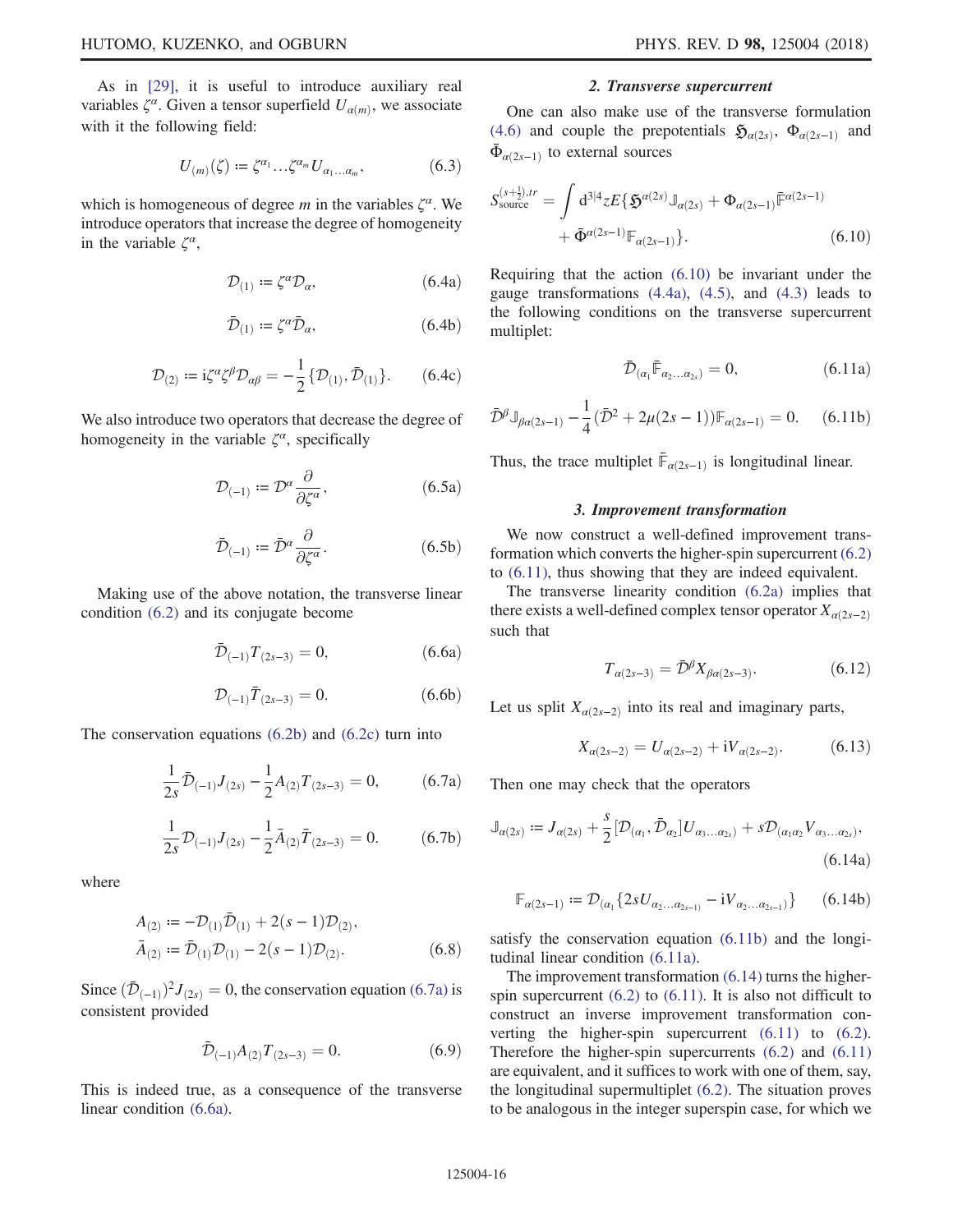As in [29], it is useful to introduce auxiliary real variables $\zeta^\alpha$. Given a tensor superfield $U_{\alpha(m)}$, we associate with it the following field:

$$U_{(m)}(\zeta) := \zeta^{\alpha_1}\ldots\zeta^{\alpha_m} U_{\alpha_1\ldots\alpha_m}, \tag{6.3}$$

which is homogeneous of degree $m$ in the variables $\zeta^\alpha$. We introduce operators that increase the degree of homogeneity in the variable $\zeta^\alpha$,

$$\mathcal{D}_{(1)} := \zeta^\alpha \mathcal{D}_\alpha, \tag{6.4a}$$

$$\bar{\mathcal{D}}_{(1)} := \zeta^\alpha \bar{\mathcal{D}}_\alpha, \tag{6.4b}$$

$$\mathcal{D}_{(2)} := \mathrm{i}\zeta^\alpha\zeta^\beta \mathcal{D}_{\alpha\beta} = -\frac{1}{2}\{\mathcal{D}_{(1)}, \bar{\mathcal{D}}_{(1)}\}. \tag{6.4c}$$

We also introduce two operators that decrease the degree of homogeneity in the variable $\zeta^\alpha$, specifically

$$\mathcal{D}_{(-1)} := \mathcal{D}^\alpha \frac{\partial}{\partial \zeta^\alpha}, \tag{6.5a}$$

$$\bar{\mathcal{D}}_{(-1)} := \bar{\mathcal{D}}^\alpha \frac{\partial}{\partial \zeta^\alpha}. \tag{6.5b}$$

Making use of the above notation, the transverse linear condition (6.2) and its conjugate become

$$\bar{\mathcal{D}}_{(-1)} T_{(2s-3)} = 0, \tag{6.6a}$$

$$\mathcal{D}_{(-1)} \bar{T}_{(2s-3)} = 0. \tag{6.6b}$$

The conservation equations (6.2b) and (6.2c) turn into

$$\frac{1}{2s}\bar{\mathcal{D}}_{(-1)} J_{(2s)} - \frac{1}{2} A_{(2)} T_{(2s-3)} = 0, \tag{6.7a}$$

$$\frac{1}{2s}\mathcal{D}_{(-1)} J_{(2s)} - \frac{1}{2} \bar{A}_{(2)} \bar{T}_{(2s-3)} = 0. \tag{6.7b}$$

where

$$\begin{aligned} A_{(2)} &:= -\mathcal{D}_{(1)}\bar{\mathcal{D}}_{(1)} + 2(s-1)\mathcal{D}_{(2)}, \\ \bar{A}_{(2)} &:= \bar{\mathcal{D}}_{(1)}\mathcal{D}_{(1)} - 2(s-1)\mathcal{D}_{(2)}. \end{aligned} \tag{6.8}$$

Since $(\bar{\mathcal{D}}_{(-1)})^2 J_{(2s)} = 0$, the conservation equation (6.7a) is consistent provided

$$\bar{\mathcal{D}}_{(-1)} A_{(2)} T_{(2s-3)} = 0. \tag{6.9}$$

This is indeed true, as a consequence of the transverse linear condition (6.6a).

#### 2. Transverse supercurrent

One can also make use of the transverse formulation (4.6) and couple the prepotentials $\mathfrak{H}_{\alpha(2s)}$, $\Phi_{\alpha(2s-1)}$ and $\bar{\Phi}_{\alpha(2s-1)}$ to external sources

$$S^{(s+\frac{1}{2}),tr}_{\text{source}} = \int \mathrm{d}^{3|4}z E\{\mathfrak{H}^{\alpha(2s)}\mathbb{J}_{\alpha(2s)} + \Phi_{\alpha(2s-1)}\bar{\mathbb{F}}^{\alpha(2s-1)} + \bar{\Phi}^{\alpha(2s-1)}\mathbb{F}_{\alpha(2s-1)}\}. \tag{6.10}$$

Requiring that the action (6.10) be invariant under the gauge transformations (4.4a), (4.5), and (4.3) leads to the following conditions on the transverse supercurrent multiplet:

$$\bar{\mathcal{D}}_{(\alpha_1}\bar{\mathbb{F}}_{\alpha_2\ldots\alpha_{2s})} = 0, \tag{6.11a}$$

$$\bar{\mathcal{D}}^\beta \mathbb{J}_{\beta\alpha(2s-1)} - \frac{1}{4}(\bar{\mathcal{D}}^2 + 2\mu(2s-1))\mathbb{F}_{\alpha(2s-1)} = 0. \tag{6.11b}$$

Thus, the trace multiplet $\bar{\mathbb{F}}_{\alpha(2s-1)}$ is longitudinal linear.

#### 3. Improvement transformation

We now construct a well-defined improvement transformation which converts the higher-spin supercurrent (6.2) to (6.11), thus showing that they are indeed equivalent.

The transverse linearity condition (6.2a) implies that there exists a well-defined complex tensor operator $X_{\alpha(2s-2)}$ such that

$$T_{\alpha(2s-3)} = \bar{\mathcal{D}}^\beta X_{\beta\alpha(2s-3)}. \tag{6.12}$$

Let us split $X_{\alpha(2s-2)}$ into its real and imaginary parts,

$$X_{\alpha(2s-2)} = U_{\alpha(2s-2)} + \mathrm{i}V_{\alpha(2s-2)}. \tag{6.13}$$

Then one may check that the operators

$$\mathbb{J}_{\alpha(2s)} := J_{\alpha(2s)} + \frac{s}{2}[\mathcal{D}_{(\alpha_1}, \bar{\mathcal{D}}_{\alpha_2}]U_{\alpha_3\ldots\alpha_{2s})} + s\mathcal{D}_{(\alpha_1\alpha_2}V_{\alpha_3\ldots\alpha_{2s})}, \tag{6.14a}$$

$$\mathbb{F}_{\alpha(2s-1)} := \mathcal{D}_{(\alpha_1}\{2sU_{\alpha_2\ldots\alpha_{2s-1})} - \mathrm{i}V_{\alpha_2\ldots\alpha_{2s-1})}\} \tag{6.14b}$$

satisfy the conservation equation (6.11b) and the longitudinal linear condition (6.11a).

The improvement transformation (6.14) turns the higher-spin supercurrent (6.2) to (6.11). It is also not difficult to construct an inverse improvement transformation converting the higher-spin supercurrent (6.11) to (6.2). Therefore the higher-spin supercurrents (6.2) and (6.11) are equivalent, and it suffices to work with one of them, say, the longitudinal supermultiplet (6.2). The situation proves to be analogous in the integer superspin case, for which we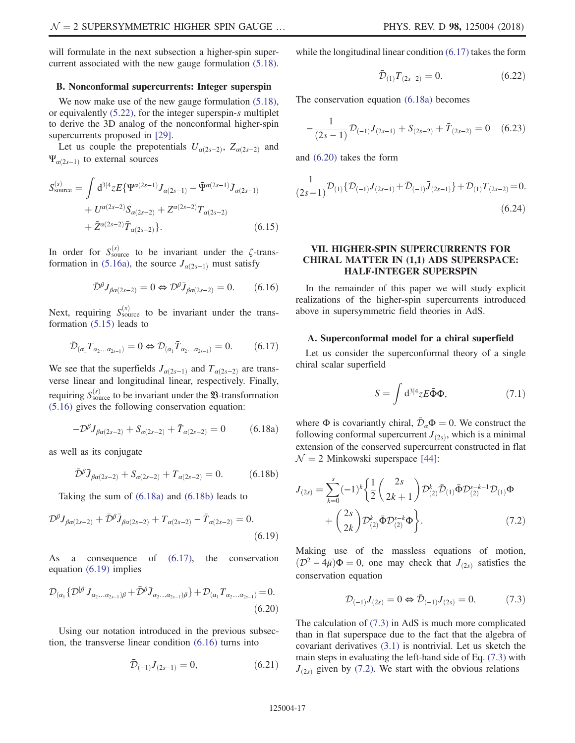will formulate in the next subsection a higher-spin supercurrent associated with the new gauge formulation (5.18).

### B. Nonconformal supercurrents: Integer superspin

We now make use of the new gauge formulation (5.18), or equivalently (5.22), for the integer superspin-$s$ multiplet to derive the 3D analog of the nonconformal higher-spin supercurrents proposed in [29].

Let us couple the prepotentials $U_{\alpha(2s-2)}$, $Z_{\alpha(2s-2)}$ and $\Psi_{\alpha(2s-1)}$ to external sources

$$S^{(s)}_{\text{source}} = \int \mathrm{d}^{3|4}z E\{\Psi^{\alpha(2s-1)}J_{\alpha(2s-1)} - \bar{\Psi}^{\alpha(2s-1)}\bar{J}_{\alpha(2s-1)} + U^{\alpha(2s-2)}S_{\alpha(2s-2)} + Z^{\alpha(2s-2)}T_{\alpha(2s-2)} + \bar{Z}^{\alpha(2s-2)}\bar{T}_{\alpha(2s-2)}\}. \tag{6.15}$$

In order for $S^{(s)}_{\text{source}}$ to be invariant under the $\zeta$-transformation in (5.16a), the source $J_{\alpha(2s-1)}$ must satisfy

$$\bar{\mathcal{D}}^{\beta}J_{\beta\alpha(2s-2)} = 0 \Leftrightarrow \mathcal{D}^{\beta}\bar{J}_{\beta\alpha(2s-2)} = 0. \tag{6.16}$$

Next, requiring $S^{(s)}_{\text{source}}$ to be invariant under the transformation (5.15) leads to

$$\bar{\mathcal{D}}_{(\alpha_1}T_{\alpha_2\ldots\alpha_{2s-1})} = 0 \Leftrightarrow \mathcal{D}_{(\alpha_1}\bar{T}_{\alpha_2\ldots\alpha_{2s-1})} = 0. \tag{6.17}$$

We see that the superfields $J_{\alpha(2s-1)}$ and $T_{\alpha(2s-2)}$ are transverse linear and longitudinal linear, respectively. Finally, requiring $S^{(s)}_{\text{source}}$ to be invariant under the $\mathfrak{V}$-transformation (5.16) gives the following conservation equation:

$$-\mathcal{D}^{\beta}J_{\beta\alpha(2s-2)} + S_{\alpha(2s-2)} + \bar{T}_{\alpha(2s-2)} = 0 \tag{6.18a}$$

as well as its conjugate

$$\bar{\mathcal{D}}^{\beta}\bar{J}_{\beta\alpha(2s-2)} + S_{\alpha(2s-2)} + T_{\alpha(2s-2)} = 0. \tag{6.18b}$$

Taking the sum of (6.18a) and (6.18b) leads to

$$\mathcal{D}^{\beta}J_{\beta\alpha(2s-2)} + \bar{\mathcal{D}}^{\beta}\bar{J}_{\beta\alpha(2s-2)} + T_{\alpha(2s-2)} - \bar{T}_{\alpha(2s-2)} = 0. \tag{6.19}$$

As a consequence of (6.17), the conservation equation (6.19) implies

$$\mathcal{D}_{(\alpha_1}\{\mathcal{D}^{|\beta|}J_{\alpha_2\ldots\alpha_{2s-1})\beta} + \bar{\mathcal{D}}^{\beta}\bar{J}_{\alpha_2\ldots\alpha_{2s-1})\beta}\} + \mathcal{D}_{(\alpha_1}T_{\alpha_2\ldots\alpha_{2s-1})} = 0. \tag{6.20}$$

Using our notation introduced in the previous subsection, the transverse linear condition (6.16) turns into

$$\bar{\mathcal{D}}_{(-1)}J_{(2s-1)} = 0, \tag{6.21}$$

while the longitudinal linear condition (6.17) takes the form

$$\bar{\mathcal{D}}_{(1)}T_{(2s-2)} = 0. \tag{6.22}$$

The conservation equation (6.18a) becomes

$$-\frac{1}{(2s-1)}\mathcal{D}_{(-1)}J_{(2s-1)} + S_{(2s-2)} + \bar{T}_{(2s-2)} = 0 \tag{6.23}$$

and (6.20) takes the form

$$\frac{1}{(2s-1)}\mathcal{D}_{(1)}\{\mathcal{D}_{(-1)}J_{(2s-1)} + \bar{\mathcal{D}}_{(-1)}\bar{J}_{(2s-1)}\} + \mathcal{D}_{(1)}T_{(2s-2)} = 0. \tag{6.24}$$

## VII. HIGHER-SPIN SUPERCURRENTS FOR CHIRAL MATTER IN (1,1) ADS SUPERSPACE: HALF-INTEGER SUPERSPIN

In the remainder of this paper we will study explicit realizations of the higher-spin supercurrents introduced above in supersymmetric field theories in AdS.

### A. Superconformal model for a chiral superfield

Let us consider the superconformal theory of a single chiral scalar superfield

$$S = \int \mathrm{d}^{3|4}zE\bar{\Phi}\Phi, \tag{7.1}$$

where $\Phi$ is covariantly chiral, $\bar{\mathcal{D}}_{\alpha}\Phi = 0$. We construct the following conformal supercurrent $J_{(2s)}$, which is a minimal extension of the conserved supercurrent constructed in flat $\mathcal{N} = 2$ Minkowski superspace [44]:

$$J_{(2s)} = \sum_{k=0}^{s}(-1)^k\left\{\frac{1}{2}\binom{2s}{2k+1}\mathcal{D}^k_{(2)}\bar{\mathcal{D}}_{(1)}\bar{\Phi}\mathcal{D}^{s-k-1}_{(2)}\mathcal{D}_{(1)}\Phi + \binom{2s}{2k}\mathcal{D}^k_{(2)}\bar{\Phi}\mathcal{D}^{s-k}_{(2)}\Phi\right\}. \tag{7.2}$$

Making use of the massless equations of motion, $(\mathcal{D}^2 - 4\bar{\mu})\Phi = 0$, one may check that $J_{(2s)}$ satisfies the conservation equation

$$\mathcal{D}_{(-1)}J_{(2s)} = 0 \Leftrightarrow \bar{\mathcal{D}}_{(-1)}J_{(2s)} = 0. \tag{7.3}$$

The calculation of (7.3) in AdS is much more complicated than in flat superspace due to the fact that the algebra of covariant derivatives (3.1) is nontrivial. Let us sketch the main steps in evaluating the left-hand side of Eq. (7.3) with $J_{(2s)}$ given by (7.2). We start with the obvious relations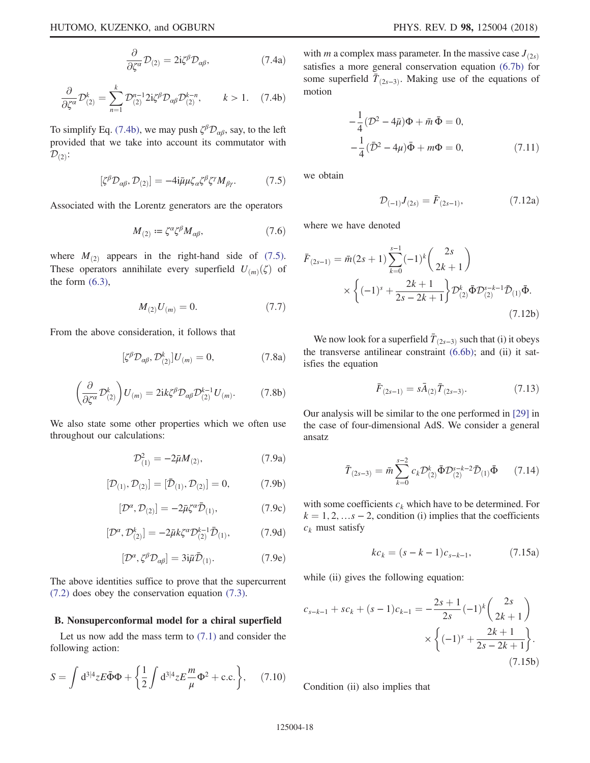$$\frac{\partial}{\partial \zeta^\alpha}\mathcal{D}_{(2)} = 2\text{i}\zeta^\beta \mathcal{D}_{\alpha\beta}, \tag{7.4a}$$

$$\frac{\partial}{\partial \zeta^\alpha}\mathcal{D}^k_{(2)} = \sum_{n=1}^{k} \mathcal{D}^{n-1}_{(2)} 2\text{i}\zeta^\beta \mathcal{D}_{\alpha\beta}\mathcal{D}^{k-n}_{(2)}, \qquad k > 1. \tag{7.4b}$$

To simplify Eq. (7.4b), we may push $\zeta^\beta \mathcal{D}_{\alpha\beta}$, say, to the left provided that we take into account its commutator with $\mathcal{D}_{(2)}$:

$$[\zeta^\beta \mathcal{D}_{\alpha\beta}, \mathcal{D}_{(2)}] = -4\text{i}\bar{\mu}\mu\zeta_\alpha \zeta^\beta \zeta^\gamma M_{\beta\gamma}. \tag{7.5}$$

Associated with the Lorentz generators are the operators

$$M_{(2)} \coloneqq \zeta^\alpha \zeta^\beta M_{\alpha\beta}, \tag{7.6}$$

where $M_{(2)}$ appears in the right-hand side of (7.5). These operators annihilate every superfield $U_{(m)}(\zeta)$ of the form (6.3),

$$M_{(2)} U_{(m)} = 0. \tag{7.7}$$

From the above consideration, it follows that

$$[\zeta^\beta \mathcal{D}_{\alpha\beta}, \mathcal{D}^k_{(2)}] U_{(m)} = 0, \tag{7.8a}$$

$$\left(\frac{\partial}{\partial \zeta^\alpha}\mathcal{D}^k_{(2)}\right) U_{(m)} = 2\text{i}k\zeta^\beta \mathcal{D}_{\alpha\beta}\mathcal{D}^{k-1}_{(2)} U_{(m)}. \tag{7.8b}$$

We also state some other properties which we often use throughout our calculations:

$$\mathcal{D}^2_{(1)} = -2\bar{\mu} M_{(2)}, \tag{7.9a}$$

$$[\mathcal{D}_{(1)}, \mathcal{D}_{(2)}] = [\bar{\mathcal{D}}_{(1)}, \mathcal{D}_{(2)}] = 0, \tag{7.9b}$$

$$[\mathcal{D}^\alpha, \mathcal{D}_{(2)}] = -2\bar{\mu}\zeta^\alpha \bar{\mathcal{D}}_{(1)}, \tag{7.9c}$$

$$[\mathcal{D}^\alpha, \mathcal{D}^k_{(2)}] = -2\bar{\mu}k\zeta^\alpha \mathcal{D}^{k-1}_{(2)} \bar{\mathcal{D}}_{(1)}, \tag{7.9d}$$

$$[\mathcal{D}^\alpha, \zeta^\beta \mathcal{D}_{\alpha\beta}] = 3\text{i}\bar{\mu}\bar{\mathcal{D}}_{(1)}. \tag{7.9e}$$

The above identities suffice to prove that the supercurrent (7.2) does obey the conservation equation (7.3).

### B. Nonsuperconformal model for a chiral superfield

Let us now add the mass term to (7.1) and consider the following action:

$$S = \int \text{d}^{3|4}z E \bar{\Phi}\Phi + \left\{\frac{1}{2}\int \text{d}^{3|4}z \frac{E}{\mu}\frac{m}{}\Phi^2 + \text{c.c.}\right\}, \tag{7.10}$$

with $m$ a complex mass parameter. In the massive case $J_{(2s)}$ satisfies a more general conservation equation (6.7b) for some superfield $\bar{T}_{(2s-3)}$. Making use of the equations of motion

$$-\frac{1}{4}(\mathcal{D}^2 - 4\bar{\mu})\Phi + \bar{m}\,\bar{\Phi} = 0,$$
$$-\frac{1}{4}(\bar{\mathcal{D}}^2 - 4\mu)\bar{\Phi} + m\Phi = 0, \tag{7.11}$$

we obtain

$$\mathcal{D}_{(-1)} J_{(2s)} = \bar{F}_{(2s-1)}, \tag{7.12a}$$

where we have denoted

$$\bar{F}_{(2s-1)} = \bar{m}(2s+1)\sum_{k=0}^{s-1}(-1)^k \binom{2s}{2k+1} \times \left\{(-1)^s + \frac{2k+1}{2s-2k+1}\right\}\mathcal{D}^k_{(2)}\bar{\Phi}\mathcal{D}^{s-k-1}_{(2)}\bar{\mathcal{D}}_{(1)}\bar{\Phi}. \tag{7.12b}$$

We now look for a superfield $\bar{T}_{(2s-3)}$ such that (i) it obeys the transverse antilinear constraint (6.6b); and (ii) it satisfies the equation

$$\bar{F}_{(2s-1)} = s\bar{A}_{(2)}\bar{T}_{(2s-3)}. \tag{7.13}$$

Our analysis will be similar to the one performed in [29] in the case of four-dimensional AdS. We consider a general ansatz

$$\bar{T}_{(2s-3)} = \bar{m}\sum_{k=0}^{s-2} c_k \mathcal{D}^k_{(2)}\bar{\Phi}\mathcal{D}^{s-k-2}_{(2)}\bar{\mathcal{D}}_{(1)}\bar{\Phi} \tag{7.14}$$

with some coefficients $c_k$ which have to be determined. For $k = 1, 2, \ldots s-2$, condition (i) implies that the coefficients $c_k$ must satisfy

$$kc_k = (s-k-1)c_{s-k-1}, \tag{7.15a}$$

while (ii) gives the following equation:

$$c_{s-k-1} + sc_k + (s-1)c_{k-1} = -\frac{2s+1}{2s}(-1)^k \binom{2s}{2k+1} \times \left\{(-1)^s + \frac{2k+1}{2s-2k+1}\right\}. \tag{7.15b}$$

Condition (ii) also implies that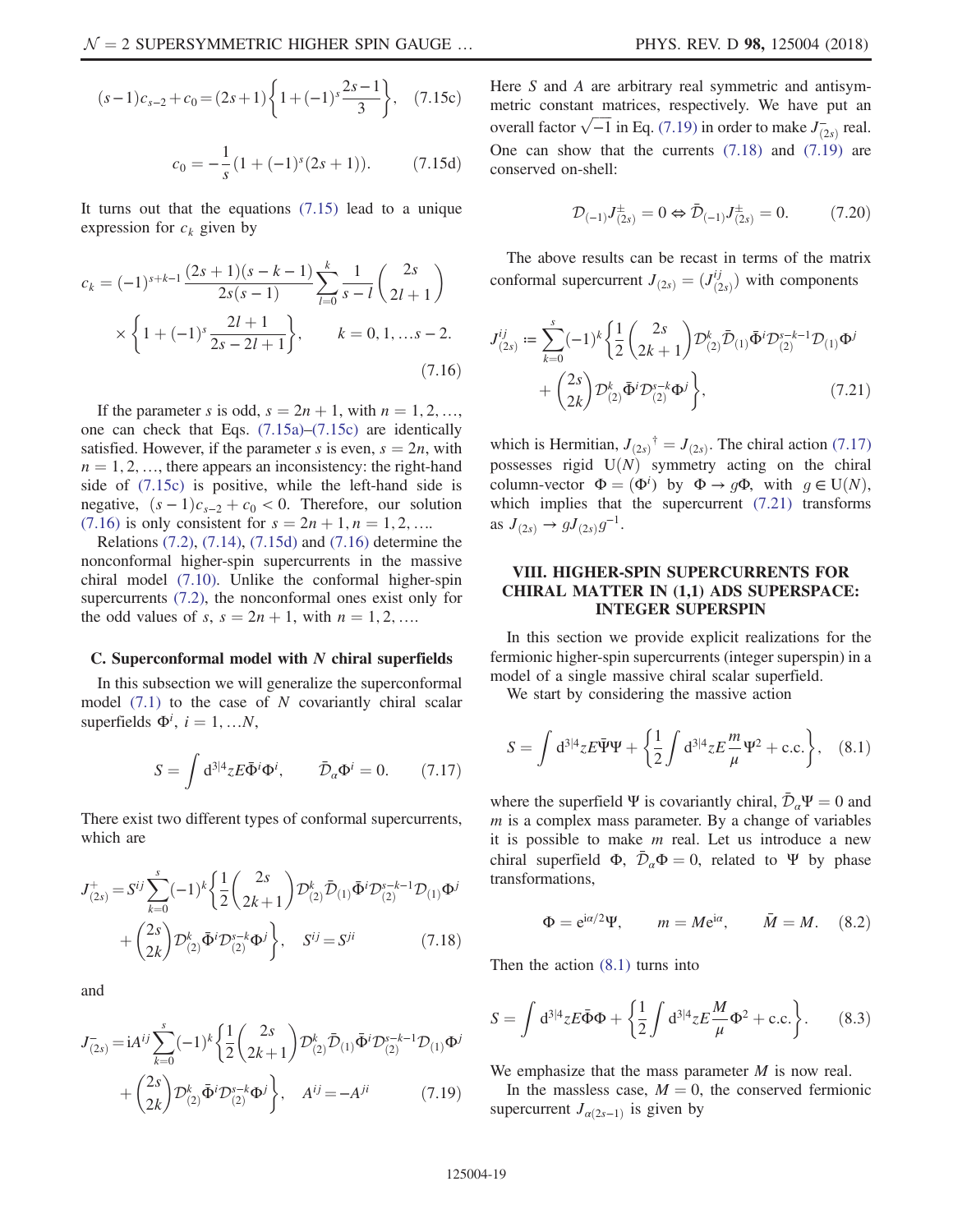$$(s-1)c_{s-2} + c_0 = (2s+1)\left\{1 + (-1)^s \frac{2s-1}{3}\right\}, \quad (7.15c)$$

$$c_0 = -\frac{1}{s}(1 + (-1)^s(2s+1)). \quad (7.15d)$$

It turns out that the equations (7.15) lead to a unique expression for $c_k$ given by

$$c_k = (-1)^{s+k-1}\frac{(2s+1)(s-k-1)}{2s(s-1)}\sum_{l=0}^{k}\frac{1}{s-l}\binom{2s}{2l+1} \times \left\{1 + (-1)^s \frac{2l+1}{2s-2l+1}\right\}, \qquad k = 0, 1, \ldots s-2. \quad (7.16)$$

If the parameter $s$ is odd, $s = 2n+1$, with $n = 1, 2, \ldots$, one can check that Eqs. (7.15a)–(7.15c) are identically satisfied. However, if the parameter $s$ is even, $s = 2n$, with $n = 1, 2, \ldots$, there appears an inconsistency: the right-hand side of (7.15c) is positive, while the left-hand side is negative, $(s-1)c_{s-2} + c_0 < 0$. Therefore, our solution (7.16) is only consistent for $s = 2n+1, n = 1, 2, \ldots$.

Relations (7.2), (7.14), (7.15d) and (7.16) determine the nonconformal higher-spin supercurrents in the massive chiral model (7.10). Unlike the conformal higher-spin supercurrents (7.2), the nonconformal ones exist only for the odd values of $s$, $s = 2n+1$, with $n = 1, 2, \ldots$.

### C. Superconformal model with $N$ chiral superfields

In this subsection we will generalize the superconformal model (7.1) to the case of $N$ covariantly chiral scalar superfields $\Phi^i$, $i = 1, \ldots N$,

$$S = \int \mathrm{d}^{3|4}z E \bar{\Phi}^i \Phi^i, \qquad \bar{\mathcal{D}}_\alpha \Phi^i = 0. \quad (7.17)$$

There exist two different types of conformal supercurrents, which are

$$J^+_{(2s)} = S^{ij}\sum_{k=0}^{s}(-1)^k\left\{\frac{1}{2}\binom{2s}{2k+1}\mathcal{D}^k_{(2)}\bar{\mathcal{D}}_{(1)}\bar{\Phi}^i\mathcal{D}^{s-k-1}_{(2)}\mathcal{D}_{(1)}\Phi^j + \binom{2s}{2k}\mathcal{D}^k_{(2)}\bar{\Phi}^i\mathcal{D}^{s-k}_{(2)}\Phi^j\right\}, \quad S^{ij} = S^{ji} \quad (7.18)$$

and

$$J^-_{(2s)} = \mathrm{i}A^{ij}\sum_{k=0}^{s}(-1)^k\left\{\frac{1}{2}\binom{2s}{2k+1}\mathcal{D}^k_{(2)}\bar{\mathcal{D}}_{(1)}\bar{\Phi}^i\mathcal{D}^{s-k-1}_{(2)}\mathcal{D}_{(1)}\Phi^j + \binom{2s}{2k}\mathcal{D}^k_{(2)}\bar{\Phi}^i\mathcal{D}^{s-k}_{(2)}\Phi^j\right\}, \quad A^{ij} = -A^{ji} \quad (7.19)$$

Here $S$ and $A$ are arbitrary real symmetric and antisymmetric constant matrices, respectively. We have put an overall factor $\sqrt{-1}$ in Eq. (7.19) in order to make $J^-_{(2s)}$ real. One can show that the currents (7.18) and (7.19) are conserved on-shell:

$$\mathcal{D}_{(-1)}J^\pm_{(2s)} = 0 \Leftrightarrow \bar{\mathcal{D}}_{(-1)}J^\pm_{(2s)} = 0. \quad (7.20)$$

The above results can be recast in terms of the matrix conformal supercurrent $J_{(2s)} = (J^{ij}_{(2s)})$ with components

$$J^{ij}_{(2s)} := \sum_{k=0}^{s}(-1)^k\left\{\frac{1}{2}\binom{2s}{2k+1}\mathcal{D}^k_{(2)}\bar{\mathcal{D}}_{(1)}\bar{\Phi}^i\mathcal{D}^{s-k-1}_{(2)}\mathcal{D}_{(1)}\Phi^j + \binom{2s}{2k}\mathcal{D}^k_{(2)}\bar{\Phi}^i\mathcal{D}^{s-k}_{(2)}\Phi^j\right\}, \quad (7.21)$$

which is Hermitian, $J_{(2s)}{}^\dagger = J_{(2s)}$. The chiral action (7.17) possesses rigid $\mathrm{U}(N)$ symmetry acting on the chiral column-vector $\Phi = (\Phi^i)$ by $\Phi \to g\Phi$, with $g \in \mathrm{U}(N)$, which implies that the supercurrent (7.21) transforms as $J_{(2s)} \to gJ_{(2s)}g^{-1}$.

## VIII. HIGHER-SPIN SUPERCURRENTS FOR CHIRAL MATTER IN (1,1) ADS SUPERSPACE: INTEGER SUPERSPIN

In this section we provide explicit realizations for the fermionic higher-spin supercurrents (integer superspin) in a model of a single massive chiral scalar superfield.

We start by considering the massive action

$$S = \int \mathrm{d}^{3|4}z E \bar{\Psi}\Psi + \left\{\frac{1}{2}\int \mathrm{d}^{3|4}z E \frac{m}{\mu}\Psi^2 + \text{c.c.}\right\}, \quad (8.1)$$

where the superfield $\Psi$ is covariantly chiral, $\bar{\mathcal{D}}_\alpha \Psi = 0$ and $m$ is a complex mass parameter. By a change of variables it is possible to make $m$ real. Let us introduce a new chiral superfield $\Phi$, $\bar{\mathcal{D}}_\alpha \Phi = 0$, related to $\Psi$ by phase transformations,

$$\Phi = \mathrm{e}^{\mathrm{i}\alpha/2}\Psi, \qquad m = M\mathrm{e}^{\mathrm{i}\alpha}, \qquad \bar{M} = M. \quad (8.2)$$

Then the action (8.1) turns into

$$S = \int \mathrm{d}^{3|4}z E \bar{\Phi}\Phi + \left\{\frac{1}{2}\int \mathrm{d}^{3|4}z E \frac{M}{\mu}\Phi^2 + \text{c.c.}\right\}. \quad (8.3)$$

We emphasize that the mass parameter $M$ is now real.

In the massless case, $M = 0$, the conserved fermionic supercurrent $J_{\alpha(2s-1)}$ is given by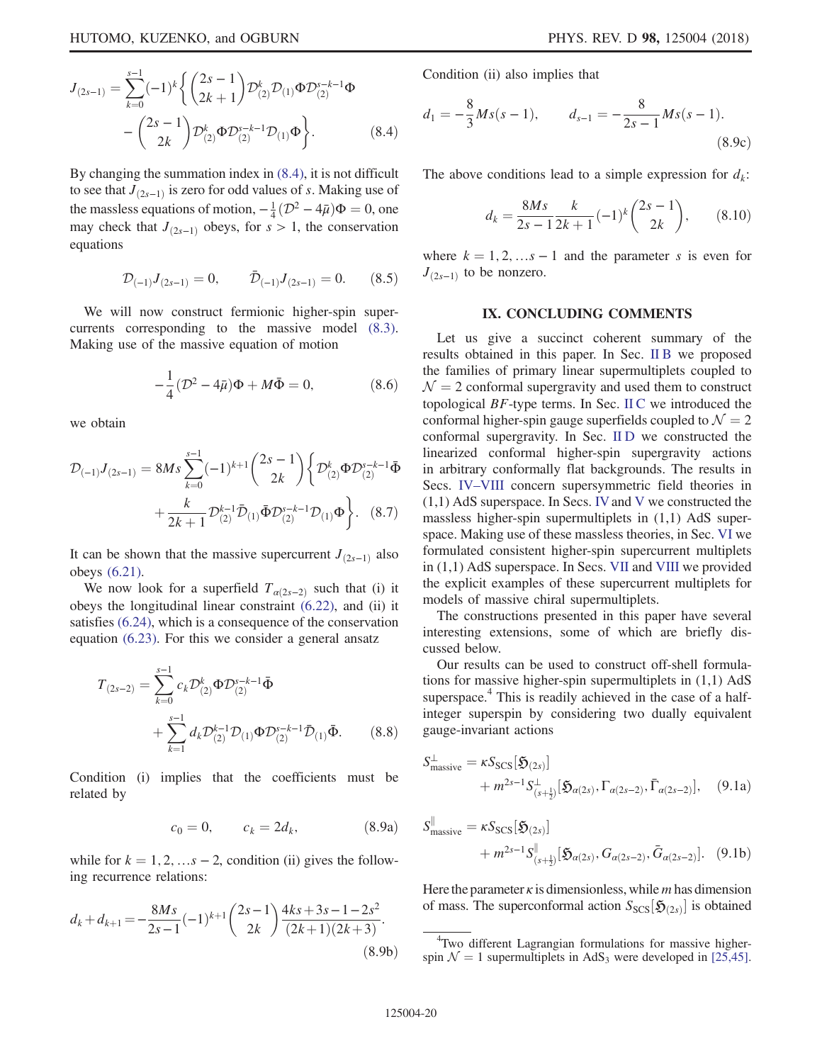$$J_{(2s-1)} = \sum_{k=0}^{s-1} (-1)^k \left\{ \binom{2s-1}{2k+1} \mathcal{D}^k_{(2)} \mathcal{D}_{(1)} \Phi \mathcal{D}^{s-k-1}_{(2)} \Phi - \binom{2s-1}{2k} \mathcal{D}^k_{(2)} \Phi \mathcal{D}^{s-k-1}_{(2)} \mathcal{D}_{(1)} \Phi \right\}. \tag{8.4}$$

By changing the summation index in (8.4), it is not difficult to see that $J_{(2s-1)}$ is zero for odd values of $s$. Making use of the massless equations of motion, $-\frac{1}{4}(\mathcal{D}^2 - 4\bar{\mu})\Phi = 0$, one may check that $J_{(2s-1)}$ obeys, for $s > 1$, the conservation equations

$$\mathcal{D}_{(-1)} J_{(2s-1)} = 0, \qquad \bar{\mathcal{D}}_{(-1)} J_{(2s-1)} = 0. \tag{8.5}$$

We will now construct fermionic higher-spin supercurrents corresponding to the massive model (8.3). Making use of the massive equation of motion

$$-\frac{1}{4}(\mathcal{D}^2 - 4\bar{\mu})\Phi + M\bar{\Phi} = 0, \tag{8.6}$$

we obtain

$$\mathcal{D}_{(-1)} J_{(2s-1)} = 8Ms \sum_{k=0}^{s-1} (-1)^{k+1} \binom{2s-1}{2k} \left\{ \mathcal{D}^k_{(2)} \Phi \mathcal{D}^{s-k-1}_{(2)} \bar{\Phi} + \frac{k}{2k+1} \mathcal{D}^{k-1}_{(2)} \bar{\mathcal{D}}_{(1)} \bar{\Phi} \mathcal{D}^{s-k-1}_{(2)} \mathcal{D}_{(1)} \Phi \right\}. \tag{8.7}$$

It can be shown that the massive supercurrent $J_{(2s-1)}$ also obeys (6.21).

We now look for a superfield $T_{\alpha(2s-2)}$ such that (i) it obeys the longitudinal linear constraint (6.22), and (ii) it satisfies (6.24), which is a consequence of the conservation equation (6.23). For this we consider a general ansatz

$$T_{(2s-2)} = \sum_{k=0}^{s-1} c_k \mathcal{D}^k_{(2)} \Phi \mathcal{D}^{s-k-1}_{(2)} \bar{\Phi} + \sum_{k=1}^{s-1} d_k \mathcal{D}^{k-1}_{(2)} \mathcal{D}_{(1)} \Phi \mathcal{D}^{s-k-1}_{(2)} \bar{\mathcal{D}}_{(1)} \bar{\Phi}. \tag{8.8}$$

Condition (i) implies that the coefficients must be related by

$$c_0 = 0, \qquad c_k = 2d_k, \tag{8.9a}$$

while for $k = 1, 2, \ldots s-2$, condition (ii) gives the following recurrence relations:

$$d_k + d_{k+1} = -\frac{8Ms}{2s-1} (-1)^{k+1} \binom{2s-1}{2k} \frac{4ks + 3s - 1 - 2s^2}{(2k+1)(2k+3)}. \tag{8.9b}$$

Condition (ii) also implies that

$$d_1 = -\frac{8}{3} Ms(s-1), \qquad d_{s-1} = -\frac{8}{2s-1} Ms(s-1). \tag{8.9c}$$

The above conditions lead to a simple expression for $d_k$:

$$d_k = \frac{8Ms}{2s-1} \frac{k}{2k+1} (-1)^k \binom{2s-1}{2k}, \tag{8.10}$$

where $k = 1, 2, \ldots s-1$ and the parameter $s$ is even for $J_{(2s-1)}$ to be nonzero.

## IX. CONCLUDING COMMENTS

Let us give a succinct coherent summary of the results obtained in this paper. In Sec. II B we proposed the families of primary linear supermultiplets coupled to $\mathcal{N} = 2$ conformal supergravity and used them to construct topological $BF$-type terms. In Sec. II C we introduced the conformal higher-spin gauge superfields coupled to $\mathcal{N} = 2$ conformal supergravity. In Sec. II D we constructed the linearized conformal higher-spin supergravity actions in arbitrary conformally flat backgrounds. The results in Secs. IV–VIII concern supersymmetric field theories in (1,1) AdS superspace. In Secs. IV and V we constructed the massless higher-spin supermultiplets in (1,1) AdS superspace. Making use of these massless theories, in Sec. VI we formulated consistent higher-spin supercurrent multiplets in (1,1) AdS superspace. In Secs. VII and VIII we provided the explicit examples of these supercurrent multiplets for models of massive chiral supermultiplets.

The constructions presented in this paper have several interesting extensions, some of which are briefly discussed below.

Our results can be used to construct off-shell formulations for massive higher-spin supermultiplets in (1,1) AdS superspace.[4] This is readily achieved in the case of a half-integer superspin by considering two dually equivalent gauge-invariant actions

$$S^{\perp}_{\text{massive}} = \kappa S_{\text{SCS}}[\mathfrak{H}_{(2s)}] + m^{2s-1} S^{\perp}_{(s+\frac{1}{2})}[\mathfrak{H}_{\alpha(2s)}, \Gamma_{\alpha(2s-2)}, \bar{\Gamma}_{\alpha(2s-2)}], \tag{9.1a}$$

$$S^{\parallel}_{\text{massive}} = \kappa S_{\text{SCS}}[\mathfrak{H}_{(2s)}] + m^{2s-1} S^{\parallel}_{(s+\frac{1}{2})}[\mathfrak{H}_{\alpha(2s)}, G_{\alpha(2s-2)}, \bar{G}_{\alpha(2s-2)}]. \tag{9.1b}$$

Here the parameter $\kappa$ is dimensionless, while $m$ has dimension of mass. The superconformal action $S_{\text{SCS}}[\mathfrak{H}_{(2s)}]$ is obtained

[4] Two different Lagrangian formulations for massive higher-spin $\mathcal{N} = 1$ supermultiplets in AdS$_3$ were developed in [25,45].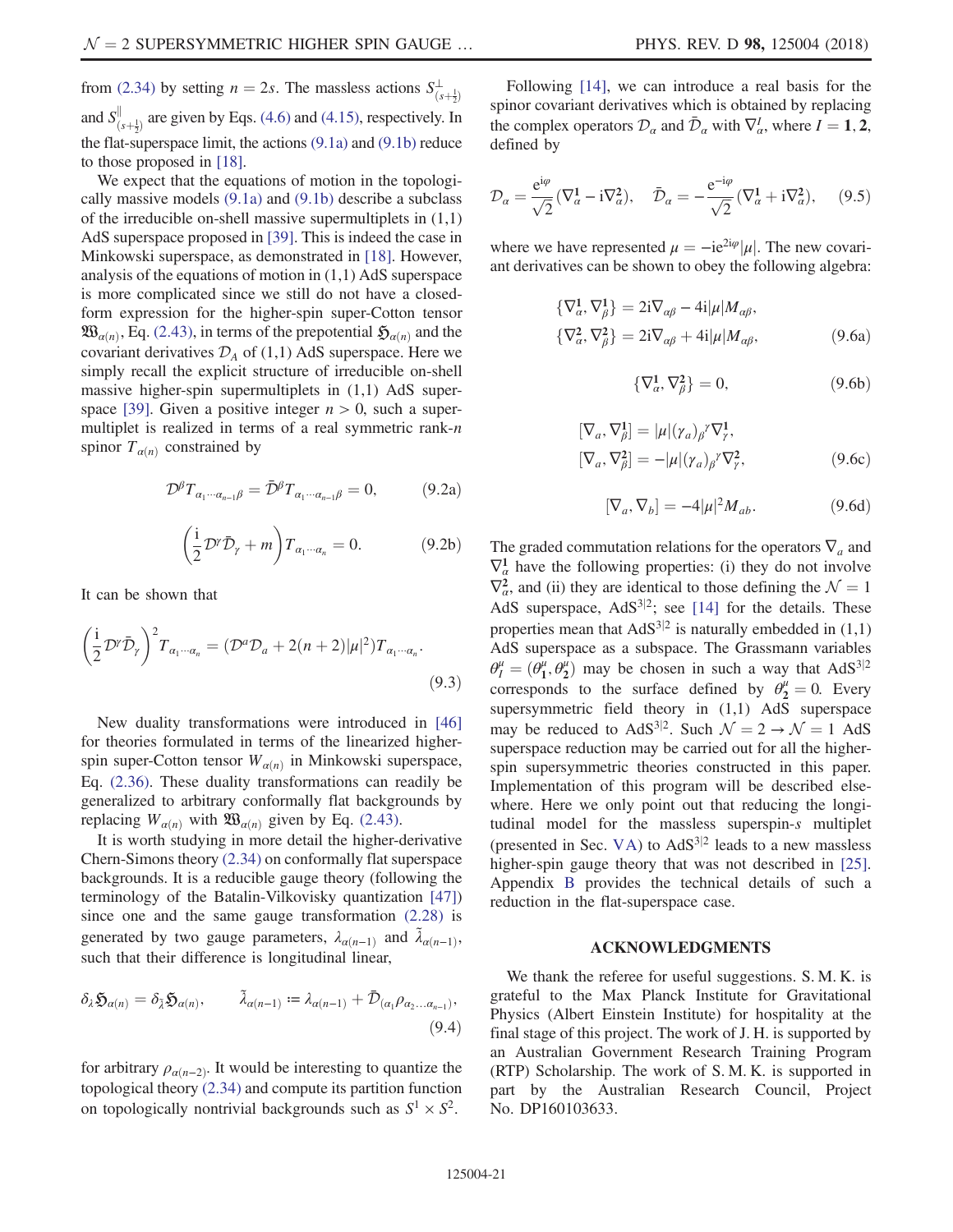from (2.34) by setting $n = 2s$. The massless actions $S^{\perp}_{(s+\frac{1}{2})}$ and $S^{\parallel}_{(s+\frac{1}{2})}$ are given by Eqs. (4.6) and (4.15), respectively. In the flat-superspace limit, the actions (9.1a) and (9.1b) reduce to those proposed in [18].

We expect that the equations of motion in the topologically massive models (9.1a) and (9.1b) describe a subclass of the irreducible on-shell massive supermultiplets in (1,1) AdS superspace proposed in [39]. This is indeed the case in Minkowski superspace, as demonstrated in [18]. However, analysis of the equations of motion in (1,1) AdS superspace is more complicated since we still do not have a closed-form expression for the higher-spin super-Cotton tensor $\mathfrak{W}_{\alpha(n)}$, Eq. (2.43), in terms of the prepotential $\mathfrak{H}_{\alpha(n)}$ and the covariant derivatives $\mathcal{D}_A$ of (1,1) AdS superspace. Here we simply recall the explicit structure of irreducible on-shell massive higher-spin supermultiplets in (1,1) AdS superspace [39]. Given a positive integer $n > 0$, such a supermultiplet is realized in terms of a real symmetric rank-$n$ spinor $T_{\alpha(n)}$ constrained by

$$\mathcal{D}^{\beta} T_{\alpha_1\cdots\alpha_{n-1}\beta} = \bar{\mathcal{D}}^{\beta} T_{\alpha_1\cdots\alpha_{n-1}\beta} = 0, \tag{9.2a}$$

$$\left(\frac{\mathrm{i}}{2}\mathcal{D}^{\gamma}\bar{\mathcal{D}}_{\gamma} + m\right) T_{\alpha_1\cdots\alpha_n} = 0. \tag{9.2b}$$

It can be shown that

$$\left(\frac{\mathrm{i}}{2}\mathcal{D}^{\gamma}\bar{\mathcal{D}}_{\gamma}\right)^2 T_{\alpha_1\cdots\alpha_n} = (\mathcal{D}^a\mathcal{D}_a + 2(n+2)|\mu|^2) T_{\alpha_1\cdots\alpha_n}. \tag{9.3}$$

New duality transformations were introduced in [46] for theories formulated in terms of the linearized higher-spin super-Cotton tensor $W_{\alpha(n)}$ in Minkowski superspace, Eq. (2.36). These duality transformations can readily be generalized to arbitrary conformally flat backgrounds by replacing $W_{\alpha(n)}$ with $\mathfrak{W}_{\alpha(n)}$ given by Eq. (2.43).

It is worth studying in more detail the higher-derivative Chern-Simons theory (2.34) on conformally flat superspace backgrounds. It is a reducible gauge theory (following the terminology of the Batalin-Vilkovisky quantization [47]) since one and the same gauge transformation (2.28) is generated by two gauge parameters, $\lambda_{\alpha(n-1)}$ and $\tilde{\lambda}_{\alpha(n-1)}$, such that their difference is longitudinal linear,

$$\delta_{\lambda}\mathfrak{H}_{\alpha(n)} = \delta_{\tilde{\lambda}}\mathfrak{H}_{\alpha(n)}, \qquad \tilde{\lambda}_{\alpha(n-1)} \coloneqq \lambda_{\alpha(n-1)} + \bar{\mathcal{D}}_{(\alpha_1}\rho_{\alpha_2\ldots\alpha_{n-1})}, \tag{9.4}$$

for arbitrary $\rho_{\alpha(n-2)}$. It would be interesting to quantize the topological theory (2.34) and compute its partition function on topologically nontrivial backgrounds such as $S^1 \times S^2$.

Following [14], we can introduce a real basis for the spinor covariant derivatives which is obtained by replacing the complex operators $\mathcal{D}_\alpha$ and $\bar{\mathcal{D}}_\alpha$ with $\nabla^I_\alpha$, where $I = \mathbf{1}, \mathbf{2}$, defined by

$$\mathcal{D}_\alpha = \frac{\mathrm{e}^{\mathrm{i}\varphi}}{\sqrt{2}}(\nabla^{\mathbf{1}}_\alpha - \mathrm{i}\nabla^{\mathbf{2}}_\alpha), \quad \bar{\mathcal{D}}_\alpha = -\frac{\mathrm{e}^{-\mathrm{i}\varphi}}{\sqrt{2}}(\nabla^{\mathbf{1}}_\alpha + \mathrm{i}\nabla^{\mathbf{2}}_\alpha), \tag{9.5}$$

where we have represented $\mu = -\mathrm{i}\mathrm{e}^{2\mathrm{i}\varphi}|\mu|$. The new covariant derivatives can be shown to obey the following algebra:

$$\begin{aligned}
\{\nabla^{\mathbf{1}}_\alpha, \nabla^{\mathbf{1}}_\beta\} &= 2\mathrm{i}\nabla_{\alpha\beta} - 4\mathrm{i}|\mu|M_{\alpha\beta}, \\
\{\nabla^{\mathbf{2}}_\alpha, \nabla^{\mathbf{2}}_\beta\} &= 2\mathrm{i}\nabla_{\alpha\beta} + 4\mathrm{i}|\mu|M_{\alpha\beta},
\end{aligned} \tag{9.6a}$$

$$\{\nabla^{\mathbf{1}}_\alpha, \nabla^{\mathbf{2}}_\beta\} = 0, \tag{9.6b}$$

$$\begin{aligned}
[\nabla_a, \nabla^{\mathbf{1}}_\beta] &= |\mu|(\gamma_a)_\beta{}^\gamma\nabla^{\mathbf{1}}_\gamma, \\
[\nabla_a, \nabla^{\mathbf{2}}_\beta] &= -|\mu|(\gamma_a)_\beta{}^\gamma\nabla^{\mathbf{2}}_\gamma,
\end{aligned} \tag{9.6c}$$

$$[\nabla_a, \nabla_b] = -4|\mu|^2 M_{ab}. \tag{9.6d}$$

The graded commutation relations for the operators $\nabla_a$ and $\nabla^{\mathbf{1}}_\alpha$ have the following properties: (i) they do not involve $\nabla^{\mathbf{2}}_\alpha$, and (ii) they are identical to those defining the $\mathcal{N} = 1$ AdS superspace, $\mathrm{AdS}^{3|2}$; see [14] for the details. These properties mean that $\mathrm{AdS}^{3|2}$ is naturally embedded in (1,1) AdS superspace as a subspace. The Grassmann variables $\theta^\mu_I = (\theta^\mu_{\mathbf{1}}, \theta^\mu_{\mathbf{2}})$ may be chosen in such a way that $\mathrm{AdS}^{3|2}$ corresponds to the surface defined by $\theta^\mu_{\mathbf{2}} = 0$. Every supersymmetric field theory in (1,1) AdS superspace may be reduced to $\mathrm{AdS}^{3|2}$. Such $\mathcal{N} = 2 \to \mathcal{N} = 1$ AdS superspace reduction may be carried out for all the higher-spin supersymmetric theories constructed in this paper. Implementation of this program will be described elsewhere. Here we only point out that reducing the longitudinal model for the massless superspin-$s$ multiplet (presented in Sec. V A) to $\mathrm{AdS}^{3|2}$ leads to a new massless higher-spin gauge theory that was not described in [25]. Appendix B provides the technical details of such a reduction in the flat-superspace case.

## ACKNOWLEDGMENTS

We thank the referee for useful suggestions. S. M. K. is grateful to the Max Planck Institute for Gravitational Physics (Albert Einstein Institute) for hospitality at the final stage of this project. The work of J. H. is supported by an Australian Government Research Training Program (RTP) Scholarship. The work of S. M. K. is supported in part by the Australian Research Council, Project No. DP160103633.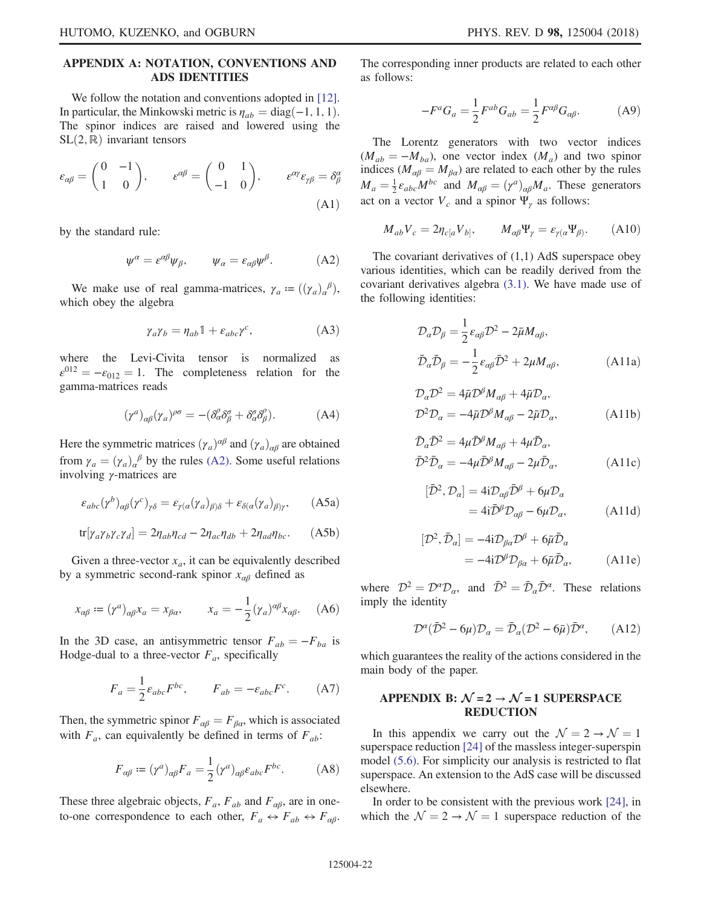## APPENDIX A: NOTATION, CONVENTIONS AND ADS IDENTITIES

We follow the notation and conventions adopted in [12]. In particular, the Minkowski metric is $\eta_{ab} = \text{diag}(-1, 1, 1)$. The spinor indices are raised and lowered using the $\text{SL}(2, \mathbb{R})$ invariant tensors

$$\varepsilon_{\alpha\beta} = \begin{pmatrix} 0 & -1 \\ 1 & 0 \end{pmatrix}, \qquad \varepsilon^{\alpha\beta} = \begin{pmatrix} 0 & 1 \\ -1 & 0 \end{pmatrix}, \qquad \varepsilon^{\alpha\gamma}\varepsilon_{\gamma\beta} = \delta^\alpha_\beta \tag{A1}$$

by the standard rule:

$$\psi^\alpha = \varepsilon^{\alpha\beta}\psi_\beta, \qquad \psi_\alpha = \varepsilon_{\alpha\beta}\psi^\beta. \tag{A2}$$

We make use of real gamma-matrices, $\gamma_a := ((\gamma_a)_\alpha{}^\beta)$, which obey the algebra

$$\gamma_a\gamma_b = \eta_{ab}\mathbb{1} + \varepsilon_{abc}\gamma^c, \tag{A3}$$

where the Levi-Civita tensor is normalized as $\varepsilon^{012} = -\varepsilon_{012} = 1$. The completeness relation for the gamma-matrices reads

$$(\gamma^a)_{\alpha\beta}(\gamma_a)^{\rho\sigma} = -(\delta^\rho_\alpha\delta^\sigma_\beta + \delta^\sigma_\alpha\delta^\rho_\beta). \tag{A4}$$

Here the symmetric matrices $(\gamma_a)^{\alpha\beta}$ and $(\gamma_a)_{\alpha\beta}$ are obtained from $\gamma_a = (\gamma_a)_\alpha{}^\beta$ by the rules (A2). Some useful relations involving $\gamma$-matrices are

$$\varepsilon_{abc}(\gamma^b)_{\alpha\beta}(\gamma^c)_{\gamma\delta} = \varepsilon_{\gamma(\alpha}(\gamma_a)_{\beta)\delta} + \varepsilon_{\delta(\alpha}(\gamma_a)_{\beta)\gamma}, \tag{A5a}$$

$$\text{tr}[\gamma_a\gamma_b\gamma_c\gamma_d] = 2\eta_{ab}\eta_{cd} - 2\eta_{ac}\eta_{db} + 2\eta_{ad}\eta_{bc}. \tag{A5b}$$

Given a three-vector $x_a$, it can be equivalently described by a symmetric second-rank spinor $x_{\alpha\beta}$ defined as

$$x_{\alpha\beta} := (\gamma^a)_{\alpha\beta}x_a = x_{\beta\alpha}, \qquad x_a = -\frac{1}{2}(\gamma_a)^{\alpha\beta}x_{\alpha\beta}. \tag{A6}$$

In the 3D case, an antisymmetric tensor $F_{ab} = -F_{ba}$ is Hodge-dual to a three-vector $F_a$, specifically

$$F_a = \frac{1}{2}\varepsilon_{abc}F^{bc}, \qquad F_{ab} = -\varepsilon_{abc}F^c. \tag{A7}$$

Then, the symmetric spinor $F_{\alpha\beta} = F_{\beta\alpha}$, which is associated with $F_a$, can equivalently be defined in terms of $F_{ab}$:

$$F_{\alpha\beta} := (\gamma^a)_{\alpha\beta}F_a = \frac{1}{2}(\gamma^a)_{\alpha\beta}\varepsilon_{abc}F^{bc}. \tag{A8}$$

These three algebraic objects, $F_a$, $F_{ab}$ and $F_{\alpha\beta}$, are in one-to-one correspondence to each other, $F_a \leftrightarrow F_{ab} \leftrightarrow F_{\alpha\beta}$. The corresponding inner products are related to each other as follows:

$$-F^aG_a = \frac{1}{2}F^{ab}G_{ab} = \frac{1}{2}F^{\alpha\beta}G_{\alpha\beta}. \tag{A9}$$

The Lorentz generators with two vector indices ($M_{ab} = -M_{ba}$), one vector index ($M_a$) and two spinor indices ($M_{\alpha\beta} = M_{\beta\alpha}$) are related to each other by the rules $M_a = \frac{1}{2}\varepsilon_{abc}M^{bc}$ and $M_{\alpha\beta} = (\gamma^a)_{\alpha\beta}M_a$. These generators act on a vector $V_c$ and a spinor $\Psi_\gamma$ as follows:

$$M_{ab}V_c = 2\eta_{c[a}V_{b]}, \qquad M_{\alpha\beta}\Psi_\gamma = \varepsilon_{\gamma(\alpha}\Psi_{\beta)}. \tag{A10}$$

The covariant derivatives of (1,1) AdS superspace obey various identities, which can be readily derived from the covariant derivatives algebra (3.1). We have made use of the following identities:

$$\mathcal{D}_\alpha\mathcal{D}_\beta = \frac{1}{2}\varepsilon_{\alpha\beta}\mathcal{D}^2 - 2\bar{\mu}M_{\alpha\beta},$$
$$\bar{\mathcal{D}}_\alpha\bar{\mathcal{D}}_\beta = -\frac{1}{2}\varepsilon_{\alpha\beta}\bar{\mathcal{D}}^2 + 2\mu M_{\alpha\beta}, \tag{A11a}$$

$$\mathcal{D}_\alpha\mathcal{D}^2 = 4\bar{\mu}\mathcal{D}^\beta M_{\alpha\beta} + 4\bar{\mu}\mathcal{D}_\alpha,$$
$$\mathcal{D}^2\mathcal{D}_\alpha = -4\bar{\mu}\mathcal{D}^\beta M_{\alpha\beta} - 2\bar{\mu}\mathcal{D}_\alpha, \tag{A11b}$$

$$\bar{\mathcal{D}}_\alpha\bar{\mathcal{D}}^2 = 4\mu\bar{\mathcal{D}}^\beta M_{\alpha\beta} + 4\mu\bar{\mathcal{D}}_\alpha,$$
$$\bar{\mathcal{D}}^2\bar{\mathcal{D}}_\alpha = -4\mu\bar{\mathcal{D}}^\beta M_{\alpha\beta} - 2\mu\bar{\mathcal{D}}_\alpha, \tag{A11c}$$

$$[\bar{\mathcal{D}}^2, \mathcal{D}_\alpha] = 4\text{i}\mathcal{D}_{\alpha\beta}\bar{\mathcal{D}}^\beta + 6\mu\mathcal{D}_\alpha$$
$$= 4\text{i}\bar{\mathcal{D}}^\beta\mathcal{D}_{\alpha\beta} - 6\mu\mathcal{D}_\alpha, \tag{A11d}$$

$$[\mathcal{D}^2, \bar{\mathcal{D}}_\alpha] = -4\text{i}\mathcal{D}_{\beta\alpha}\mathcal{D}^\beta + 6\bar{\mu}\bar{\mathcal{D}}_\alpha$$
$$= -4\text{i}\mathcal{D}^\beta\mathcal{D}_{\beta\alpha} + 6\bar{\mu}\bar{\mathcal{D}}_\alpha, \tag{A11e}$$

where $\mathcal{D}^2 = \mathcal{D}^\alpha\mathcal{D}_\alpha$, and $\bar{\mathcal{D}}^2 = \bar{\mathcal{D}}_\alpha\bar{\mathcal{D}}^\alpha$. These relations imply the identity

$$\mathcal{D}^\alpha(\bar{\mathcal{D}}^2 - 6\mu)\mathcal{D}_\alpha = \bar{\mathcal{D}}_\alpha(\mathcal{D}^2 - 6\bar{\mu})\bar{\mathcal{D}}^\alpha, \tag{A12}$$

which guarantees the reality of the actions considered in the main body of the paper.

## APPENDIX B: $\mathcal{N} = 2 \to \mathcal{N} = 1$ SUPERSPACE REDUCTION

In this appendix we carry out the $\mathcal{N} = 2 \to \mathcal{N} = 1$ superspace reduction [24] of the massless integer-superspin model (5.6). For simplicity our analysis is restricted to flat superspace. An extension to the AdS case will be discussed elsewhere.

In order to be consistent with the previous work [24], in which the $\mathcal{N} = 2 \to \mathcal{N} = 1$ superspace reduction of the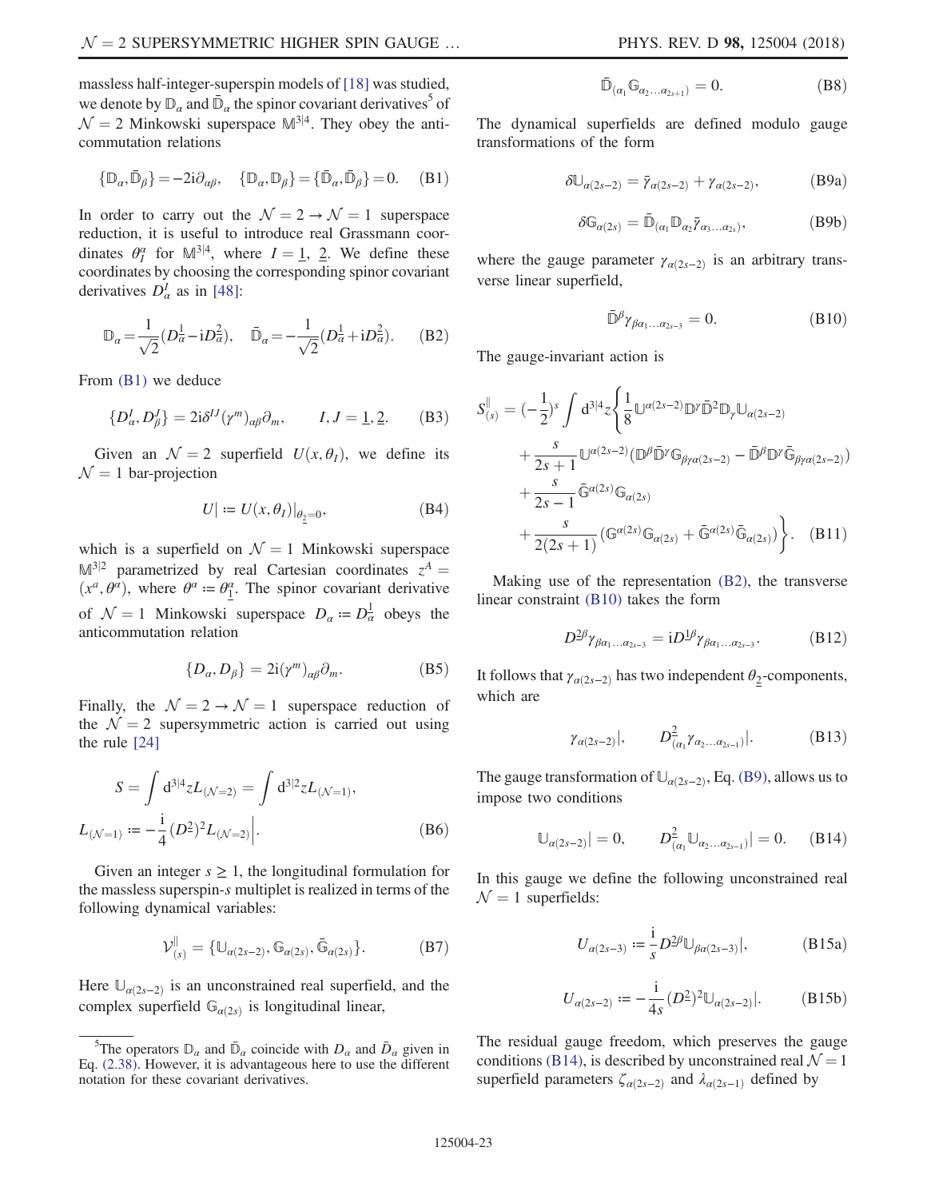massless half-integer-superspin models of [18] was studied, we denote by $\mathbb{D}_\alpha$ and $\bar{\mathbb{D}}_\alpha$ the spinor covariant derivatives[5] of $\mathcal{N}=2$ Minkowski superspace $\mathbb{M}^{3|4}$. They obey the anticommutation relations

$$\{\mathbb{D}_\alpha, \bar{\mathbb{D}}_\beta\} = -2\mathrm{i}\partial_{\alpha\beta}, \quad \{\mathbb{D}_\alpha, \mathbb{D}_\beta\} = \{\bar{\mathbb{D}}_\alpha, \bar{\mathbb{D}}_\beta\} = 0. \quad \text{(B1)}$$

In order to carry out the $\mathcal{N}=2 \to \mathcal{N}=1$ superspace reduction, it is useful to introduce real Grassmann coordinates $\theta^\alpha_I$ for $\mathbb{M}^{3|4}$, where $I = \underline{1}, \underline{2}$. We define these coordinates by choosing the corresponding spinor covariant derivatives $D^I_\alpha$ as in [48]:

$$\mathbb{D}_\alpha = \frac{1}{\sqrt{2}}(D^{\underline{1}}_\alpha - \mathrm{i}D^{\underline{2}}_\alpha), \quad \bar{\mathbb{D}}_\alpha = -\frac{1}{\sqrt{2}}(D^{\underline{1}}_\alpha + \mathrm{i}D^{\underline{2}}_\alpha). \quad \text{(B2)}$$

From (B1) we deduce

$$\{D^I_\alpha, D^J_\beta\} = 2\mathrm{i}\delta^{IJ}(\gamma^m)_{\alpha\beta}\partial_m, \qquad I, J = \underline{1}, \underline{2}. \quad \text{(B3)}$$

Given an $\mathcal{N}=2$ superfield $U(x, \theta_I)$, we define its $\mathcal{N}=1$ bar-projection

$$U| := U(x, \theta_I)|_{\theta_{\underline{2}}=0}, \quad \text{(B4)}$$

which is a superfield on $\mathcal{N}=1$ Minkowski superspace $\mathbb{M}^{3|2}$ parametrized by real Cartesian coordinates $z^A = (x^a, \theta^\alpha)$, where $\theta^\alpha := \theta^\alpha_{\underline{1}}$. The spinor covariant derivative of $\mathcal{N}=1$ Minkowski superspace $D_\alpha := D^{\underline{1}}_\alpha$ obeys the anticommutation relation

$$\{D_\alpha, D_\beta\} = 2\mathrm{i}(\gamma^m)_{\alpha\beta}\partial_m. \quad \text{(B5)}$$

Finally, the $\mathcal{N}=2 \to \mathcal{N}=1$ superspace reduction of the $\mathcal{N}=2$ supersymmetric action is carried out using the rule [24]

$$S = \int \mathrm{d}^{3|4}z L_{(\mathcal{N}=2)} = \int \mathrm{d}^{3|2}z L_{(\mathcal{N}=1)},$$
$$L_{(\mathcal{N}=1)} := -\frac{\mathrm{i}}{4}(D^{\underline{2}})^2 L_{(\mathcal{N}=2)}\Big|. \quad \text{(B6)}$$

Given an integer $s \geq 1$, the longitudinal formulation for the massless superspin-$s$ multiplet is realized in terms of the following dynamical variables:

$$\mathcal{V}^{\parallel}_{(s)} = \{\mathbb{U}_{\alpha(2s-2)}, \mathbb{G}_{\alpha(2s)}, \bar{\mathbb{G}}_{\alpha(2s)}\}. \quad \text{(B7)}$$

Here $\mathbb{U}_{\alpha(2s-2)}$ is an unconstrained real superfield, and the complex superfield $\mathbb{G}_{\alpha(2s)}$ is longitudinal linear,

$$\bar{\mathbb{D}}_{(\alpha_1}\mathbb{G}_{\alpha_2\ldots\alpha_{2s+1})} = 0. \quad \text{(B8)}$$

The dynamical superfields are defined modulo gauge transformations of the form

$$\delta\mathbb{U}_{\alpha(2s-2)} = \bar{\gamma}_{\alpha(2s-2)} + \gamma_{\alpha(2s-2)}, \quad \text{(B9a)}$$

$$\delta\mathbb{G}_{\alpha(2s)} = \bar{\mathbb{D}}_{(\alpha_1}\mathbb{D}_{\alpha_2}\bar{\gamma}_{\alpha_3\ldots\alpha_{2s})}, \quad \text{(B9b)}$$

where the gauge parameter $\gamma_{\alpha(2s-2)}$ is an arbitrary transverse linear superfield,

$$\bar{\mathbb{D}}^\beta\gamma_{\beta\alpha_1\ldots\alpha_{2s-3}} = 0. \quad \text{(B10)}$$

The gauge-invariant action is

$$\begin{aligned}
S^{\parallel}_{(s)} = \left(-\frac{1}{2}\right)^s \int \mathrm{d}^{3|4}z \bigg\{ &\frac{1}{8}\mathbb{U}^{\alpha(2s-2)}\mathbb{D}^\gamma\bar{\mathbb{D}}^2\mathbb{D}_\gamma\mathbb{U}_{\alpha(2s-2)} \\
&+ \frac{s}{2s+1}\mathbb{U}^{\alpha(2s-2)}(\mathbb{D}^\beta\bar{\mathbb{D}}^\gamma\mathbb{G}_{\beta\gamma\alpha(2s-2)} - \bar{\mathbb{D}}^\beta\mathbb{D}^\gamma\bar{\mathbb{G}}_{\beta\gamma\alpha(2s-2)}) \\
&+ \frac{s}{2s-1}\bar{\mathbb{G}}^{\alpha(2s)}\mathbb{G}_{\alpha(2s)} \\
&+ \frac{s}{2(2s+1)}(\mathbb{G}^{\alpha(2s)}\mathbb{G}_{\alpha(2s)} + \bar{\mathbb{G}}^{\alpha(2s)}\bar{\mathbb{G}}_{\alpha(2s)})\bigg\}. \quad \text{(B11)}
\end{aligned}$$

Making use of the representation (B2), the transverse linear constraint (B10) takes the form

$$D^{\underline{2}\beta}\gamma_{\beta\alpha_1\ldots\alpha_{2s-3}} = \mathrm{i}D^{\underline{1}\beta}\gamma_{\beta\alpha_1\ldots\alpha_{2s-3}}. \quad \text{(B12)}$$

It follows that $\gamma_{\alpha(2s-2)}$ has two independent $\theta_{\underline{2}}$-components, which are

$$\gamma_{\alpha(2s-2)}|, \qquad D^{\underline{2}}_{(\alpha_1}\gamma_{\alpha_2\ldots\alpha_{2s-1})}|. \quad \text{(B13)}$$

The gauge transformation of $\mathbb{U}_{\alpha(2s-2)}$, Eq. (B9), allows us to impose two conditions

$$\mathbb{U}_{\alpha(2s-2)}| = 0, \qquad D^{\underline{2}}_{(\alpha_1}\mathbb{U}_{\alpha_2\ldots\alpha_{2s-1})}| = 0. \quad \text{(B14)}$$

In this gauge we define the following unconstrained real $\mathcal{N}=1$ superfields:

$$U_{\alpha(2s-3)} := \frac{\mathrm{i}}{s}D^{\underline{2}\beta}\mathbb{U}_{\beta\alpha(2s-3)}|, \quad \text{(B15a)}$$

$$U_{\alpha(2s-2)} := -\frac{\mathrm{i}}{4s}(D^{\underline{2}})^2\mathbb{U}_{\alpha(2s-2)}|. \quad \text{(B15b)}$$

The residual gauge freedom, which preserves the gauge conditions (B14), is described by unconstrained real $\mathcal{N}=1$ superfield parameters $\zeta_{\alpha(2s-2)}$ and $\lambda_{\alpha(2s-1)}$ defined by

---

[5] The operators $\mathbb{D}_\alpha$ and $\bar{\mathbb{D}}_\alpha$ coincide with $D_\alpha$ and $\bar{D}_\alpha$ given in Eq. (2.38). However, it is advantageous here to use the different notation for these covariant derivatives.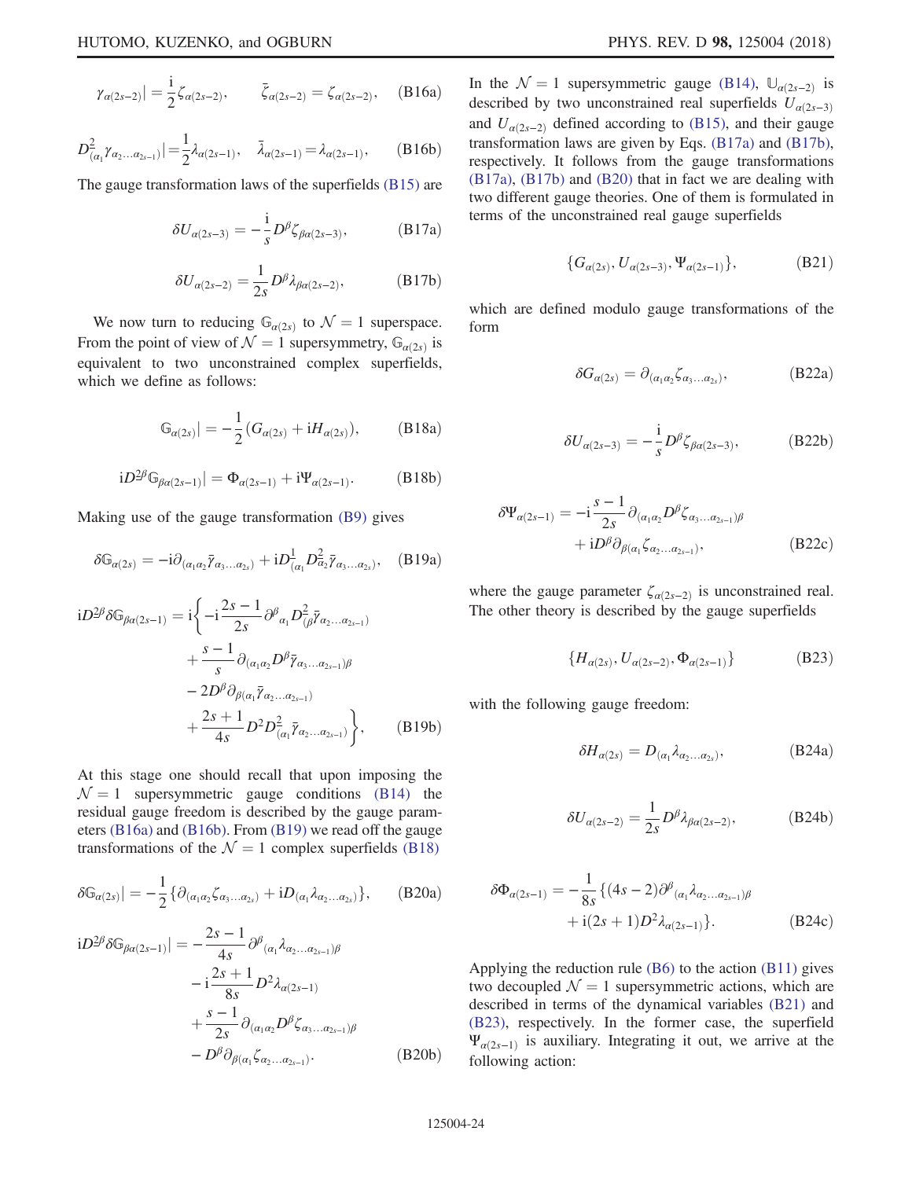$$\gamma_{\alpha(2s-2)}| = \frac{\mathrm{i}}{2}\zeta_{\alpha(2s-2)}, \qquad \bar{\zeta}_{\alpha(2s-2)} = \zeta_{\alpha(2s-2)}, \tag{B16a}$$

$$D^2_{(\alpha_1}\gamma_{\alpha_2\ldots\alpha_{2s-1})}| = \frac{1}{2}\lambda_{\alpha(2s-1)}, \quad \bar{\lambda}_{\alpha(2s-1)} = \lambda_{\alpha(2s-1)}, \tag{B16b}$$

The gauge transformation laws of the superfields (B15) are

$$\delta U_{\alpha(2s-3)} = -\frac{\mathrm{i}}{s}D^\beta\zeta_{\beta\alpha(2s-3)}, \tag{B17a}$$

$$\delta U_{\alpha(2s-2)} = \frac{1}{2s}D^\beta\lambda_{\beta\alpha(2s-2)}, \tag{B17b}$$

We now turn to reducing $\mathbb{G}_{\alpha(2s)}$ to $\mathcal{N}=1$ superspace. From the point of view of $\mathcal{N}=1$ supersymmetry, $\mathbb{G}_{\alpha(2s)}$ is equivalent to two unconstrained complex superfields, which we define as follows:

$$\mathbb{G}_{\alpha(2s)}| = -\frac{1}{2}(G_{\alpha(2s)} + \mathrm{i}H_{\alpha(2s)}), \tag{B18a}$$

$$\mathrm{i}D^{2\beta}\mathbb{G}_{\beta\alpha(2s-1)}| = \Phi_{\alpha(2s-1)} + \mathrm{i}\Psi_{\alpha(2s-1)}. \tag{B18b}$$

Making use of the gauge transformation (B9) gives

$$\delta\mathbb{G}_{\alpha(2s)} = -\mathrm{i}\partial_{(\alpha_1\alpha_2}\bar{\gamma}_{\alpha_3\ldots\alpha_{2s})} + \mathrm{i}D^1_{(\alpha_1}D^2_{\alpha_2}\bar{\gamma}_{\alpha_3\ldots\alpha_{2s})}, \tag{B19a}$$

$$\begin{aligned}\mathrm{i}D^{2\beta}\delta\mathbb{G}_{\beta\alpha(2s-1)} = \mathrm{i}\bigg\{&-\mathrm{i}\frac{2s-1}{2s}\partial^\beta{}_{\alpha_1}D^2_{(\beta}\bar{\gamma}_{\alpha_2\ldots\alpha_{2s-1})}\\&+\frac{s-1}{s}\partial_{(\alpha_1\alpha_2}D^\beta\bar{\gamma}_{\alpha_3\ldots\alpha_{2s-1})\beta}\\&-2D^\beta\partial_{\beta(\alpha_1}\bar{\gamma}_{\alpha_2\ldots\alpha_{2s-1})}\\&+\frac{2s+1}{4s}D^2D^2_{(\alpha_1}\bar{\gamma}_{\alpha_2\ldots\alpha_{2s-1})}\bigg\},\end{aligned} \tag{B19b}$$

At this stage one should recall that upon imposing the $\mathcal{N}=1$ supersymmetric gauge conditions (B14) the residual gauge freedom is described by the gauge parameters (B16a) and (B16b). From (B19) we read off the gauge transformations of the $\mathcal{N}=1$ complex superfields (B18)

$$\delta\mathbb{G}_{\alpha(2s)}| = -\frac{1}{2}\{\partial_{(\alpha_1\alpha_2}\zeta_{\alpha_3\ldots\alpha_{2s})} + \mathrm{i}D_{(\alpha_1}\lambda_{\alpha_2\ldots\alpha_{2s})}\}, \tag{B20a}$$

$$\begin{aligned}\mathrm{i}D^{2\beta}\delta\mathbb{G}_{\beta\alpha(2s-1)}| = &-\frac{2s-1}{4s}\partial^\beta{}_{(\alpha_1}\lambda_{\alpha_2\ldots\alpha_{2s-1})\beta}\\&-\mathrm{i}\frac{2s+1}{8s}D^2\lambda_{\alpha(2s-1)}\\&+\frac{s-1}{2s}\partial_{(\alpha_1\alpha_2}D^\beta\zeta_{\alpha_3\ldots\alpha_{2s-1})\beta}\\&-D^\beta\partial_{\beta(\alpha_1}\zeta_{\alpha_2\ldots\alpha_{2s-1})}.\end{aligned} \tag{B20b}$$

In the $\mathcal{N}=1$ supersymmetric gauge (B14), $\mathbb{U}_{\alpha(2s-2)}$ is described by two unconstrained real superfields $U_{\alpha(2s-3)}$ and $U_{\alpha(2s-2)}$ defined according to (B15), and their gauge transformation laws are given by Eqs. (B17a) and (B17b), respectively. It follows from the gauge transformations (B17a), (B17b) and (B20) that in fact we are dealing with two different gauge theories. One of them is formulated in terms of the unconstrained real gauge superfields

$$\{G_{\alpha(2s)}, U_{\alpha(2s-3)}, \Psi_{\alpha(2s-1)}\}, \tag{B21}$$

which are defined modulo gauge transformations of the form

$$\delta G_{\alpha(2s)} = \partial_{(\alpha_1\alpha_2}\zeta_{\alpha_3\ldots\alpha_{2s})}, \tag{B22a}$$

$$\delta U_{\alpha(2s-3)} = -\frac{\mathrm{i}}{s}D^\beta\zeta_{\beta\alpha(2s-3)}, \tag{B22b}$$

$$\begin{aligned}\delta\Psi_{\alpha(2s-1)} = &-\mathrm{i}\frac{s-1}{2s}\partial_{(\alpha_1\alpha_2}D^\beta\zeta_{\alpha_3\ldots\alpha_{2s-1})\beta}\\&+\mathrm{i}D^\beta\partial_{\beta(\alpha_1}\zeta_{\alpha_2\ldots\alpha_{2s-1})},\end{aligned} \tag{B22c}$$

where the gauge parameter $\zeta_{\alpha(2s-2)}$ is unconstrained real. The other theory is described by the gauge superfields

$$\{H_{\alpha(2s)}, U_{\alpha(2s-2)}, \Phi_{\alpha(2s-1)}\} \tag{B23}$$

with the following gauge freedom:

$$\delta H_{\alpha(2s)} = D_{(\alpha_1}\lambda_{\alpha_2\ldots\alpha_{2s})}, \tag{B24a}$$

$$\delta U_{\alpha(2s-2)} = \frac{1}{2s}D^\beta\lambda_{\beta\alpha(2s-2)}, \tag{B24b}$$

$$\begin{aligned}\delta\Phi_{\alpha(2s-1)} = -\frac{1}{8s}\{&(4s-2)\partial^\beta{}_{(\alpha_1}\lambda_{\alpha_2\ldots\alpha_{2s-1})\beta}\\&+\mathrm{i}(2s+1)D^2\lambda_{\alpha(2s-1)}\}.\end{aligned} \tag{B24c}$$

Applying the reduction rule (B6) to the action (B11) gives two decoupled $\mathcal{N}=1$ supersymmetric actions, which are described in terms of the dynamical variables (B21) and (B23), respectively. In the former case, the superfield $\Psi_{\alpha(2s-1)}$ is auxiliary. Integrating it out, we arrive at the following action: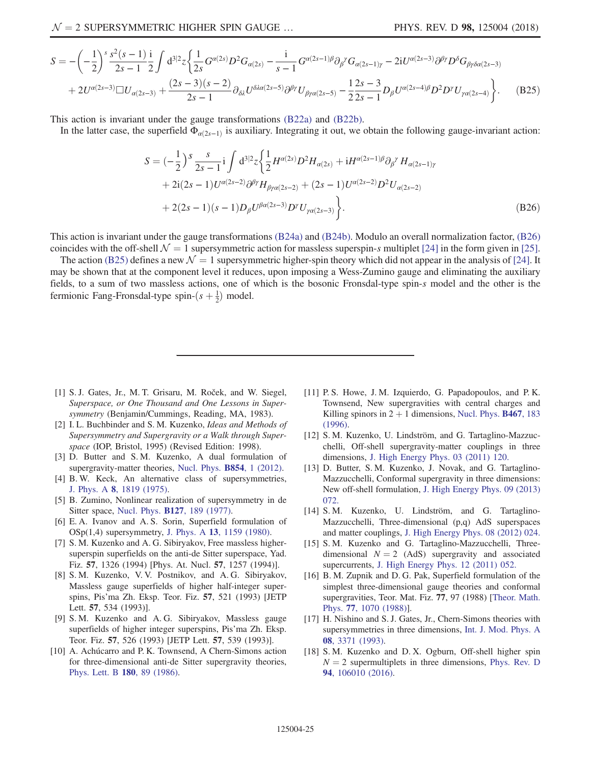$$
\begin{aligned}
S = -\left(-\frac{1}{2}\right)^s \frac{s^2(s-1)}{2s-1}\frac{\mathrm{i}}{2}\int \mathrm{d}^{3|2}z\bigg\{&\frac{1}{2s}G^{\alpha(2s)}D^2G_{\alpha(2s)} - \frac{\mathrm{i}}{s-1}G^{\alpha(2s-1)\beta}\partial_\beta{}^\gamma G_{\alpha(2s-1)\gamma} - 2\mathrm{i}U^{\alpha(2s-3)}\partial^{\beta\gamma}D^\delta G_{\beta\gamma\delta\alpha(2s-3)} \\
&+ 2U^{\alpha(2s-3)}\Box U_{\alpha(2s-3)} + \frac{(2s-3)(s-2)}{2s-1}\partial_{\delta\lambda}U^{\delta\lambda\alpha(2s-5)}\partial^{\beta\gamma}U_{\beta\gamma\alpha(2s-5)} - \frac{1}{2}\frac{2s-3}{2s-1}D_\beta U^{\alpha(2s-4)\beta}D^2D^\gamma U_{\gamma\alpha(2s-4)}\bigg\}. \qquad \text{(B25)}
\end{aligned}
$$

This action is invariant under the gauge transformations (B22a) and (B22b).

In the latter case, the superfield $\Phi_{\alpha(2s-1)}$ is auxiliary. Integrating it out, we obtain the following gauge-invariant action:

$$
\begin{aligned}
S = \left(-\frac{1}{2}\right)^s \frac{s}{2s-1}\mathrm{i}\int \mathrm{d}^{3|2}z\bigg\{&\frac{1}{2}H^{\alpha(2s)}D^2H_{\alpha(2s)} + \mathrm{i}H^{\alpha(2s-1)\beta}\partial_\beta{}^\gamma H_{\alpha(2s-1)\gamma} \\
&+ 2\mathrm{i}(2s-1)U^{\alpha(2s-2)}\partial^{\beta\gamma}H_{\beta\gamma\alpha(2s-2)} + (2s-1)U^{\alpha(2s-2)}D^2U_{\alpha(2s-2)} \\
&+ 2(2s-1)(s-1)D_\beta U^{\beta\alpha(2s-3)}D^\gamma U_{\gamma\alpha(2s-3)}\bigg\}. \qquad \text{(B26)}
\end{aligned}
$$

This action is invariant under the gauge transformations (B24a) and (B24b). Modulo an overall normalization factor, (B26) coincides with the off-shell $\mathcal{N}=1$ supersymmetric action for massless superspin-$s$ multiplet [24] in the form given in [25].

The action (B25) defines a new $\mathcal{N}=1$ supersymmetric higher-spin theory which did not appear in the analysis of [24]. It may be shown that at the component level it reduces, upon imposing a Wess-Zumino gauge and eliminating the auxiliary fields, to a sum of two massless actions, one of which is the bosonic Fronsdal-type spin-$s$ model and the other is the fermionic Fang-Fronsdal-type spin-$(s+\frac{1}{2})$ model.

---

[1] S. J. Gates, Jr., M. T. Grisaru, M. Roček, and W. Siegel, *Superspace, or One Thousand and One Lessons in Supersymmetry* (Benjamin/Cummings, Reading, MA, 1983).

[2] I. L. Buchbinder and S. M. Kuzenko, *Ideas and Methods of Supersymmetry and Supergravity or a Walk through Superspace* (IOP, Bristol, 1995) (Revised Edition: 1998).

[3] D. Butter and S. M. Kuzenko, A dual formulation of supergravity-matter theories, Nucl. Phys. **B854**, 1 (2012).

[4] B. W. Keck, An alternative class of supersymmetries, J. Phys. A **8**, 1819 (1975).

[5] B. Zumino, Nonlinear realization of supersymmetry in de Sitter space, Nucl. Phys. **B127**, 189 (1977).

[6] E. A. Ivanov and A. S. Sorin, Superfield formulation of OSp(1,4) supersymmetry, J. Phys. A **13**, 1159 (1980).

[7] S. M. Kuzenko and A. G. Sibiryakov, Free massless higher-superspin superfields on the anti-de Sitter superspace, Yad. Fiz. **57**, 1326 (1994) [Phys. At. Nucl. **57**, 1257 (1994)].

[8] S. M. Kuzenko, V. V. Postnikov, and A. G. Sibiryakov, Massless gauge superfields of higher half-integer superspins, Pis'ma Zh. Eksp. Teor. Fiz. **57**, 521 (1993) [JETP Lett. **57**, 534 (1993)].

[9] S. M. Kuzenko and A. G. Sibiryakov, Massless gauge superfields of higher integer superspins, Pis'ma Zh. Eksp. Teor. Fiz. **57**, 526 (1993) [JETP Lett. **57**, 539 (1993)].

[10] A. Achúcarro and P. K. Townsend, A Chern-Simons action for three-dimensional anti-de Sitter supergravity theories, Phys. Lett. B **180**, 89 (1986).

[11] P. S. Howe, J. M. Izquierdo, G. Papadopoulos, and P. K. Townsend, New supergravities with central charges and Killing spinors in 2 + 1 dimensions, Nucl. Phys. **B467**, 183 (1996).

[12] S. M. Kuzenko, U. Lindström, and G. Tartaglino-Mazzucchelli, Off-shell supergravity-matter couplings in three dimensions, J. High Energy Phys. 03 (2011) 120.

[13] D. Butter, S. M. Kuzenko, J. Novak, and G. Tartaglino-Mazzucchelli, Conformal supergravity in three dimensions: New off-shell formulation, J. High Energy Phys. 09 (2013) 072.

[14] S. M. Kuzenko, U. Lindström, and G. Tartaglino-Mazzucchelli, Three-dimensional (p,q) AdS superspaces and matter couplings, J. High Energy Phys. 08 (2012) 024.

[15] S. M. Kuzenko and G. Tartaglino-Mazzucchelli, Three-dimensional $N=2$ (AdS) supergravity and associated supercurrents, J. High Energy Phys. 12 (2011) 052.

[16] B. M. Zupnik and D. G. Pak, Superfield formulation of the simplest three-dimensional gauge theories and conformal supergravities, Teor. Mat. Fiz. **77**, 97 (1988) [Theor. Math. Phys. **77**, 1070 (1988)].

[17] H. Nishino and S. J. Gates, Jr., Chern-Simons theories with supersymmetries in three dimensions, Int. J. Mod. Phys. A **08**, 3371 (1993).

[18] S. M. Kuzenko and D. X. Ogburn, Off-shell higher spin $N=2$ supermultiplets in three dimensions, Phys. Rev. D **94**, 106010 (2016).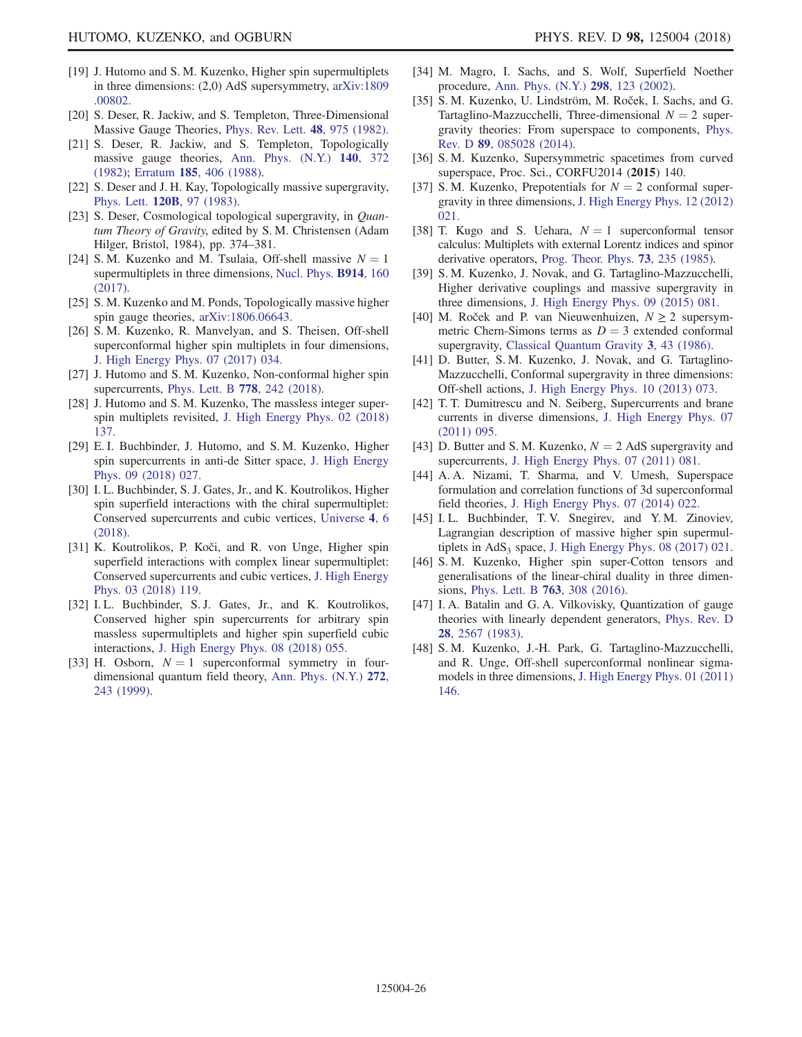[19] J. Hutomo and S. M. Kuzenko, Higher spin supermultiplets in three dimensions: (2,0) AdS supersymmetry, arXiv:1809.00802.

[20] S. Deser, R. Jackiw, and S. Templeton, Three-Dimensional Massive Gauge Theories, Phys. Rev. Lett. **48**, 975 (1982).

[21] S. Deser, R. Jackiw, and S. Templeton, Topologically massive gauge theories, Ann. Phys. (N.Y.) **140**, 372 (1982); Erratum **185**, 406 (1988).

[22] S. Deser and J. H. Kay, Topologically massive supergravity, Phys. Lett. **120B**, 97 (1983).

[23] S. Deser, Cosmological topological supergravity, in *Quantum Theory of Gravity*, edited by S. M. Christensen (Adam Hilger, Bristol, 1984), pp. 374–381.

[24] S. M. Kuzenko and M. Tsulaia, Off-shell massive $N = 1$ supermultiplets in three dimensions, Nucl. Phys. **B914**, 160 (2017).

[25] S. M. Kuzenko and M. Ponds, Topologically massive higher spin gauge theories, arXiv:1806.06643.

[26] S. M. Kuzenko, R. Manvelyan, and S. Theisen, Off-shell superconformal higher spin multiplets in four dimensions, J. High Energy Phys. 07 (2017) 034.

[27] J. Hutomo and S. M. Kuzenko, Non-conformal higher spin supercurrents, Phys. Lett. B **778**, 242 (2018).

[28] J. Hutomo and S. M. Kuzenko, The massless integer superspin multiplets revisited, J. High Energy Phys. 02 (2018) 137.

[29] E. I. Buchbinder, J. Hutomo, and S. M. Kuzenko, Higher spin supercurrents in anti-de Sitter space, J. High Energy Phys. 09 (2018) 027.

[30] I. L. Buchbinder, S. J. Gates, Jr., and K. Koutrolikos, Higher spin superfield interactions with the chiral supermultiplet: Conserved supercurrents and cubic vertices, Universe **4**, 6 (2018).

[31] K. Koutrolikos, P. Kočí, and R. von Unge, Higher spin superfield interactions with complex linear supermultiplet: Conserved supercurrents and cubic vertices, J. High Energy Phys. 03 (2018) 119.

[32] I. L. Buchbinder, S. J. Gates, Jr., and K. Koutrolikos, Conserved higher spin supercurrents for arbitrary spin massless supermultiplets and higher spin superfield cubic interactions, J. High Energy Phys. 08 (2018) 055.

[33] H. Osborn, $N = 1$ superconformal symmetry in four-dimensional quantum field theory, Ann. Phys. (N.Y.) **272**, 243 (1999).

[34] M. Magro, I. Sachs, and S. Wolf, Superfield Noether procedure, Ann. Phys. (N.Y.) **298**, 123 (2002).

[35] S. M. Kuzenko, U. Lindström, M. Roček, I. Sachs, and G. Tartaglino-Mazzucchelli, Three-dimensional $N = 2$ supergravity theories: From superspace to components, Phys. Rev. D **89**, 085028 (2014).

[36] S. M. Kuzenko, Supersymmetric spacetimes from curved superspace, Proc. Sci., CORFU2014 (**2015**) 140.

[37] S. M. Kuzenko, Prepotentials for $N = 2$ conformal supergravity in three dimensions, J. High Energy Phys. 12 (2012) 021.

[38] T. Kugo and S. Uehara, $N = 1$ superconformal tensor calculus: Multiplets with external Lorentz indices and spinor derivative operators, Prog. Theor. Phys. **73**, 235 (1985).

[39] S. M. Kuzenko, J. Novak, and G. Tartaglino-Mazzucchelli, Higher derivative couplings and massive supergravity in three dimensions, J. High Energy Phys. 09 (2015) 081.

[40] M. Roček and P. van Nieuwenhuizen, $N \geq 2$ supersymmetric Chern-Simons terms as $D = 3$ extended conformal supergravity, Classical Quantum Gravity **3**, 43 (1986).

[41] D. Butter, S. M. Kuzenko, J. Novak, and G. Tartaglino-Mazzucchelli, Conformal supergravity in three dimensions: Off-shell actions, J. High Energy Phys. 10 (2013) 073.

[42] T. T. Dumitrescu and N. Seiberg, Supercurrents and brane currents in diverse dimensions, J. High Energy Phys. 07 (2011) 095.

[43] D. Butter and S. M. Kuzenko, $N = 2$ AdS supergravity and supercurrents, J. High Energy Phys. 07 (2011) 081.

[44] A. A. Nizami, T. Sharma, and V. Umesh, Superspace formulation and correlation functions of 3d superconformal field theories, J. High Energy Phys. 07 (2014) 022.

[45] I. L. Buchbinder, T. V. Snegirev, and Y. M. Zinoviev, Lagrangian description of massive higher spin supermultiplets in $\mathrm{AdS}_3$ space, J. High Energy Phys. 08 (2017) 021.

[46] S. M. Kuzenko, Higher spin super-Cotton tensors and generalisations of the linear-chiral duality in three dimensions, Phys. Lett. B **763**, 308 (2016).

[47] I. A. Batalin and G. A. Vilkovisky, Quantization of gauge theories with linearly dependent generators, Phys. Rev. D **28**, 2567 (1983).

[48] S. M. Kuzenko, J.-H. Park, G. Tartaglino-Mazzucchelli, and R. Unge, Off-shell superconformal nonlinear sigma-models in three dimensions, J. High Energy Phys. 01 (2011) 146.